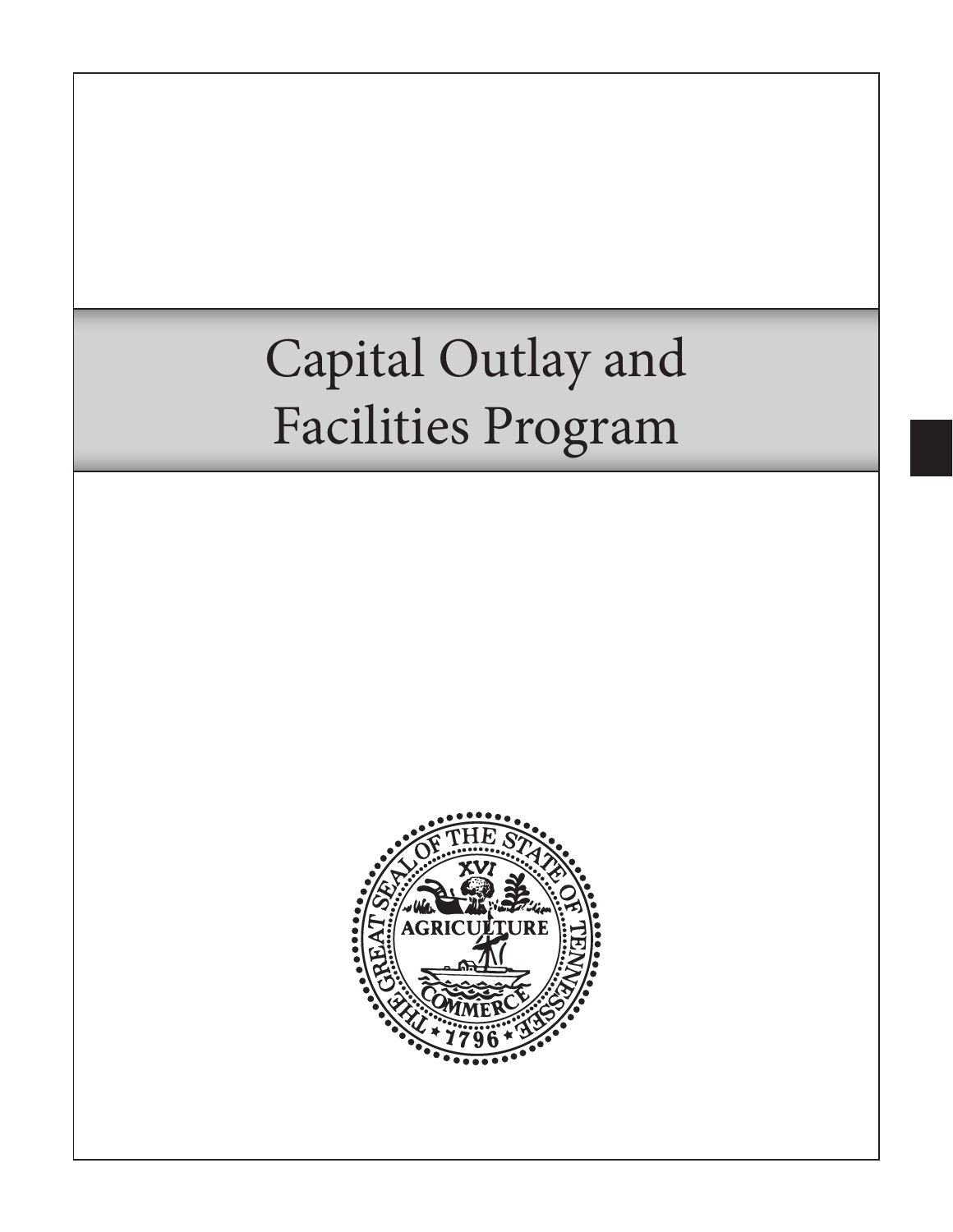# Capital Outlay and Facilities Program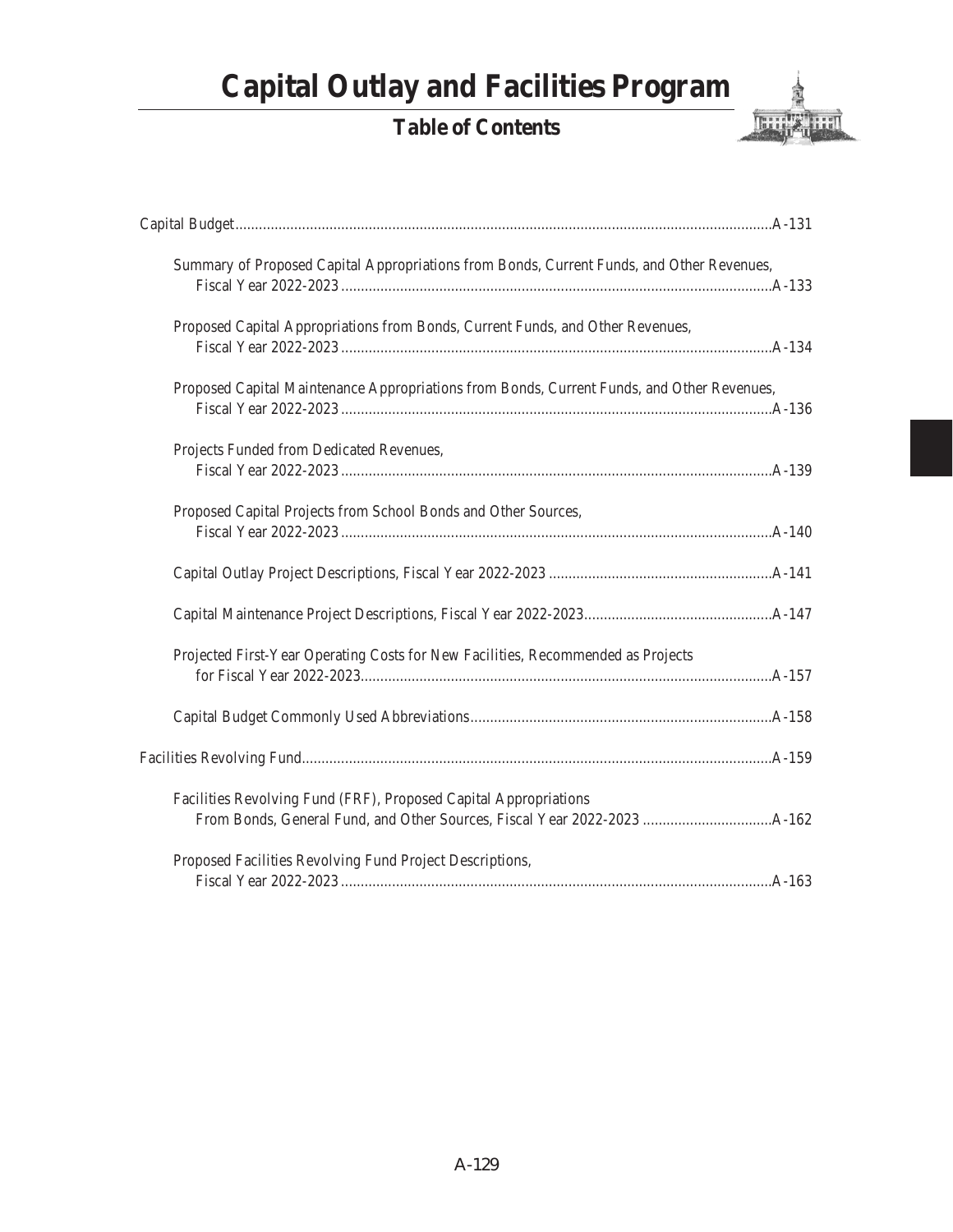# Capital Outlay and Facilities Program

## Table of Contents

Capital Budget....A-131

- Summary of Proposed Capital Appropriations from Bonds, Current Funds, and Other Revenues, Fiscal Year 2022-2023....A-133
- Proposed Capital Appropriations from Bonds, Current Funds, and Other Revenues, Fiscal Year 2022-2023....A-134
- Proposed Capital Maintenance Appropriations from Bonds, Current Funds, and Other Revenues, Fiscal Year 2022-2023....A-136
- Projects Funded from Dedicated Revenues, Fiscal Year 2022-2023....A-139
- Proposed Capital Projects from School Bonds and Other Sources, Fiscal Year 2022-2023....A-140
- Capital Outlay Project Descriptions, Fiscal Year 2022-2023....A-141
- Capital Maintenance Project Descriptions, Fiscal Year 2022-2023....A-147
- Projected First-Year Operating Costs for New Facilities, Recommended as Projects for Fiscal Year 2022-2023....A-157
- Capital Budget Commonly Used Abbreviations....A-158

Facilities Revolving Fund....A-159

- Facilities Revolving Fund (FRF), Proposed Capital Appropriations From Bonds, General Fund, and Other Sources, Fiscal Year 2022-2023....A-162
- Proposed Facilities Revolving Fund Project Descriptions, Fiscal Year 2022-2023....A-163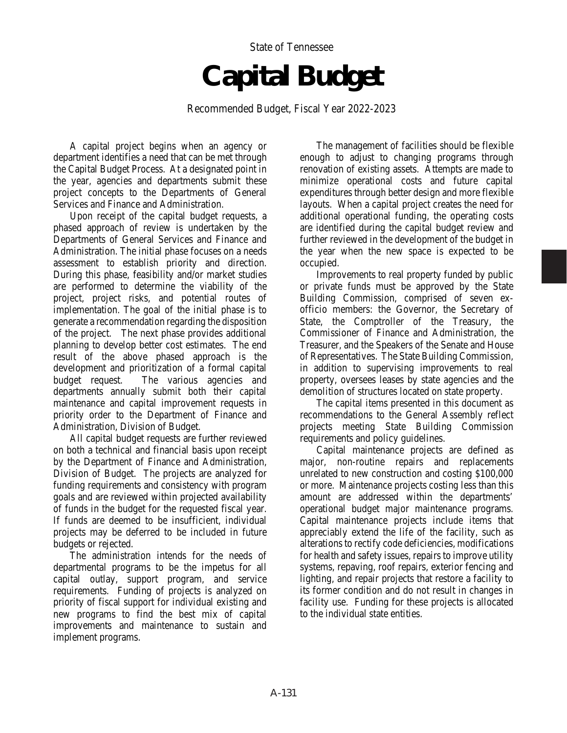State of Tennessee

# Capital Budget

Recommended Budget, Fiscal Year 2022-2023

A capital project begins when an agency or department identifies a need that can be met through the Capital Budget Process. At a designated point in the year, agencies and departments submit these project concepts to the Departments of General Services and Finance and Administration.

Upon receipt of the capital budget requests, a phased approach of review is undertaken by the Departments of General Services and Finance and Administration. The initial phase focuses on a needs assessment to establish priority and direction. During this phase, feasibility and/or market studies are performed to determine the viability of the project, project risks, and potential routes of implementation. The goal of the initial phase is to generate a recommendation regarding the disposition of the project. The next phase provides additional planning to develop better cost estimates. The end result of the above phased approach is the development and prioritization of a formal capital budget request. The various agencies and departments annually submit both their capital maintenance and capital improvement requests in priority order to the Department of Finance and Administration, Division of Budget.

All capital budget requests are further reviewed on both a technical and financial basis upon receipt by the Department of Finance and Administration, Division of Budget. The projects are analyzed for funding requirements and consistency with program goals and are reviewed within projected availability of funds in the budget for the requested fiscal year. If funds are deemed to be insufficient, individual projects may be deferred to be included in future budgets or rejected.

The administration intends for the needs of departmental programs to be the impetus for all capital outlay, support program, and service requirements. Funding of projects is analyzed on priority of fiscal support for individual existing and new programs to find the best mix of capital improvements and maintenance to sustain and implement programs.

The management of facilities should be flexible enough to adjust to changing programs through renovation of existing assets. Attempts are made to minimize operational costs and future capital expenditures through better design and more flexible layouts. When a capital project creates the need for additional operational funding, the operating costs are identified during the capital budget review and further reviewed in the development of the budget in the year when the new space is expected to be occupied.

Improvements to real property funded by public or private funds must be approved by the State Building Commission, comprised of seven ex-officio members: the Governor, the Secretary of State, the Comptroller of the Treasury, the Commissioner of Finance and Administration, the Treasurer, and the Speakers of the Senate and House of Representatives. The State Building Commission, in addition to supervising improvements to real property, oversees leases by state agencies and the demolition of structures located on state property.

The capital items presented in this document as recommendations to the General Assembly reflect projects meeting State Building Commission requirements and policy guidelines.

Capital maintenance projects are defined as major, non-routine repairs and replacements unrelated to new construction and costing $100,000 or more. Maintenance projects costing less than this amount are addressed within the departments' operational budget major maintenance programs. Capital maintenance projects include items that appreciably extend the life of the facility, such as alterations to rectify code deficiencies, modifications for health and safety issues, repairs to improve utility systems, repaving, roof repairs, exterior fencing and lighting, and repair projects that restore a facility to its former condition and do not result in changes in facility use. Funding for these projects is allocated to the individual state entities.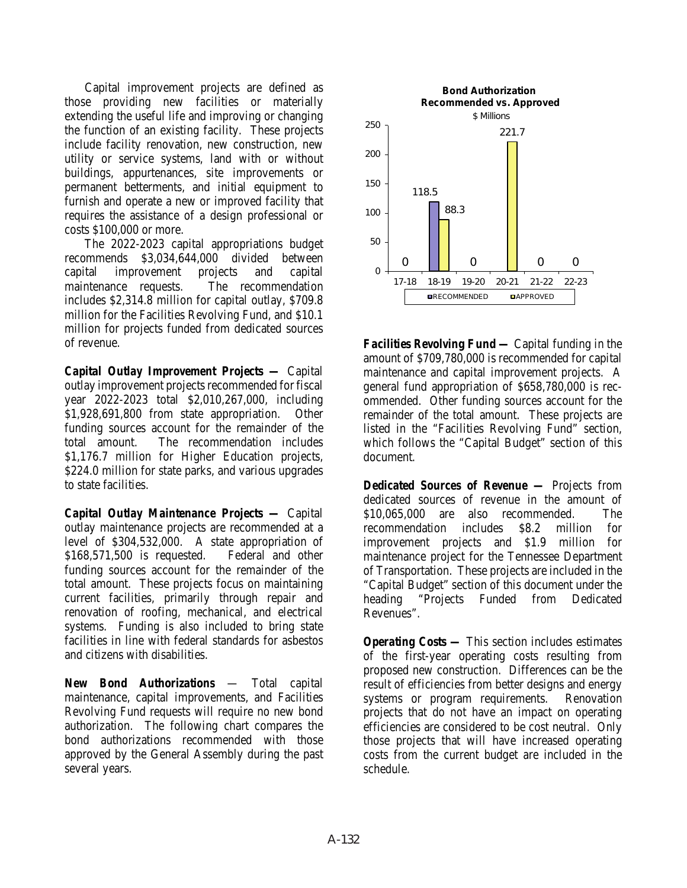Capital improvement projects are defined as those providing new facilities or materially extending the useful life and improving or changing the function of an existing facility. These projects include facility renovation, new construction, new utility or service systems, land with or without buildings, appurtenances, site improvements or permanent betterments, and initial equipment to furnish and operate a new or improved facility that requires the assistance of a design professional or costs $100,000 or more.

The 2022-2023 capital appropriations budget recommends $3,034,644,000 divided between capital improvement projects and capital maintenance requests. The recommendation includes $2,314.8 million for capital outlay, $709.8 million for the Facilities Revolving Fund, and $10.1 million for projects funded from dedicated sources of revenue.

**Capital Outlay Improvement Projects —** Capital outlay improvement projects recommended for fiscal year 2022-2023 total $2,010,267,000, including $1,928,691,800 from state appropriation. Other funding sources account for the remainder of the total amount. The recommendation includes $1,176.7 million for Higher Education projects, $224.0 million for state parks, and various upgrades to state facilities.

**Capital Outlay Maintenance Projects —** Capital outlay maintenance projects are recommended at a level of $304,532,000. A state appropriation of $168,571,500 is requested. Federal and other funding sources account for the remainder of the total amount. These projects focus on maintaining current facilities, primarily through repair and renovation of roofing, mechanical, and electrical systems. Funding is also included to bring state facilities in line with federal standards for asbestos and citizens with disabilities.

**New Bond Authorizations** — Total capital maintenance, capital improvements, and Facilities Revolving Fund requests will require no new bond authorization. The following chart compares the bond authorizations recommended with those approved by the General Assembly during the past several years.

**Bond Authorization Recommended vs. Approved**
$ Millions

| | 17-18 | 18-19 | 19-20 | 20-21 | 21-22 | 22-23 |
|---|---|---|---|---|---|---|
| RECOMMENDED | 0 | 118.5 | 0 | | 0 | 0 |
| APPROVED | | 88.3 | | 221.7 | | |

**Facilities Revolving Fund —** Capital funding in the amount of $709,780,000 is recommended for capital maintenance and capital improvement projects. A general fund appropriation of $658,780,000 is recommended. Other funding sources account for the remainder of the total amount. These projects are listed in the "Facilities Revolving Fund" section, which follows the "Capital Budget" section of this document.

**Dedicated Sources of Revenue —** Projects from dedicated sources of revenue in the amount of $10,065,000 are also recommended. The recommendation includes $8.2 million for improvement projects and $1.9 million for maintenance project for the Tennessee Department of Transportation. These projects are included in the "Capital Budget" section of this document under the heading "Projects Funded from Dedicated Revenues".

**Operating Costs —** This section includes estimates of the first-year operating costs resulting from proposed new construction. Differences can be the result of efficiencies from better designs and energy systems or program requirements. Renovation projects that do not have an impact on operating efficiencies are considered to be cost neutral. Only those projects that will have increased operating costs from the current budget are included in the schedule.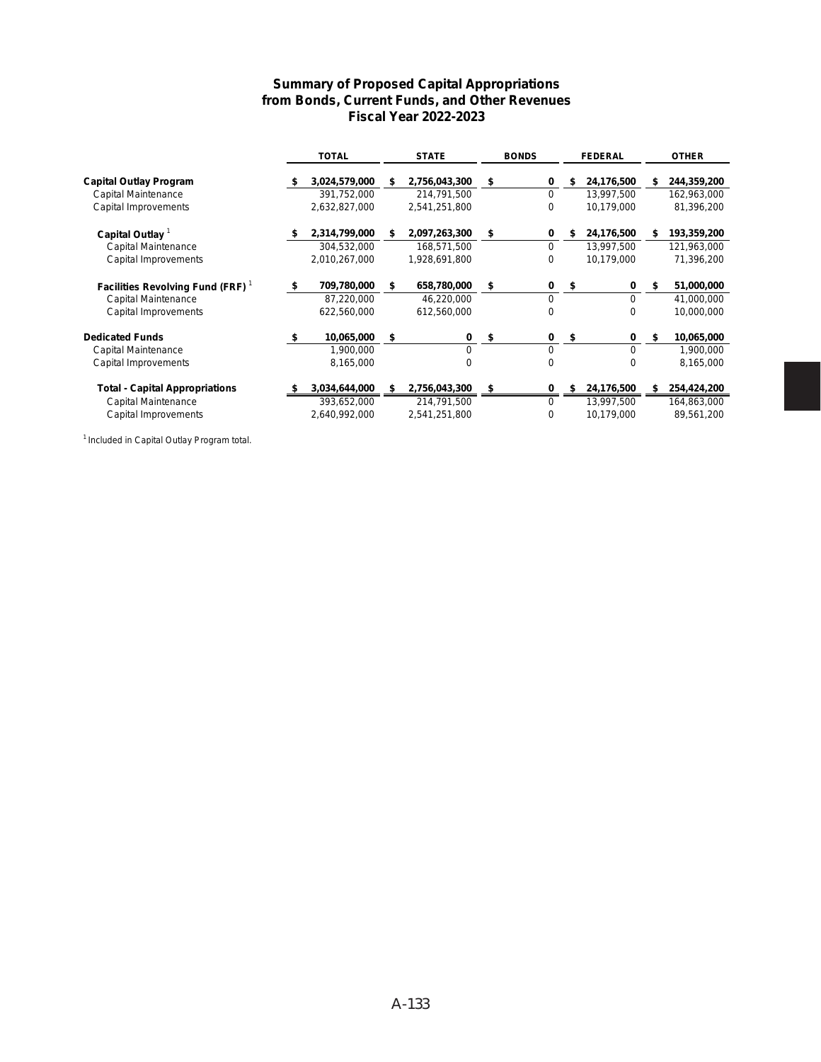## Summary of Proposed Capital Appropriations from Bonds, Current Funds, and Other Revenues Fiscal Year 2022-2023

| | TOTAL | STATE | BONDS | FEDERAL | OTHER |
|---|---|---|---|---|---|
| **Capital Outlay Program** | **$ 3,024,579,000** | **$ 2,756,043,300** | **$ 0** | **$ 24,176,500** | **$ 244,359,200** |
| Capital Maintenance | 391,752,000 | 214,791,500 | 0 | 13,997,500 | 162,963,000 |
| Capital Improvements | 2,632,827,000 | 2,541,251,800 | 0 | 10,179,000 | 81,396,200 |
| **Capital Outlay** [1] | **$ 2,314,799,000** | **$ 2,097,263,300** | **$ 0** | **$ 24,176,500** | **$ 193,359,200** |
| Capital Maintenance | 304,532,000 | 168,571,500 | 0 | 13,997,500 | 121,963,000 |
| Capital Improvements | 2,010,267,000 | 1,928,691,800 | 0 | 10,179,000 | 71,396,200 |
| **Facilities Revolving Fund (FRF)** [1] | **$ 709,780,000** | **$ 658,780,000** | **$ 0** | **$ 0** | **$ 51,000,000** |
| Capital Maintenance | 87,220,000 | 46,220,000 | 0 | 0 | 41,000,000 |
| Capital Improvements | 622,560,000 | 612,560,000 | 0 | 0 | 10,000,000 |
| **Dedicated Funds** | **$ 10,065,000** | **$ 0** | **$ 0** | **$ 0** | **$ 10,065,000** |
| Capital Maintenance | 1,900,000 | 0 | 0 | 0 | 1,900,000 |
| Capital Improvements | 8,165,000 | 0 | 0 | 0 | 8,165,000 |
| **Total - Capital Appropriations** | **$ 3,034,644,000** | **$ 2,756,043,300** | **$ 0** | **$ 24,176,500** | **$ 254,424,200** |
| Capital Maintenance | 393,652,000 | 214,791,500 | 0 | 13,997,500 | 164,863,000 |
| Capital Improvements | 2,640,992,000 | 2,541,251,800 | 0 | 10,179,000 | 89,561,200 |

[1] Included in Capital Outlay Program total.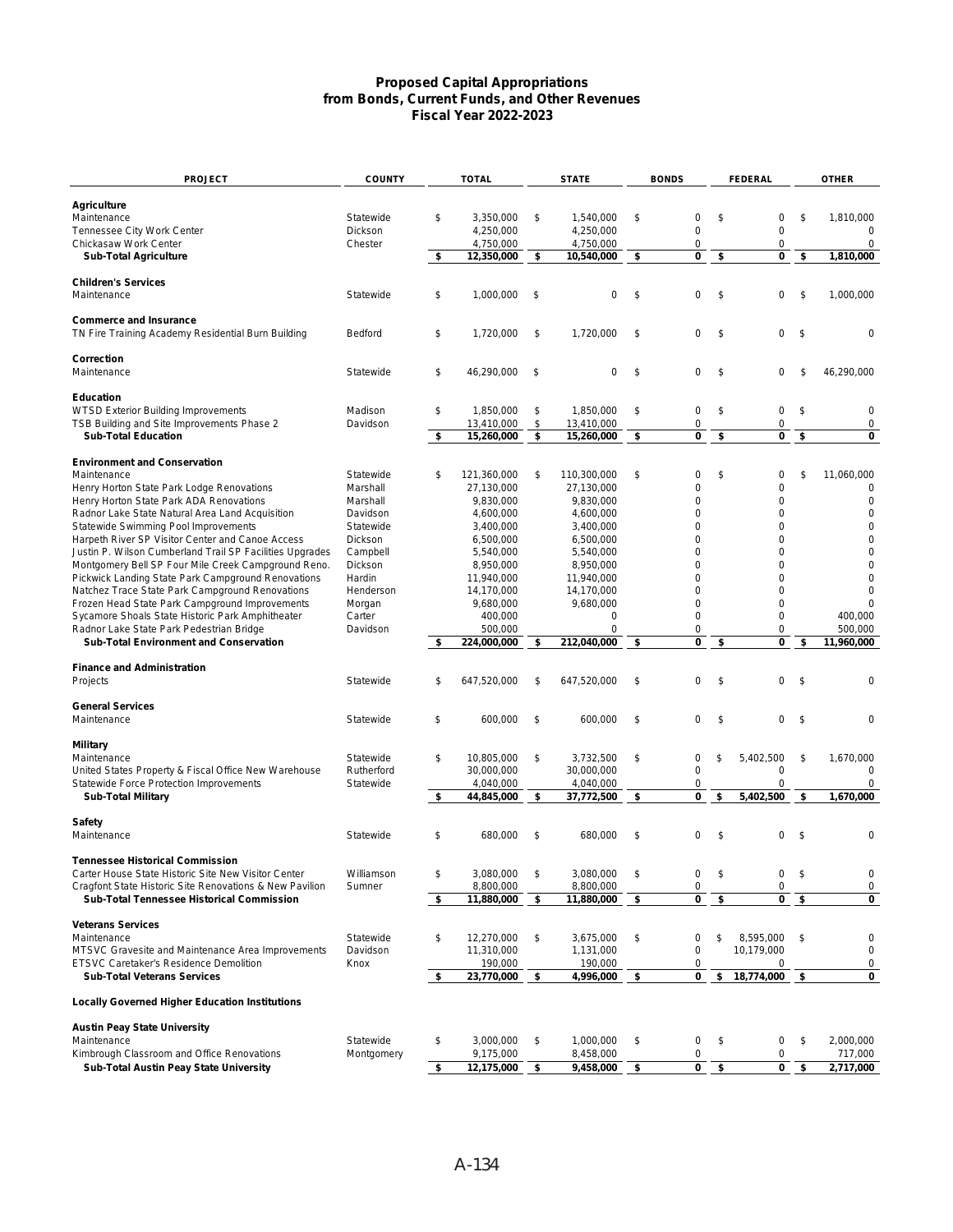## Proposed Capital Appropriations from Bonds, Current Funds, and Other Revenues Fiscal Year 2022-2023

| PROJECT | COUNTY | TOTAL | STATE | BONDS | FEDERAL | OTHER |
|---|---|---|---|---|---|---|
| **Agriculture** | | | | | | |
| Maintenance | Statewide | $ 3,350,000 | $ 1,540,000 | $ 0 | $ 0 | $ 1,810,000 |
| Tennessee City Work Center | Dickson | 4,250,000 | 4,250,000 | 0 | 0 | 0 |
| Chickasaw Work Center | Chester | 4,750,000 | 4,750,000 | 0 | 0 | 0 |
| **Sub-Total Agriculture** | | **$ 12,350,000** | **$ 10,540,000** | **$ 0** | **$ 0** | **$ 1,810,000** |
| **Children's Services** | | | | | | |
| Maintenance | Statewide | $ 1,000,000 | $ 0 | $ 0 | $ 0 | $ 1,000,000 |
| **Commerce and Insurance** | | | | | | |
| TN Fire Training Academy Residential Burn Building | Bedford | $ 1,720,000 | $ 1,720,000 | $ 0 | $ 0 | $ 0 |
| **Correction** | | | | | | |
| Maintenance | Statewide | $ 46,290,000 | $ 0 | $ 0 | $ 0 | $ 46,290,000 |
| **Education** | | | | | | |
| WTSD Exterior Building Improvements | Madison | $ 1,850,000 | $ 1,850,000 | $ 0 | $ 0 | $ 0 |
| TSB Building and Site Improvements Phase 2 | Davidson | 13,410,000 | $ 13,410,000 | 0 | 0 | 0 |
| **Sub-Total Education** | | **$ 15,260,000** | **$ 15,260,000** | **$ 0** | **$ 0** | **$ 0** |
| **Environment and Conservation** | | | | | | |
| Maintenance | Statewide | $ 121,360,000 | $ 110,300,000 | $ 0 | $ 0 | $ 11,060,000 |
| Henry Horton State Park Lodge Renovations | Marshall | 27,130,000 | 27,130,000 | 0 | 0 | 0 |
| Henry Horton State Park ADA Renovations | Marshall | 9,830,000 | 9,830,000 | 0 | 0 | 0 |
| Radnor Lake State Natural Area Land Acquisition | Davidson | 4,600,000 | 4,600,000 | 0 | 0 | 0 |
| Statewide Swimming Pool Improvements | Statewide | 3,400,000 | 3,400,000 | 0 | 0 | 0 |
| Harpeth River SP Visitor Center and Canoe Access | Dickson | 6,500,000 | 6,500,000 | 0 | 0 | 0 |
| Justin P. Wilson Cumberland Trail SP Facilities Upgrades | Campbell | 5,540,000 | 5,540,000 | 0 | 0 | 0 |
| Montgomery Bell SP Four Mile Creek Campground Reno. | Dickson | 8,950,000 | 8,950,000 | 0 | 0 | 0 |
| Pickwick Landing State Park Campground Renovations | Hardin | 11,940,000 | 11,940,000 | 0 | 0 | 0 |
| Natchez Trace State Park Campground Renovations | Henderson | 14,170,000 | 14,170,000 | 0 | 0 | 0 |
| Frozen Head State Park Campground Improvements | Morgan | 9,680,000 | 9,680,000 | 0 | 0 | 0 |
| Sycamore Shoals State Historic Park Amphitheater | Carter | 400,000 | 0 | 0 | 0 | 400,000 |
| Radnor Lake State Park Pedestrian Bridge | Davidson | 500,000 | 0 | 0 | 0 | 500,000 |
| **Sub-Total Environment and Conservation** | | **$ 224,000,000** | **$ 212,040,000** | **$ 0** | **$ 0** | **$ 11,960,000** |
| **Finance and Administration** | | | | | | |
| Projects | Statewide | $ 647,520,000 | $ 647,520,000 | $ 0 | $ 0 | $ 0 |
| **General Services** | | | | | | |
| Maintenance | Statewide | $ 600,000 | $ 600,000 | $ 0 | $ 0 | $ 0 |
| **Military** | | | | | | |
| Maintenance | Statewide | $ 10,805,000 | $ 3,732,500 | $ 0 | $ 5,402,500 | $ 1,670,000 |
| United States Property & Fiscal Office New Warehouse | Rutherford | 30,000,000 | 30,000,000 | 0 | 0 | 0 |
| Statewide Force Protection Improvements | Statewide | 4,040,000 | 4,040,000 | 0 | 0 | 0 |
| **Sub-Total Military** | | **$ 44,845,000** | **$ 37,772,500** | **$ 0** | **$ 5,402,500** | **$ 1,670,000** |
| **Safety** | | | | | | |
| Maintenance | Statewide | $ 680,000 | $ 680,000 | $ 0 | $ 0 | $ 0 |
| **Tennessee Historical Commission** | | | | | | |
| Carter House State Historic Site New Visitor Center | Williamson | $ 3,080,000 | $ 3,080,000 | $ 0 | $ 0 | $ 0 |
| Cragfont State Historic Site Renovations & New Pavilion | Sumner | 8,800,000 | 8,800,000 | 0 | 0 | 0 |
| **Sub-Total Tennessee Historical Commission** | | **$ 11,880,000** | **$ 11,880,000** | **$ 0** | **$ 0** | **$ 0** |
| **Veterans Services** | | | | | | |
| Maintenance | Statewide | $ 12,270,000 | $ 3,675,000 | $ 0 | $ 8,595,000 | $ 0 |
| MTSVC Gravesite and Maintenance Area Improvements | Davidson | 11,310,000 | 1,131,000 | 0 | 10,179,000 | 0 |
| ETSVC Caretaker's Residence Demolition | Knox | 190,000 | 190,000 | 0 | 0 | 0 |
| **Sub-Total Veterans Services** | | **$ 23,770,000** | **$ 4,996,000** | **$ 0** | **$ 18,774,000** | **$ 0** |
| **Locally Governed Higher Education Institutions** | | | | | | |
| **Austin Peay State University** | | | | | | |
| Maintenance | Statewide | $ 3,000,000 | $ 1,000,000 | $ 0 | $ 0 | $ 2,000,000 |
| Kimbrough Classroom and Office Renovations | Montgomery | 9,175,000 | 8,458,000 | 0 | 0 | 717,000 |
| **Sub-Total Austin Peay State University** | | **$ 12,175,000** | **$ 9,458,000** | **$ 0** | **$ 0** | **$ 2,717,000** |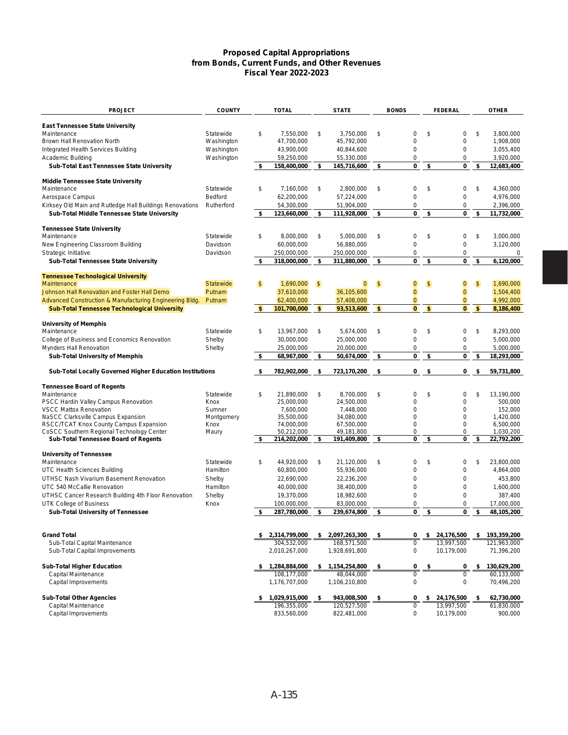# Proposed Capital Appropriations from Bonds, Current Funds, and Other Revenues Fiscal Year 2022-2023

| PROJECT | COUNTY | TOTAL | STATE | BONDS | FEDERAL | OTHER |
|---|---|---|---|---|---|---|
| **East Tennessee State University** | | | | | | |
| Maintenance | Statewide | $ 7,550,000 | $ 3,750,000 | $ 0 | $ 0 | $ 3,800,000 |
| Brown Hall Renovation North | Washington | 47,700,000 | 45,792,000 | 0 | 0 | 1,908,000 |
| Integrated Health Services Building | Washington | 43,900,000 | 40,844,600 | 0 | 0 | 3,055,400 |
| Academic Building | Washington | 59,250,000 | 55,330,000 | 0 | 0 | 3,920,000 |
| **Sub-Total East Tennessee State University** | | **$ 158,400,000** | **$ 145,716,600** | **$ 0** | **$ 0** | **$ 12,683,400** |
| **Middle Tennessee State University** | | | | | | |
| Maintenance | Statewide | $ 7,160,000 | $ 2,800,000 | $ 0 | $ 0 | $ 4,360,000 |
| Aerospace Campus | Bedford | 62,200,000 | 57,224,000 | 0 | 0 | 4,976,000 |
| Kirksey Old Main and Rutledge Hall Buildings Renovations | Rutherford | 54,300,000 | 51,904,000 | 0 | 0 | 2,396,000 |
| **Sub-Total Middle Tennessee State University** | | **$ 123,660,000** | **$ 111,928,000** | **$ 0** | **$ 0** | **$ 11,732,000** |
| **Tennessee State University** | | | | | | |
| Maintenance | Statewide | $ 8,000,000 | $ 5,000,000 | $ 0 | $ 0 | $ 3,000,000 |
| New Engineering Classroom Building | Davidson | 60,000,000 | 56,880,000 | 0 | 0 | 3,120,000 |
| Strategic Initiative | Davidson | 250,000,000 | 250,000,000 | 0 | 0 | 0 |
| **Sub-Total Tennessee State University** | | **$ 318,000,000** | **$ 311,880,000** | **$ 0** | **$ 0** | **$ 6,120,000** |
| **Tennessee Technological University** | | | | | | |
| Maintenance | Statewide | $ 1,690,000 | $ 0 | $ 0 | $ 0 | $ 1,690,000 |
| Johnson Hall Renovation and Foster Hall Demo | Putnam | 37,610,000 | 36,105,600 | 0 | 0 | 1,504,400 |
| Advanced Construction & Manufacturing Engineering Bldg. | Putnam | 62,400,000 | 57,408,000 | 0 | 0 | 4,992,000 |
| **Sub-Total Tennessee Technological University** | | **$ 101,700,000** | **$ 93,513,600** | **$ 0** | **$ 0** | **$ 8,186,400** |
| **University of Memphis** | | | | | | |
| Maintenance | Statewide | $ 13,967,000 | $ 5,674,000 | $ 0 | $ 0 | $ 8,293,000 |
| College of Business and Economics Renovation | Shelby | 30,000,000 | 25,000,000 | 0 | 0 | 5,000,000 |
| Mynders Hall Renovation | Shelby | 25,000,000 | 20,000,000 | 0 | 0 | 5,000,000 |
| **Sub-Total University of Memphis** | | **$ 68,967,000** | **$ 50,674,000** | **$ 0** | **$ 0** | **$ 18,293,000** |
| **Sub-Total Locally Governed Higher Education Institutions** | | **$ 782,902,000** | **$ 723,170,200** | **$ 0** | **$ 0** | **$ 59,731,800** |
| **Tennessee Board of Regents** | | | | | | |
| Maintenance | Statewide | $ 21,890,000 | $ 8,700,000 | $ 0 | $ 0 | $ 13,190,000 |
| PSCC Hardin Valley Campus Renovation | Knox | 25,000,000 | 24,500,000 | 0 | 0 | 500,000 |
| VSCC Mattox Renovation | Sumner | 7,600,000 | 7,448,000 | 0 | 0 | 152,000 |
| NaSCC Clarksville Campus Expansion | Montgomery | 35,500,000 | 34,080,000 | 0 | 0 | 1,420,000 |
| RSCC/TCAT Knox County Campus Expansion | Knox | 74,000,000 | 67,500,000 | 0 | 0 | 6,500,000 |
| CoSCC Southern Regional Technology Center | Maury | 50,212,000 | 49,181,800 | 0 | 0 | 1,030,200 |
| **Sub-Total Tennessee Board of Regents** | | **$ 214,202,000** | **$ 191,409,800** | **$ 0** | **$ 0** | **$ 22,792,200** |
| **University of Tennessee** | | | | | | |
| Maintenance | Statewide | $ 44,920,000 | $ 21,120,000 | $ 0 | $ 0 | $ 23,800,000 |
| UTC Health Sciences Building | Hamilton | 60,800,000 | 55,936,000 | 0 | 0 | 4,864,000 |
| UTHSC Nash Vivarium Basement Renovation | Shelby | 22,690,000 | 22,236,200 | 0 | 0 | 453,800 |
| UTC 540 McCallie Renovation | Hamilton | 40,000,000 | 38,400,000 | 0 | 0 | 1,600,000 |
| UTHSC Cancer Research Building 4th Floor Renovation | Shelby | 19,370,000 | 18,982,600 | 0 | 0 | 387,400 |
| UTK College of Business | Knox | 100,000,000 | 83,000,000 | 0 | 0 | 17,000,000 |
| **Sub-Total University of Tennessee** | | **$ 287,780,000** | **$ 239,674,800** | **$ 0** | **$ 0** | **$ 48,105,200** |
| **Grand Total** | | **$ 2,314,799,000** | **$ 2,097,263,300** | **$ 0** | **$ 24,176,500** | **$ 193,359,200** |
| Sub-Total Capital Maintenance | | 304,532,000 | 168,571,500 | 0 | 13,997,500 | 121,963,000 |
| Sub-Total Capital Improvements | | 2,010,267,000 | 1,928,691,800 | 0 | 10,179,000 | 71,396,200 |
| **Sub-Total Higher Education** | | **$ 1,284,884,000** | **$ 1,154,254,800** | **$ 0** | **$ 0** | **$ 130,629,200** |
| Capital Maintenance | | 108,177,000 | 48,044,000 | 0 | 0 | 60,133,000 |
| Capital Improvements | | 1,176,707,000 | 1,106,210,800 | 0 | 0 | 70,496,200 |
| **Sub-Total Other Agencies** | | **$ 1,029,915,000** | **$ 943,008,500** | **$ 0** | **$ 24,176,500** | **$ 62,730,000** |
| Capital Maintenance | | 196,355,000 | 120,527,500 | 0 | 13,997,500 | 61,830,000 |
| Capital Improvements | | 833,560,000 | 822,481,000 | 0 | 10,179,000 | 900,000 |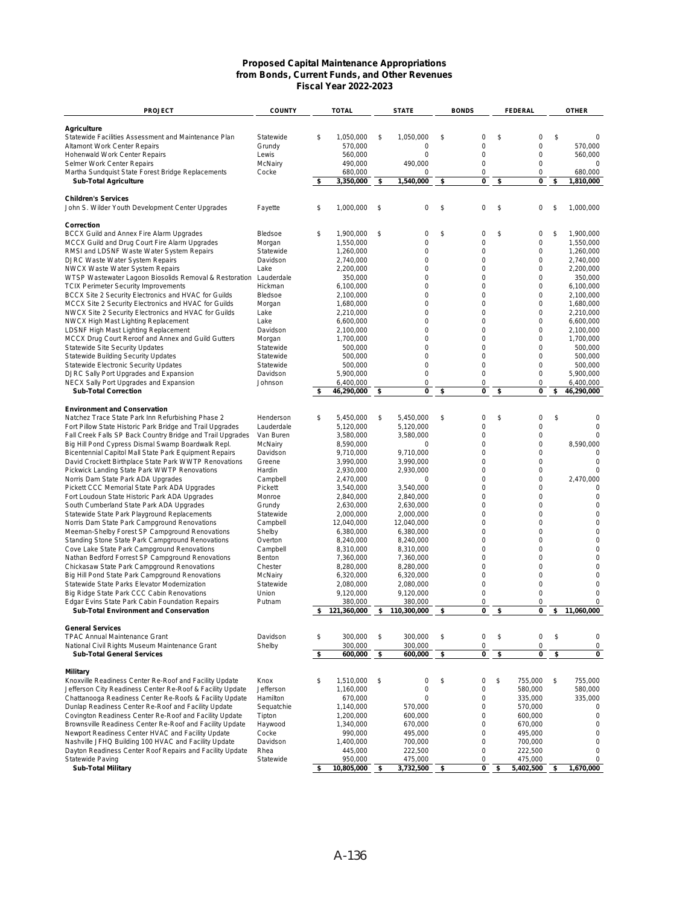# Proposed Capital Maintenance Appropriations from Bonds, Current Funds, and Other Revenues Fiscal Year 2022-2023

| PROJECT | COUNTY | TOTAL | STATE | BONDS | FEDERAL | OTHER |
|---|---|---|---|---|---|---|
| **Agriculture** | | | | | | |
| Statewide Facilities Assessment and Maintenance Plan | Statewide | $ 1,050,000 | $ 1,050,000 | $ 0 | $ 0 | $ 0 |
| Altamont Work Center Repairs | Grundy | 570,000 | 0 | 0 | 0 | 570,000 |
| Hohenwald Work Center Repairs | Lewis | 560,000 | 0 | 0 | 0 | 560,000 |
| Selmer Work Center Repairs | McNairy | 490,000 | 490,000 | 0 | 0 | 0 |
| Martha Sundquist State Forest Bridge Replacements | Cocke | 680,000 | 0 | 0 | 0 | 680,000 |
| **Sub-Total Agriculture** | | **$ 3,350,000** | **$ 1,540,000** | **$ 0** | **$ 0** | **$ 1,810,000** |
| **Children's Services** | | | | | | |
| John S. Wilder Youth Development Center Upgrades | Fayette | $ 1,000,000 | $ 0 | $ 0 | $ 0 | $ 1,000,000 |
| **Correction** | | | | | | |
| BCCX Guild and Annex Fire Alarm Upgrades | Bledsoe | $ 1,900,000 | $ 0 | $ 0 | $ 0 | $ 1,900,000 |
| MCCX Guild and Drug Court Fire Alarm Upgrades | Morgan | 1,550,000 | 0 | 0 | 0 | 1,550,000 |
| RMSI and LDSNF Waste Water System Repairs | Statewide | 1,260,000 | 0 | 0 | 0 | 1,260,000 |
| DJRC Waste Water System Repairs | Davidson | 2,740,000 | 0 | 0 | 0 | 2,740,000 |
| NWCX Waste Water System Repairs | Lake | 2,200,000 | 0 | 0 | 0 | 2,200,000 |
| WTSP Wastewater Lagoon Biosolids Removal & Restoration | Lauderdale | 350,000 | 0 | 0 | 0 | 350,000 |
| TCIX Perimeter Security Improvements | Hickman | 6,100,000 | 0 | 0 | 0 | 6,100,000 |
| BCCX Site 2 Security Electronics and HVAC for Guilds | Bledsoe | 2,100,000 | 0 | 0 | 0 | 2,100,000 |
| MCCX Site 2 Security Electronics and HVAC for Guilds | Morgan | 1,680,000 | 0 | 0 | 0 | 1,680,000 |
| NWCX Site 2 Security Electronics and HVAC for Guilds | Lake | 2,210,000 | 0 | 0 | 0 | 2,210,000 |
| NWCX High Mast Lighting Replacement | Lake | 6,600,000 | 0 | 0 | 0 | 6,600,000 |
| LDSNF High Mast Lighting Replacement | Davidson | 2,100,000 | 0 | 0 | 0 | 2,100,000 |
| MCCX Drug Court Reroof and Annex and Guild Gutters | Morgan | 1,700,000 | 0 | 0 | 0 | 1,700,000 |
| Statewide Site Security Updates | Statewide | 500,000 | 0 | 0 | 0 | 500,000 |
| Statewide Building Security Updates | Statewide | 500,000 | 0 | 0 | 0 | 500,000 |
| Statewide Electronic Security Updates | Statewide | 500,000 | 0 | 0 | 0 | 500,000 |
| DJRC Sally Port Upgrades and Expansion | Davidson | 5,900,000 | 0 | 0 | 0 | 5,900,000 |
| NECX Sally Port Upgrades and Expansion | Johnson | 6,400,000 | 0 | 0 | 0 | 6,400,000 |
| **Sub-Total Correction** | | **$ 46,290,000** | **$ 0** | **$ 0** | **$ 0** | **$ 46,290,000** |
| **Environment and Conservation** | | | | | | |
| Natchez Trace State Park Inn Refurbishing Phase 2 | Henderson | $ 5,450,000 | $ 5,450,000 | $ 0 | $ 0 | $ 0 |
| Fort Pillow State Historic Park Bridge and Trail Upgrades | Lauderdale | 5,120,000 | 5,120,000 | 0 | 0 | 0 |
| Fall Creek Falls SP Back Country Bridge and Trail Upgrades | Van Buren | 3,580,000 | 3,580,000 | 0 | 0 | 0 |
| Big Hill Pond Cypress Dismal Swamp Boardwalk Repl. | McNairy | 8,590,000 | 0 | 0 | 0 | 8,590,000 |
| Bicentennial Capitol Mall State Park Equipment Repairs | Davidson | 9,710,000 | 9,710,000 | 0 | 0 | 0 |
| David Crockett Birthplace State Park WWTP Renovations | Greene | 3,990,000 | 3,990,000 | 0 | 0 | 0 |
| Pickwick Landing State Park WWTP Renovations | Hardin | 2,930,000 | 2,930,000 | 0 | 0 | 0 |
| Norris Dam State Park ADA Upgrades | Campbell | 2,470,000 | 0 | 0 | 0 | 2,470,000 |
| Pickett CCC Memorial State Park ADA Upgrades | Pickett | 3,540,000 | 3,540,000 | 0 | 0 | 0 |
| Fort Loudoun State Historic Park ADA Upgrades | Monroe | 2,840,000 | 2,840,000 | 0 | 0 | 0 |
| South Cumberland State Park ADA Upgrades | Grundy | 2,630,000 | 2,630,000 | 0 | 0 | 0 |
| Statewide State Park Playground Replacements | Statewide | 2,000,000 | 2,000,000 | 0 | 0 | 0 |
| Norris Dam State Park Campground Renovations | Campbell | 12,040,000 | 12,040,000 | 0 | 0 | 0 |
| Meeman-Shelby Forest SP Campground Renovations | Shelby | 6,380,000 | 6,380,000 | 0 | 0 | 0 |
| Standing Stone State Park Campground Renovations | Overton | 8,240,000 | 8,240,000 | 0 | 0 | 0 |
| Cove Lake State Park Campground Renovations | Campbell | 8,310,000 | 8,310,000 | 0 | 0 | 0 |
| Nathan Bedford Forrest SP Campground Renovations | Benton | 7,360,000 | 7,360,000 | 0 | 0 | 0 |
| Chickasaw State Park Campground Renovations | Chester | 8,280,000 | 8,280,000 | 0 | 0 | 0 |
| Big Hill Pond State Park Campground Renovations | McNairy | 6,320,000 | 6,320,000 | 0 | 0 | 0 |
| Statewide State Parks Elevator Modernization | Statewide | 2,080,000 | 2,080,000 | 0 | 0 | 0 |
| Big Ridge State Park CCC Cabin Renovations | Union | 9,120,000 | 9,120,000 | 0 | 0 | 0 |
| Edgar Evins State Park Cabin Foundation Repairs | Putnam | 380,000 | 380,000 | 0 | 0 | 0 |
| **Sub-Total Environment and Conservation** | | **$ 121,360,000** | **$ 110,300,000** | **$ 0** | **$ 0** | **$ 11,060,000** |
| **General Services** | | | | | | |
| TPAC Annual Maintenance Grant | Davidson | $ 300,000 | $ 300,000 | $ 0 | $ 0 | $ 0 |
| National Civil Rights Museum Maintenance Grant | Shelby | 300,000 | 300,000 | 0 | 0 | 0 |
| **Sub-Total General Services** | | **$ 600,000** | **$ 600,000** | **$ 0** | **$ 0** | **$ 0** |
| **Military** | | | | | | |
| Knoxville Readiness Center Re-Roof and Facility Update | Knox | $ 1,510,000 | $ 0 | $ 0 | $ 755,000 | $ 755,000 |
| Jefferson City Readiness Center Re-Roof & Facility Update | Jefferson | 1,160,000 | 0 | 0 | 580,000 | 580,000 |
| Chattanooga Readiness Center Re-Roofs & Facility Update | Hamilton | 670,000 | 0 | 0 | 335,000 | 335,000 |
| Dunlap Readiness Center Re-Roof and Facility Update | Sequatchie | 1,140,000 | 570,000 | 0 | 570,000 | 0 |
| Covington Readiness Center Re-Roof and Facility Update | Tipton | 1,200,000 | 600,000 | 0 | 600,000 | 0 |
| Brownsville Readiness Center Re-Roof and Facility Update | Haywood | 1,340,000 | 670,000 | 0 | 670,000 | 0 |
| Newport Readiness Center HVAC and Facility Update | Cocke | 990,000 | 495,000 | 0 | 495,000 | 0 |
| Nashville JFHQ Building 100 HVAC and Facility Update | Davidson | 1,400,000 | 700,000 | 0 | 700,000 | 0 |
| Dayton Readiness Center Roof Repairs and Facility Update | Rhea | 445,000 | 222,500 | 0 | 222,500 | 0 |
| Statewide Paving | Statewide | 950,000 | 475,000 | 0 | 475,000 | 0 |
| **Sub-Total Military** | | **$ 10,805,000** | **$ 3,732,500** | **$ 0** | **$ 5,402,500** | **$ 1,670,000** |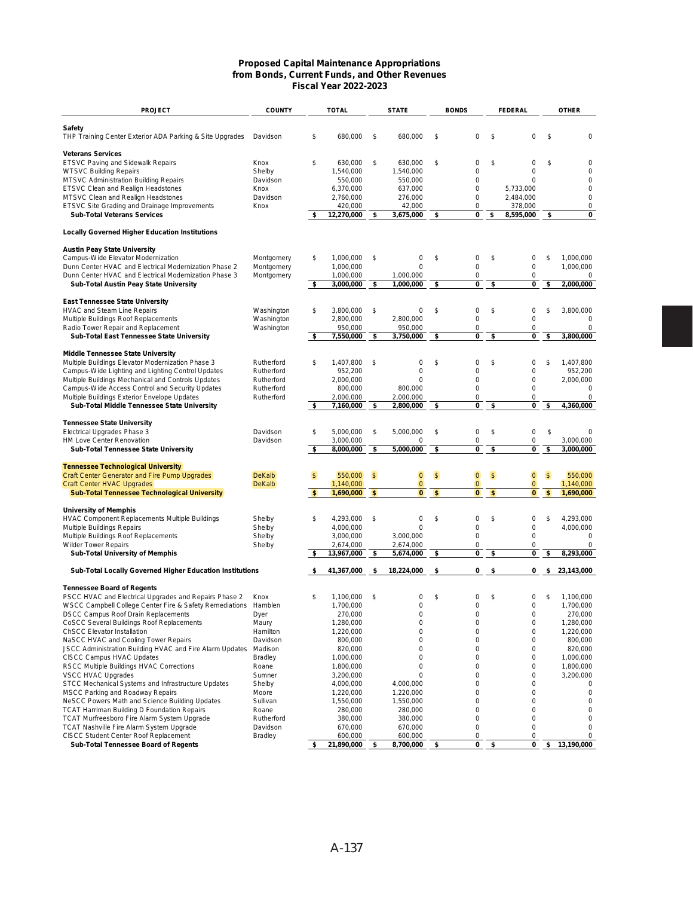# Proposed Capital Maintenance Appropriations from Bonds, Current Funds, and Other Revenues Fiscal Year 2022-2023

| PROJECT | COUNTY | TOTAL | STATE | BONDS | FEDERAL | OTHER |
|---|---|---|---|---|---|---|
| **Safety** | | | | | | |
| THP Training Center Exterior ADA Parking & Site Upgrades | Davidson | $ 680,000 | $ 680,000 | $ 0 | $ 0 | $ 0 |
| **Veterans Services** | | | | | | |
| ETSVC Paving and Sidewalk Repairs | Knox | $ 630,000 | $ 630,000 | $ 0 | $ 0 | $ 0 |
| WTSVC Building Repairs | Shelby | 1,540,000 | 1,540,000 | 0 | 0 | 0 |
| MTSVC Administration Building Repairs | Davidson | 550,000 | 550,000 | 0 | 0 | 0 |
| ETSVC Clean and Realign Headstones | Knox | 6,370,000 | 637,000 | 0 | 5,733,000 | 0 |
| MTSVC Clean and Realign Headstones | Davidson | 2,760,000 | 276,000 | 0 | 2,484,000 | 0 |
| ETSVC Site Grading and Drainage Improvements | Knox | 420,000 | 42,000 | 0 | 378,000 | 0 |
| **Sub-Total Veterans Services** | | **$ 12,270,000** | **$ 3,675,000** | **$ 0** | **$ 8,595,000** | **$ 0** |
| **Locally Governed Higher Education Institutions** | | | | | | |
| **Austin Peay State University** | | | | | | |
| Campus-Wide Elevator Modernization | Montgomery | $ 1,000,000 | $ 0 | $ 0 | $ 0 | $ 1,000,000 |
| Dunn Center HVAC and Electrical Modernization Phase 2 | Montgomery | 1,000,000 | 0 | 0 | 0 | 1,000,000 |
| Dunn Center HVAC and Electrical Modernization Phase 3 | Montgomery | 1,000,000 | 1,000,000 | 0 | 0 | 0 |
| **Sub-Total Austin Peay State University** | | **$ 3,000,000** | **$ 1,000,000** | **$ 0** | **$ 0** | **$ 2,000,000** |
| **East Tennessee State University** | | | | | | |
| HVAC and Steam Line Repairs | Washington | $ 3,800,000 | $ 0 | $ 0 | $ 0 | $ 3,800,000 |
| Multiple Buildings Roof Replacements | Washington | 2,800,000 | 2,800,000 | 0 | 0 | 0 |
| Radio Tower Repair and Replacement | Washington | 950,000 | 950,000 | 0 | 0 | 0 |
| **Sub-Total East Tennessee State University** | | **$ 7,550,000** | **$ 3,750,000** | **$ 0** | **$ 0** | **$ 3,800,000** |
| **Middle Tennessee State University** | | | | | | |
| Multiple Buildings Elevator Modernization Phase 3 | Rutherford | $ 1,407,800 | $ 0 | $ 0 | $ 0 | $ 1,407,800 |
| Campus-Wide Lighting and Lighting Control Updates | Rutherford | 952,200 | 0 | 0 | 0 | 952,200 |
| Multiple Buildings Mechanical and Controls Updates | Rutherford | 2,000,000 | 0 | 0 | 0 | 2,000,000 |
| Campus-Wide Access Control and Security Updates | Rutherford | 800,000 | 800,000 | 0 | 0 | 0 |
| Multiple Buildings Exterior Envelope Updates | Rutherford | 2,000,000 | 2,000,000 | 0 | 0 | 0 |
| **Sub-Total Middle Tennessee State University** | | **$ 7,160,000** | **$ 2,800,000** | **$ 0** | **$ 0** | **$ 4,360,000** |
| **Tennessee State University** | | | | | | |
| Electrical Upgrades Phase 3 | Davidson | $ 5,000,000 | $ 5,000,000 | $ 0 | $ 0 | $ 0 |
| HM Love Center Renovation | Davidson | 3,000,000 | 0 | 0 | 0 | 3,000,000 |
| **Sub-Total Tennessee State University** | | **$ 8,000,000** | **$ 5,000,000** | **$ 0** | **$ 0** | **$ 3,000,000** |
| **Tennessee Technological University** | | | | | | |
| Craft Center Generator and Fire Pump Upgrades | DeKalb | $ 550,000 | $ 0 | $ 0 | $ 0 | $ 550,000 |
| Craft Center HVAC Upgrades | DeKalb | 1,140,000 | 0 | 0 | 0 | 1,140,000 |
| **Sub-Total Tennessee Technological University** | | **$ 1,690,000** | **$ 0** | **$ 0** | **$ 0** | **$ 1,690,000** |
| **University of Memphis** | | | | | | |
| HVAC Component Replacements Multiple Buildings | Shelby | $ 4,293,000 | $ 0 | $ 0 | $ 0 | $ 4,293,000 |
| Multiple Buildings Repairs | Shelby | 4,000,000 | 0 | 0 | 0 | 4,000,000 |
| Multiple Buildings Roof Replacements | Shelby | 3,000,000 | 3,000,000 | 0 | 0 | 0 |
| Wilder Tower Repairs | Shelby | 2,674,000 | 2,674,000 | 0 | 0 | 0 |
| **Sub-Total University of Memphis** | | **$ 13,967,000** | **$ 5,674,000** | **$ 0** | **$ 0** | **$ 8,293,000** |
| **Sub-Total Locally Governed Higher Education Institutions** | | **$ 41,367,000** | **$ 18,224,000** | **$ 0** | **$ 0** | **$ 23,143,000** |
| **Tennessee Board of Regents** | | | | | | |
| PSCC HVAC and Electrical Upgrades and Repairs Phase 2 | Knox | $ 1,100,000 | $ 0 | $ 0 | $ 0 | $ 1,100,000 |
| WSCC Campbell College Center Fire & Safety Remediations | Hamblen | 1,700,000 | 0 | 0 | 0 | 1,700,000 |
| DSCC Campus Roof Drain Replacements | Dyer | 270,000 | 0 | 0 | 0 | 270,000 |
| CoSCC Several Buildings Roof Replacements | Maury | 1,280,000 | 0 | 0 | 0 | 1,280,000 |
| ChSCC Elevator Installation | Hamilton | 1,220,000 | 0 | 0 | 0 | 1,220,000 |
| NaSCC HVAC and Cooling Tower Repairs | Davidson | 800,000 | 0 | 0 | 0 | 800,000 |
| JSCC Administration Building HVAC and Fire Alarm Updates | Madison | 820,000 | 0 | 0 | 0 | 820,000 |
| ClSCC Campus HVAC Updates | Bradley | 1,000,000 | 0 | 0 | 0 | 1,000,000 |
| RSCC Multiple Buildings HVAC Corrections | Roane | 1,800,000 | 0 | 0 | 0 | 1,800,000 |
| VSCC HVAC Upgrades | Sumner | 3,200,000 | 0 | 0 | 0 | 3,200,000 |
| STCC Mechanical Systems and Infrastructure Updates | Shelby | 4,000,000 | 4,000,000 | 0 | 0 | 0 |
| MSCC Parking and Roadway Repairs | Moore | 1,220,000 | 1,220,000 | 0 | 0 | 0 |
| NeSCC Powers Math and Science Building Updates | Sullivan | 1,550,000 | 1,550,000 | 0 | 0 | 0 |
| TCAT Harriman Building D Foundation Repairs | Roane | 280,000 | 280,000 | 0 | 0 | 0 |
| TCAT Murfreesboro Fire Alarm System Upgrade | Rutherford | 380,000 | 380,000 | 0 | 0 | 0 |
| TCAT Nashville Fire Alarm System Upgrade | Davidson | 670,000 | 670,000 | 0 | 0 | 0 |
| ClSCC Student Center Roof Replacement | Bradley | 600,000 | 600,000 | 0 | 0 | 0 |
| **Sub-Total Tennessee Board of Regents** | | **$ 21,890,000** | **$ 8,700,000** | **$ 0** | **$ 0** | **$ 13,190,000** |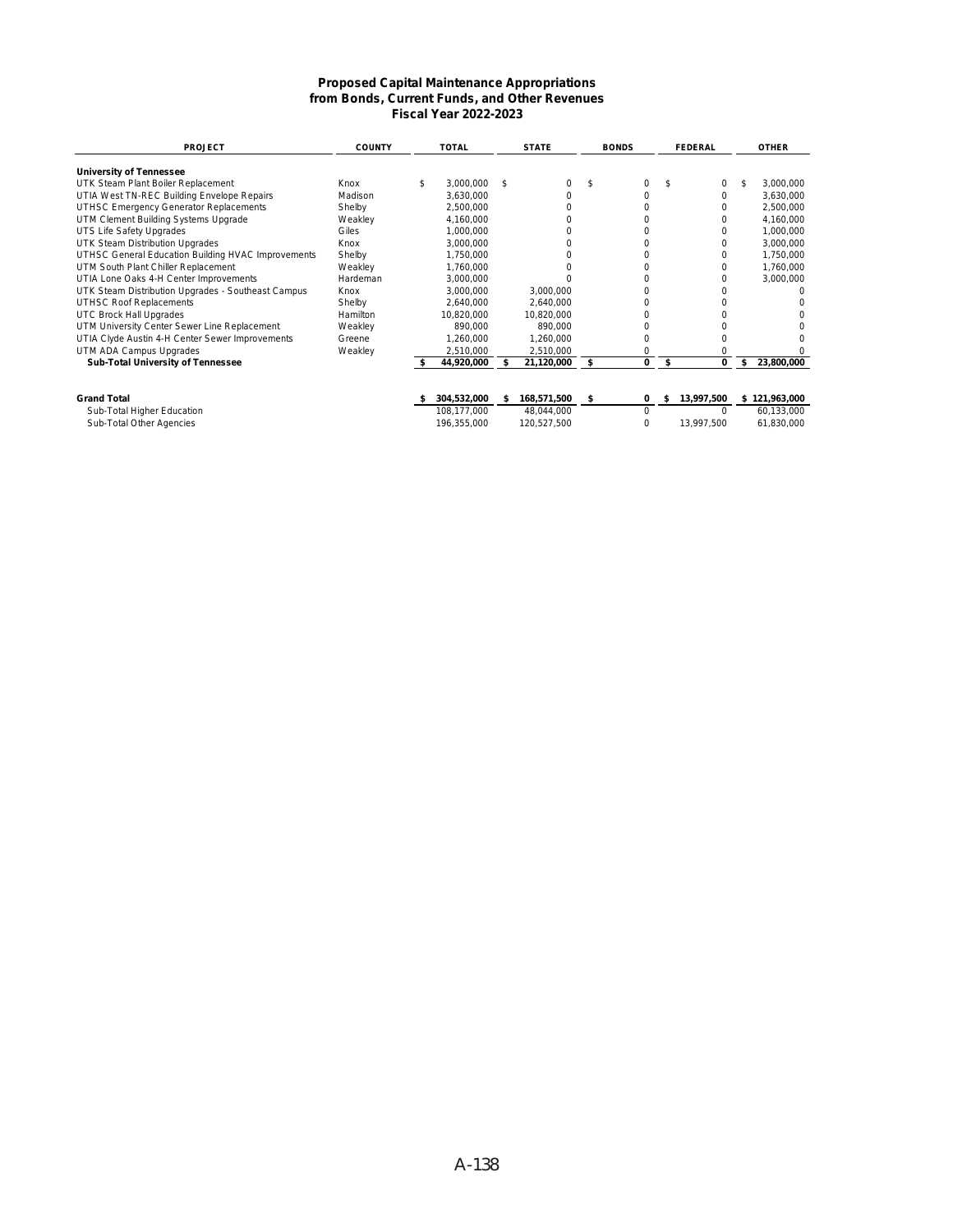# Proposed Capital Maintenance Appropriations from Bonds, Current Funds, and Other Revenues Fiscal Year 2022-2023

| PROJECT | COUNTY | TOTAL | STATE | BONDS | FEDERAL | OTHER |
|---|---|---|---|---|---|---|
| **University of Tennessee** | | | | | | |
| UTK Steam Plant Boiler Replacement | Knox | $ 3,000,000 | $ 0 | $ 0 | $ 0 | $ 3,000,000 |
| UTIA West TN-REC Building Envelope Repairs | Madison | 3,630,000 | 0 | 0 | 0 | 3,630,000 |
| UTHSC Emergency Generator Replacements | Shelby | 2,500,000 | 0 | 0 | 0 | 2,500,000 |
| UTM Clement Building Systems Upgrade | Weakley | 4,160,000 | 0 | 0 | 0 | 4,160,000 |
| UTS Life Safety Upgrades | Giles | 1,000,000 | 0 | 0 | 0 | 1,000,000 |
| UTK Steam Distribution Upgrades | Knox | 3,000,000 | 0 | 0 | 0 | 3,000,000 |
| UTHSC General Education Building HVAC Improvements | Shelby | 1,750,000 | 0 | 0 | 0 | 1,750,000 |
| UTM South Plant Chiller Replacement | Weakley | 1,760,000 | 0 | 0 | 0 | 1,760,000 |
| UTIA Lone Oaks 4-H Center Improvements | Hardeman | 3,000,000 | 0 | 0 | 0 | 3,000,000 |
| UTK Steam Distribution Upgrades - Southeast Campus | Knox | 3,000,000 | 3,000,000 | 0 | 0 | 0 |
| UTHSC Roof Replacements | Shelby | 2,640,000 | 2,640,000 | 0 | 0 | 0 |
| UTC Brock Hall Upgrades | Hamilton | 10,820,000 | 10,820,000 | 0 | 0 | 0 |
| UTM University Center Sewer Line Replacement | Weakley | 890,000 | 890,000 | 0 | 0 | 0 |
| UTIA Clyde Austin 4-H Center Sewer Improvements | Greene | 1,260,000 | 1,260,000 | 0 | 0 | 0 |
| UTM ADA Campus Upgrades | Weakley | 2,510,000 | 2,510,000 | 0 | 0 | 0 |
| **Sub-Total University of Tennessee** | | **$ 44,920,000** | **$ 21,120,000** | **$ 0** | **$ 0** | **$ 23,800,000** |
| | | | | | | |
| **Grand Total** | | **$ 304,532,000** | **$ 168,571,500** | **$ 0** | **$ 13,997,500** | **$ 121,963,000** |
| Sub-Total Higher Education | | 108,177,000 | 48,044,000 | 0 | 0 | 60,133,000 |
| Sub-Total Other Agencies | | 196,355,000 | 120,527,500 | 0 | 13,997,500 | 61,830,000 |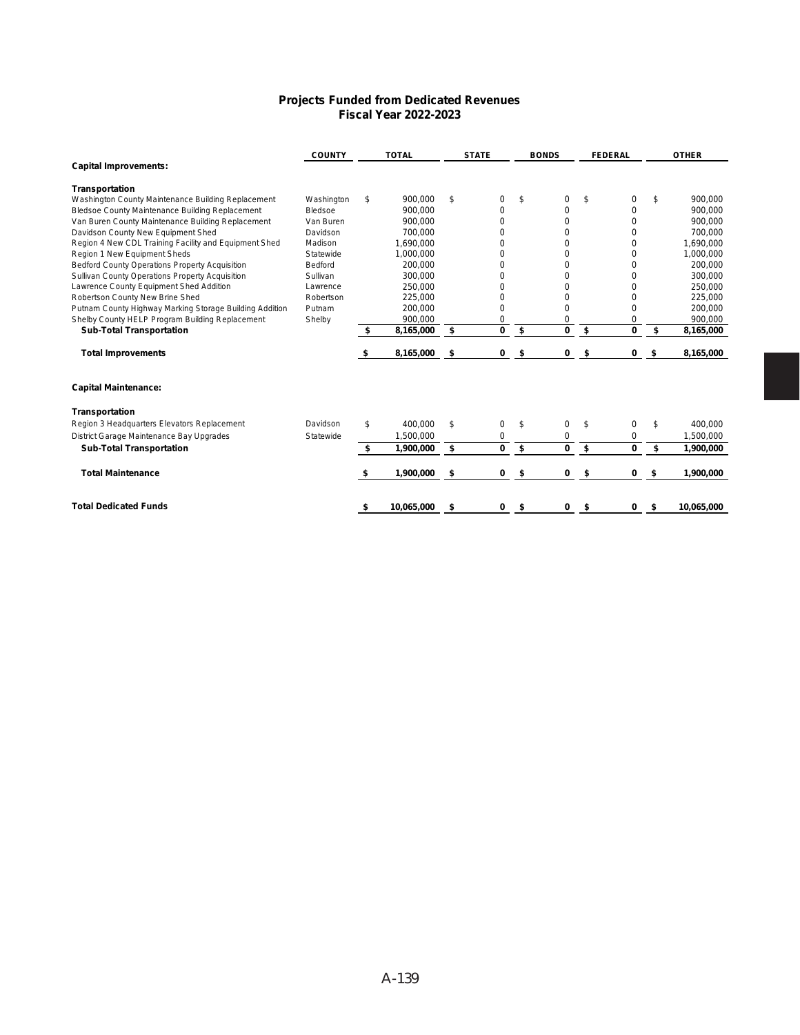## Projects Funded from Dedicated Revenues
## Fiscal Year 2022-2023

| | COUNTY | TOTAL | STATE | BONDS | FEDERAL | OTHER |
|---|---|---|---|---|---|---|
| **Capital Improvements:** | | | | | | |
| **Transportation** | | | | | | |
| Washington County Maintenance Building Replacement | Washington | $ 900,000 | $ 0 | $ 0 | $ 0 | $ 900,000 |
| Bledsoe County Maintenance Building Replacement | Bledsoe | 900,000 | 0 | 0 | 0 | 900,000 |
| Van Buren County Maintenance Building Replacement | Van Buren | 900,000 | 0 | 0 | 0 | 900,000 |
| Davidson County New Equipment Shed | Davidson | 700,000 | 0 | 0 | 0 | 700,000 |
| Region 4 New CDL Training Facility and Equipment Shed | Madison | 1,690,000 | 0 | 0 | 0 | 1,690,000 |
| Region 1 New Equipment Sheds | Statewide | 1,000,000 | 0 | 0 | 0 | 1,000,000 |
| Bedford County Operations Property Acquisition | Bedford | 200,000 | 0 | 0 | 0 | 200,000 |
| Sullivan County Operations Property Acquisition | Sullivan | 300,000 | 0 | 0 | 0 | 300,000 |
| Lawrence County Equipment Shed Addition | Lawrence | 250,000 | 0 | 0 | 0 | 250,000 |
| Robertson County New Brine Shed | Robertson | 225,000 | 0 | 0 | 0 | 225,000 |
| Putnam County Highway Marking Storage Building Addition | Putnam | 200,000 | 0 | 0 | 0 | 200,000 |
| Shelby County HELP Program Building Replacement | Shelby | 900,000 | 0 | 0 | 0 | 900,000 |
| **Sub-Total Transportation** | | **$ 8,165,000** | **$ 0** | **$ 0** | **$ 0** | **$ 8,165,000** |
| **Total Improvements** | | **$ 8,165,000** | **$ 0** | **$ 0** | **$ 0** | **$ 8,165,000** |
| **Capital Maintenance:** | | | | | | |
| **Transportation** | | | | | | |
| Region 3 Headquarters Elevators Replacement | Davidson | $ 400,000 | $ 0 | $ 0 | $ 0 | $ 400,000 |
| District Garage Maintenance Bay Upgrades | Statewide | 1,500,000 | 0 | 0 | 0 | 1,500,000 |
| **Sub-Total Transportation** | | **$ 1,900,000** | **$ 0** | **$ 0** | **$ 0** | **$ 1,900,000** |
| **Total Maintenance** | | **$ 1,900,000** | **$ 0** | **$ 0** | **$ 0** | **$ 1,900,000** |
| **Total Dedicated Funds** | | **$ 10,065,000** | **$ 0** | **$ 0** | **$ 0** | **$ 10,065,000** |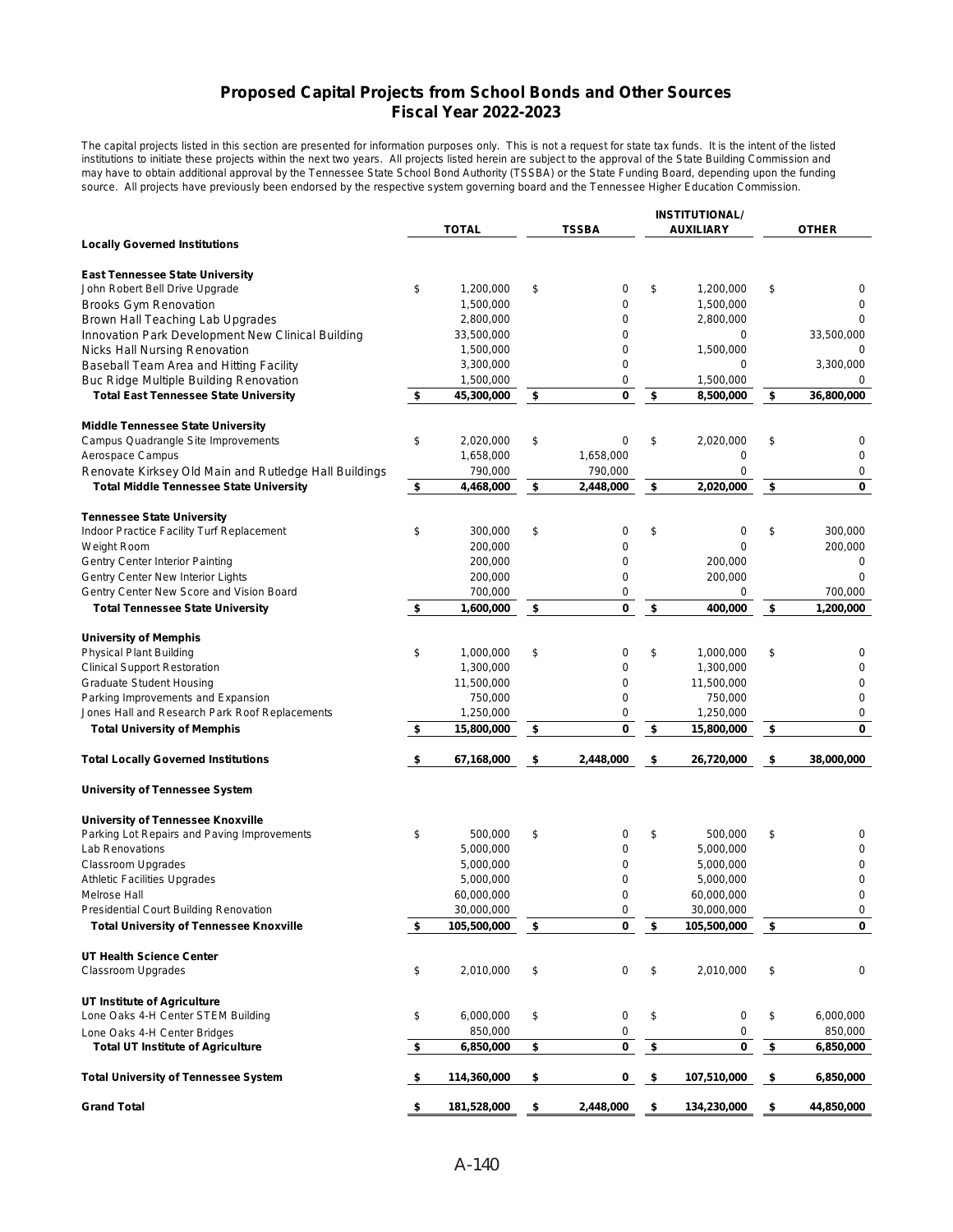# Proposed Capital Projects from School Bonds and Other Sources
## Fiscal Year 2022-2023

The capital projects listed in this section are presented for information purposes only. This is not a request for state tax funds. It is the intent of the listed institutions to initiate these projects within the next two years. All projects listed herein are subject to the approval of the State Building Commission and may have to obtain additional approval by the Tennessee State School Bond Authority (TSSBA) or the State Funding Board, depending upon the funding source. All projects have previously been endorsed by the respective system governing board and the Tennessee Higher Education Commission.

| | TOTAL | TSSBA | INSTITUTIONAL/ AUXILIARY | OTHER |
|---|---|---|---|---|
| **Locally Governed Institutions** | | | | |
| **East Tennessee State University** | | | | |
| John Robert Bell Drive Upgrade | $ 1,200,000 | $ 0 | $ 1,200,000 | $ 0 |
| Brooks Gym Renovation | 1,500,000 | 0 | 1,500,000 | 0 |
| Brown Hall Teaching Lab Upgrades | 2,800,000 | 0 | 2,800,000 | 0 |
| Innovation Park Development New Clinical Building | 33,500,000 | 0 | 0 | 33,500,000 |
| Nicks Hall Nursing Renovation | 1,500,000 | 0 | 1,500,000 | 0 |
| Baseball Team Area and Hitting Facility | 3,300,000 | 0 | 0 | 3,300,000 |
| Buc Ridge Multiple Building Renovation | 1,500,000 | 0 | 1,500,000 | 0 |
| **Total East Tennessee State University** | **$ 45,300,000** | **$ 0** | **$ 8,500,000** | **$ 36,800,000** |
| **Middle Tennessee State University** | | | | |
| Campus Quadrangle Site Improvements | $ 2,020,000 | $ 0 | $ 2,020,000 | $ 0 |
| Aerospace Campus | 1,658,000 | 1,658,000 | 0 | 0 |
| Renovate Kirksey Old Main and Rutledge Hall Buildings | 790,000 | 790,000 | 0 | 0 |
| **Total Middle Tennessee State University** | **$ 4,468,000** | **$ 2,448,000** | **$ 2,020,000** | **$ 0** |
| **Tennessee State University** | | | | |
| Indoor Practice Facility Turf Replacement | $ 300,000 | $ 0 | $ 0 | $ 300,000 |
| Weight Room | 200,000 | 0 | 0 | 200,000 |
| Gentry Center Interior Painting | 200,000 | 0 | 200,000 | 0 |
| Gentry Center New Interior Lights | 200,000 | 0 | 200,000 | 0 |
| Gentry Center New Score and Vision Board | 700,000 | 0 | 0 | 700,000 |
| **Total Tennessee State University** | **$ 1,600,000** | **$ 0** | **$ 400,000** | **$ 1,200,000** |
| **University of Memphis** | | | | |
| Physical Plant Building | $ 1,000,000 | $ 0 | $ 1,000,000 | $ 0 |
| Clinical Support Restoration | 1,300,000 | 0 | 1,300,000 | 0 |
| Graduate Student Housing | 11,500,000 | 0 | 11,500,000 | 0 |
| Parking Improvements and Expansion | 750,000 | 0 | 750,000 | 0 |
| Jones Hall and Research Park Roof Replacements | 1,250,000 | 0 | 1,250,000 | 0 |
| **Total University of Memphis** | **$ 15,800,000** | **$ 0** | **$ 15,800,000** | **$ 0** |
| **Total Locally Governed Institutions** | **$ 67,168,000** | **$ 2,448,000** | **$ 26,720,000** | **$ 38,000,000** |
| **University of Tennessee System** | | | | |
| **University of Tennessee Knoxville** | | | | |
| Parking Lot Repairs and Paving Improvements | $ 500,000 | $ 0 | $ 500,000 | $ 0 |
| Lab Renovations | 5,000,000 | 0 | 5,000,000 | 0 |
| Classroom Upgrades | 5,000,000 | 0 | 5,000,000 | 0 |
| Athletic Facilities Upgrades | 5,000,000 | 0 | 5,000,000 | 0 |
| Melrose Hall | 60,000,000 | 0 | 60,000,000 | 0 |
| Presidential Court Building Renovation | 30,000,000 | 0 | 30,000,000 | 0 |
| **Total University of Tennessee Knoxville** | **$ 105,500,000** | **$ 0** | **$ 105,500,000** | **$ 0** |
| **UT Health Science Center** | | | | |
| Classroom Upgrades | $ 2,010,000 | $ 0 | $ 2,010,000 | $ 0 |
| **UT Institute of Agriculture** | | | | |
| Lone Oaks 4-H Center STEM Building | $ 6,000,000 | $ 0 | $ 0 | $ 6,000,000 |
| Lone Oaks 4-H Center Bridges | 850,000 | 0 | 0 | 850,000 |
| **Total UT Institute of Agriculture** | **$ 6,850,000** | **$ 0** | **$ 0** | **$ 6,850,000** |
| **Total University of Tennessee System** | **$ 114,360,000** | **$ 0** | **$ 107,510,000** | **$ 6,850,000** |
| **Grand Total** | **$ 181,528,000** | **$ 2,448,000** | **$ 134,230,000** | **$ 44,850,000** |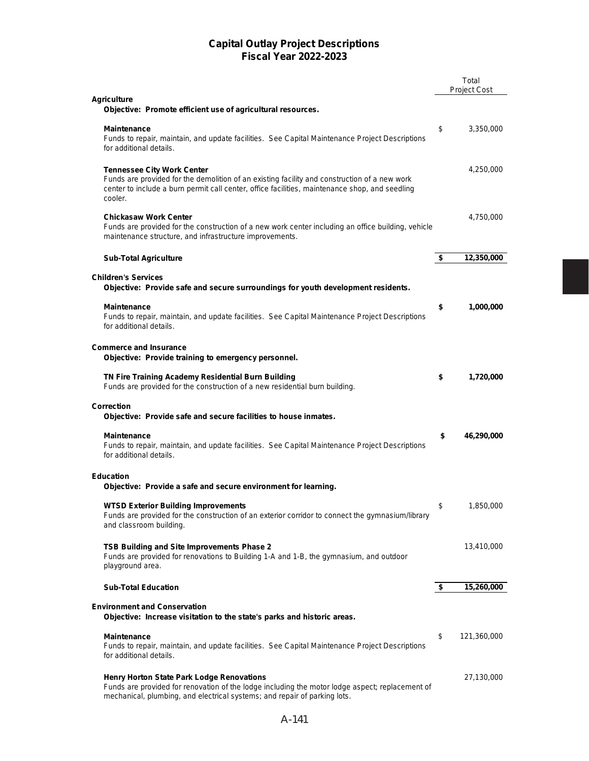# Capital Outlay Project Descriptions
## Fiscal Year 2022-2023

| | Total Project Cost |
|---|---|
| **Agriculture** | |
| **Objective: Promote efficient use of agricultural resources.** | |
| **Maintenance**<br>Funds to repair, maintain, and update facilities. See Capital Maintenance Project Descriptions for additional details. | $ 3,350,000 |
| **Tennessee City Work Center**<br>Funds are provided for the demolition of an existing facility and construction of a new work center to include a burn permit call center, office facilities, maintenance shop, and seedling cooler. | 4,250,000 |
| **Chickasaw Work Center**<br>Funds are provided for the construction of a new work center including an office building, vehicle maintenance structure, and infrastructure improvements. | 4,750,000 |
| **Sub-Total Agriculture** | **$ 12,350,000** |
| **Children's Services** | |
| **Objective: Provide safe and secure surroundings for youth development residents.** | |
| **Maintenance**<br>Funds to repair, maintain, and update facilities. See Capital Maintenance Project Descriptions for additional details. | **$ 1,000,000** |
| **Commerce and Insurance** | |
| **Objective: Provide training to emergency personnel.** | |
| **TN Fire Training Academy Residential Burn Building**<br>Funds are provided for the construction of a new residential burn building. | **$ 1,720,000** |
| **Correction** | |
| **Objective: Provide safe and secure facilities to house inmates.** | |
| **Maintenance**<br>Funds to repair, maintain, and update facilities. See Capital Maintenance Project Descriptions for additional details. | **$ 46,290,000** |
| **Education** | |
| **Objective: Provide a safe and secure environment for learning.** | |
| **WTSD Exterior Building Improvements**<br>Funds are provided for the construction of an exterior corridor to connect the gymnasium/library and classroom building. | $ 1,850,000 |
| **TSB Building and Site Improvements Phase 2**<br>Funds are provided for renovations to Building 1-A and 1-B, the gymnasium, and outdoor playground area. | 13,410,000 |
| **Sub-Total Education** | **$ 15,260,000** |
| **Environment and Conservation** | |
| **Objective: Increase visitation to the state's parks and historic areas.** | |
| **Maintenance**<br>Funds to repair, maintain, and update facilities. See Capital Maintenance Project Descriptions for additional details. | $ 121,360,000 |
| **Henry Horton State Park Lodge Renovations**<br>Funds are provided for renovation of the lodge including the motor lodge aspect; replacement of mechanical, plumbing, and electrical systems; and repair of parking lots. | 27,130,000 |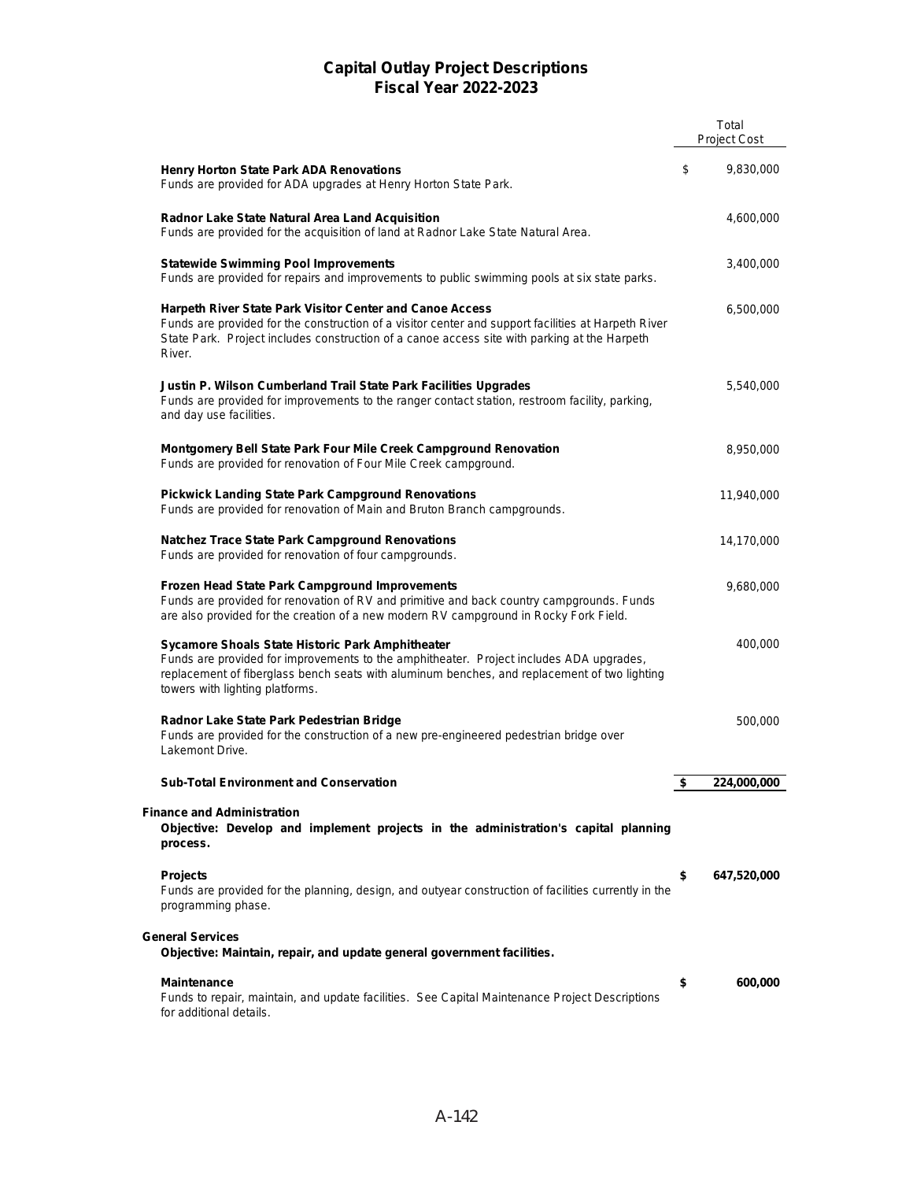# Capital Outlay Project Descriptions
## Fiscal Year 2022-2023

| | Total Project Cost |
|---|---|
| **Henry Horton State Park ADA Renovations**<br>Funds are provided for ADA upgrades at Henry Horton State Park. | $ 9,830,000 |
| **Radnor Lake State Natural Area Land Acquisition**<br>Funds are provided for the acquisition of land at Radnor Lake State Natural Area. | 4,600,000 |
| **Statewide Swimming Pool Improvements**<br>Funds are provided for repairs and improvements to public swimming pools at six state parks. | 3,400,000 |
| **Harpeth River State Park Visitor Center and Canoe Access**<br>Funds are provided for the construction of a visitor center and support facilities at Harpeth River State Park. Project includes construction of a canoe access site with parking at the Harpeth River. | 6,500,000 |
| **Justin P. Wilson Cumberland Trail State Park Facilities Upgrades**<br>Funds are provided for improvements to the ranger contact station, restroom facility, parking, and day use facilities. | 5,540,000 |
| **Montgomery Bell State Park Four Mile Creek Campground Renovation**<br>Funds are provided for renovation of Four Mile Creek campground. | 8,950,000 |
| **Pickwick Landing State Park Campground Renovations**<br>Funds are provided for renovation of Main and Bruton Branch campgrounds. | 11,940,000 |
| **Natchez Trace State Park Campground Renovations**<br>Funds are provided for renovation of four campgrounds. | 14,170,000 |
| **Frozen Head State Park Campground Improvements**<br>Funds are provided for renovation of RV and primitive and back country campgrounds. Funds are also provided for the creation of a new modern RV campground in Rocky Fork Field. | 9,680,000 |
| **Sycamore Shoals State Historic Park Amphitheater**<br>Funds are provided for improvements to the amphitheater. Project includes ADA upgrades, replacement of fiberglass bench seats with aluminum benches, and replacement of two lighting towers with lighting platforms. | 400,000 |
| **Radnor Lake State Park Pedestrian Bridge**<br>Funds are provided for the construction of a new pre-engineered pedestrian bridge over Lakemont Drive. | 500,000 |
| **Sub-Total Environment and Conservation** | **$ 224,000,000** |

**Finance and Administration**

**Objective: Develop and implement projects in the administration's capital planning process.**

| | |
|---|---|
| **Projects**<br>Funds are provided for the planning, design, and outyear construction of facilities currently in the programming phase. | **$ 647,520,000** |

**General Services**

**Objective: Maintain, repair, and update general government facilities.**

| | |
|---|---|
| **Maintenance**<br>Funds to repair, maintain, and update facilities. See Capital Maintenance Project Descriptions for additional details. | **$ 600,000** |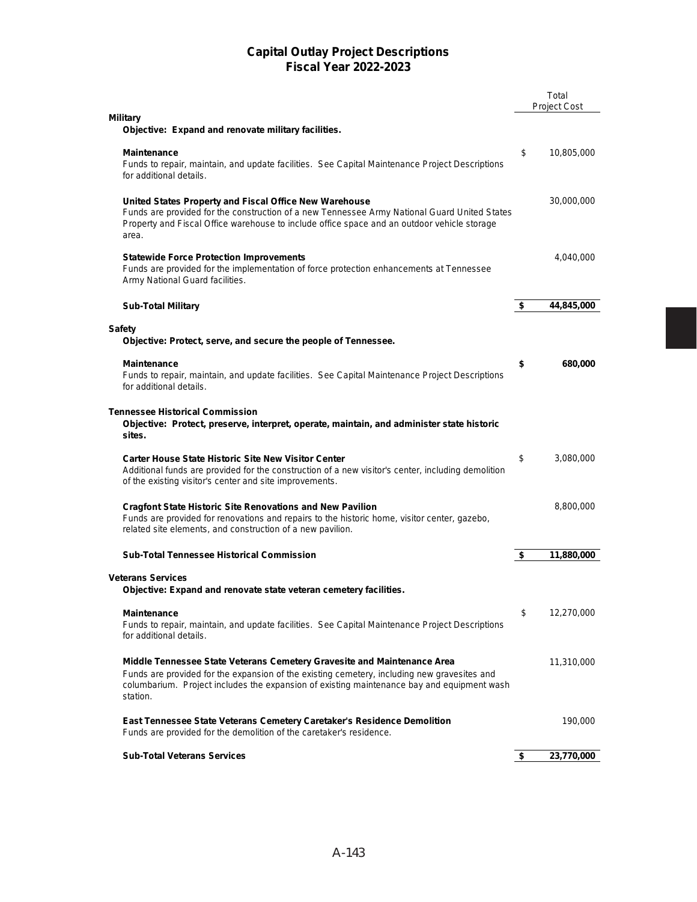# Capital Outlay Project Descriptions
## Fiscal Year 2022-2023

| | Total Project Cost |
|---|---|
| **Military** | |
| ***Objective: Expand and renovate military facilities.*** | |
| **Maintenance**<br>Funds to repair, maintain, and update facilities. See Capital Maintenance Project Descriptions for additional details. | $ 10,805,000 |
| **United States Property and Fiscal Office New Warehouse**<br>Funds are provided for the construction of a new Tennessee Army National Guard United States Property and Fiscal Office warehouse to include office space and an outdoor vehicle storage area. | 30,000,000 |
| **Statewide Force Protection Improvements**<br>Funds are provided for the implementation of force protection enhancements at Tennessee Army National Guard facilities. | 4,040,000 |
| **Sub-Total Military** | **$ 44,845,000** |
| **Safety** | |
| ***Objective: Protect, serve, and secure the people of Tennessee.*** | |
| **Maintenance**<br>Funds to repair, maintain, and update facilities. See Capital Maintenance Project Descriptions for additional details. | **$ 680,000** |
| **Tennessee Historical Commission** | |
| ***Objective: Protect, preserve, interpret, operate, maintain, and administer state historic sites.*** | |
| **Carter House State Historic Site New Visitor Center**<br>Additional funds are provided for the construction of a new visitor's center, including demolition of the existing visitor's center and site improvements. | $ 3,080,000 |
| **Cragfont State Historic Site Renovations and New Pavilion**<br>Funds are provided for renovations and repairs to the historic home, visitor center, gazebo, related site elements, and construction of a new pavilion. | 8,800,000 |
| **Sub-Total Tennessee Historical Commission** | **$ 11,880,000** |
| **Veterans Services** | |
| ***Objective: Expand and renovate state veteran cemetery facilities.*** | |
| **Maintenance**<br>Funds to repair, maintain, and update facilities. See Capital Maintenance Project Descriptions for additional details. | $ 12,270,000 |
| **Middle Tennessee State Veterans Cemetery Gravesite and Maintenance Area**<br>Funds are provided for the expansion of the existing cemetery, including new gravesites and columbarium. Project includes the expansion of existing maintenance bay and equipment wash station. | 11,310,000 |
| **East Tennessee State Veterans Cemetery Caretaker's Residence Demolition**<br>Funds are provided for the demolition of the caretaker's residence. | 190,000 |
| **Sub-Total Veterans Services** | **$ 23,770,000** |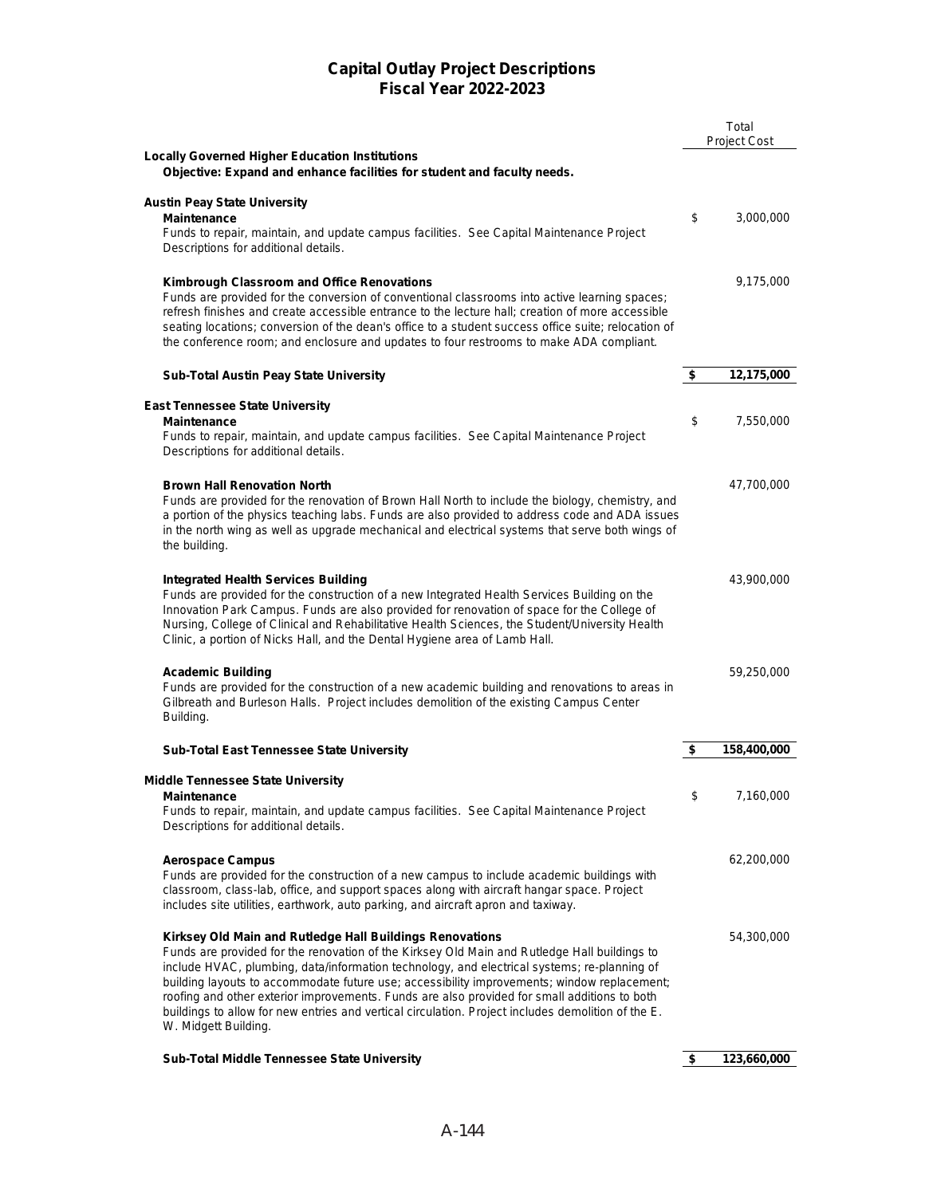# Capital Outlay Project Descriptions
## Fiscal Year 2022-2023

| | Total Project Cost |
|---|---|
| **Locally Governed Higher Education Institutions** | |
| **Objective: Expand and enhance facilities for student and faculty needs.** | |
| **Austin Peay State University** | |
| **Maintenance**<br>Funds to repair, maintain, and update campus facilities. See Capital Maintenance Project Descriptions for additional details. | $ 3,000,000 |
| **Kimbrough Classroom and Office Renovations**<br>Funds are provided for the conversion of conventional classrooms into active learning spaces; refresh finishes and create accessible entrance to the lecture hall; creation of more accessible seating locations; conversion of the dean's office to a student success office suite; relocation of the conference room; and enclosure and updates to four restrooms to make ADA compliant. | 9,175,000 |
| **Sub-Total Austin Peay State University** | **$ 12,175,000** |
| **East Tennessee State University** | |
| **Maintenance**<br>Funds to repair, maintain, and update campus facilities. See Capital Maintenance Project Descriptions for additional details. | $ 7,550,000 |
| **Brown Hall Renovation North**<br>Funds are provided for the renovation of Brown Hall North to include the biology, chemistry, and a portion of the physics teaching labs. Funds are also provided to address code and ADA issues in the north wing as well as upgrade mechanical and electrical systems that serve both wings of the building. | 47,700,000 |
| **Integrated Health Services Building**<br>Funds are provided for the construction of a new Integrated Health Services Building on the Innovation Park Campus. Funds are also provided for renovation of space for the College of Nursing, College of Clinical and Rehabilitative Health Sciences, the Student/University Health Clinic, a portion of Nicks Hall, and the Dental Hygiene area of Lamb Hall. | 43,900,000 |
| **Academic Building**<br>Funds are provided for the construction of a new academic building and renovations to areas in Gilbreath and Burleson Halls. Project includes demolition of the existing Campus Center Building. | 59,250,000 |
| **Sub-Total East Tennessee State University** | **$ 158,400,000** |
| **Middle Tennessee State University** | |
| **Maintenance**<br>Funds to repair, maintain, and update campus facilities. See Capital Maintenance Project Descriptions for additional details. | $ 7,160,000 |
| **Aerospace Campus**<br>Funds are provided for the construction of a new campus to include academic buildings with classroom, class-lab, office, and support spaces along with aircraft hangar space. Project includes site utilities, earthwork, auto parking, and aircraft apron and taxiway. | 62,200,000 |
| **Kirksey Old Main and Rutledge Hall Buildings Renovations**<br>Funds are provided for the renovation of the Kirksey Old Main and Rutledge Hall buildings to include HVAC, plumbing, data/information technology, and electrical systems; re-planning of building layouts to accommodate future use; accessibility improvements; window replacement; roofing and other exterior improvements. Funds are also provided for small additions to both buildings to allow for new entries and vertical circulation. Project includes demolition of the E. W. Midgett Building. | 54,300,000 |
| **Sub-Total Middle Tennessee State University** | **$ 123,660,000** |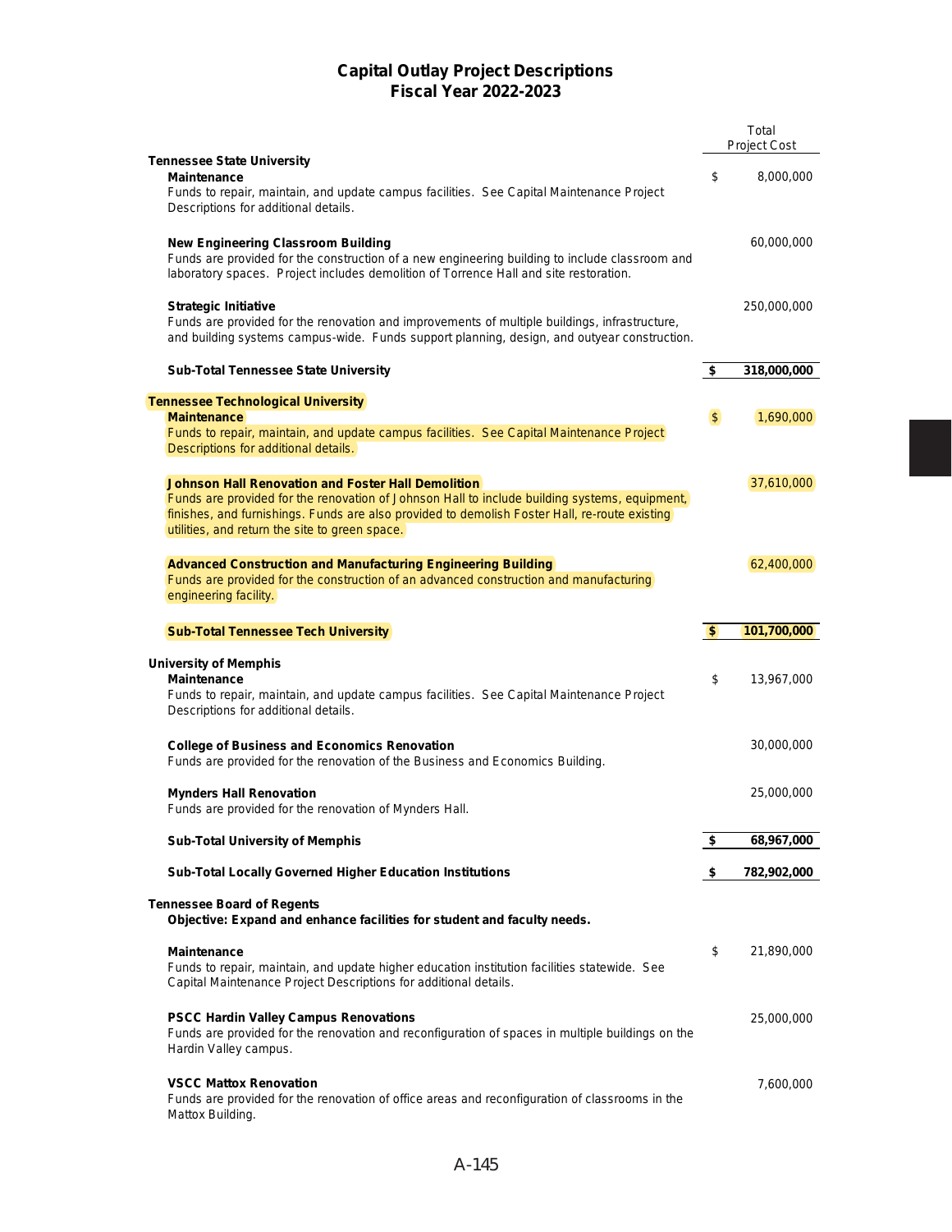# Capital Outlay Project Descriptions
## Fiscal Year 2022-2023

| | | Total Project Cost |
|---|---|---|
| **Tennessee State University** | | |
| **Maintenance** Funds to repair, maintain, and update campus facilities. See Capital Maintenance Project Descriptions for additional details. | $ | 8,000,000 |
| **New Engineering Classroom Building** Funds are provided for the construction of a new engineering building to include classroom and laboratory spaces. Project includes demolition of Torrence Hall and site restoration. | | 60,000,000 |
| **Strategic Initiative** Funds are provided for the renovation and improvements of multiple buildings, infrastructure, and building systems campus-wide. Funds support planning, design, and outyear construction. | | 250,000,000 |
| **Sub-Total Tennessee State University** | **$** | **318,000,000** |
| **Tennessee Technological University** | | |
| **Maintenance** Funds to repair, maintain, and update campus facilities. See Capital Maintenance Project Descriptions for additional details. | $ | 1,690,000 |
| **Johnson Hall Renovation and Foster Hall Demolition** Funds are provided for the renovation of Johnson Hall to include building systems, equipment, finishes, and furnishings. Funds are also provided to demolish Foster Hall, re-route existing utilities, and return the site to green space. | | 37,610,000 |
| **Advanced Construction and Manufacturing Engineering Building** Funds are provided for the construction of an advanced construction and manufacturing engineering facility. | | 62,400,000 |
| **Sub-Total Tennessee Tech University** | **$** | **101,700,000** |
| **University of Memphis** | | |
| **Maintenance** Funds to repair, maintain, and update campus facilities. See Capital Maintenance Project Descriptions for additional details. | $ | 13,967,000 |
| **College of Business and Economics Renovation** Funds are provided for the renovation of the Business and Economics Building. | | 30,000,000 |
| **Mynders Hall Renovation** Funds are provided for the renovation of Mynders Hall. | | 25,000,000 |
| **Sub-Total University of Memphis** | **$** | **68,967,000** |
| **Sub-Total Locally Governed Higher Education Institutions** | **$** | **782,902,000** |
| **Tennessee Board of Regents** **Objective: Expand and enhance facilities for student and faculty needs.** | | |
| **Maintenance** Funds to repair, maintain, and update higher education institution facilities statewide. See Capital Maintenance Project Descriptions for additional details. | $ | 21,890,000 |
| **PSCC Hardin Valley Campus Renovations** Funds are provided for the renovation and reconfiguration of spaces in multiple buildings on the Hardin Valley campus. | | 25,000,000 |
| **VSCC Mattox Renovation** Funds are provided for the renovation of office areas and reconfiguration of classrooms in the Mattox Building. | | 7,600,000 |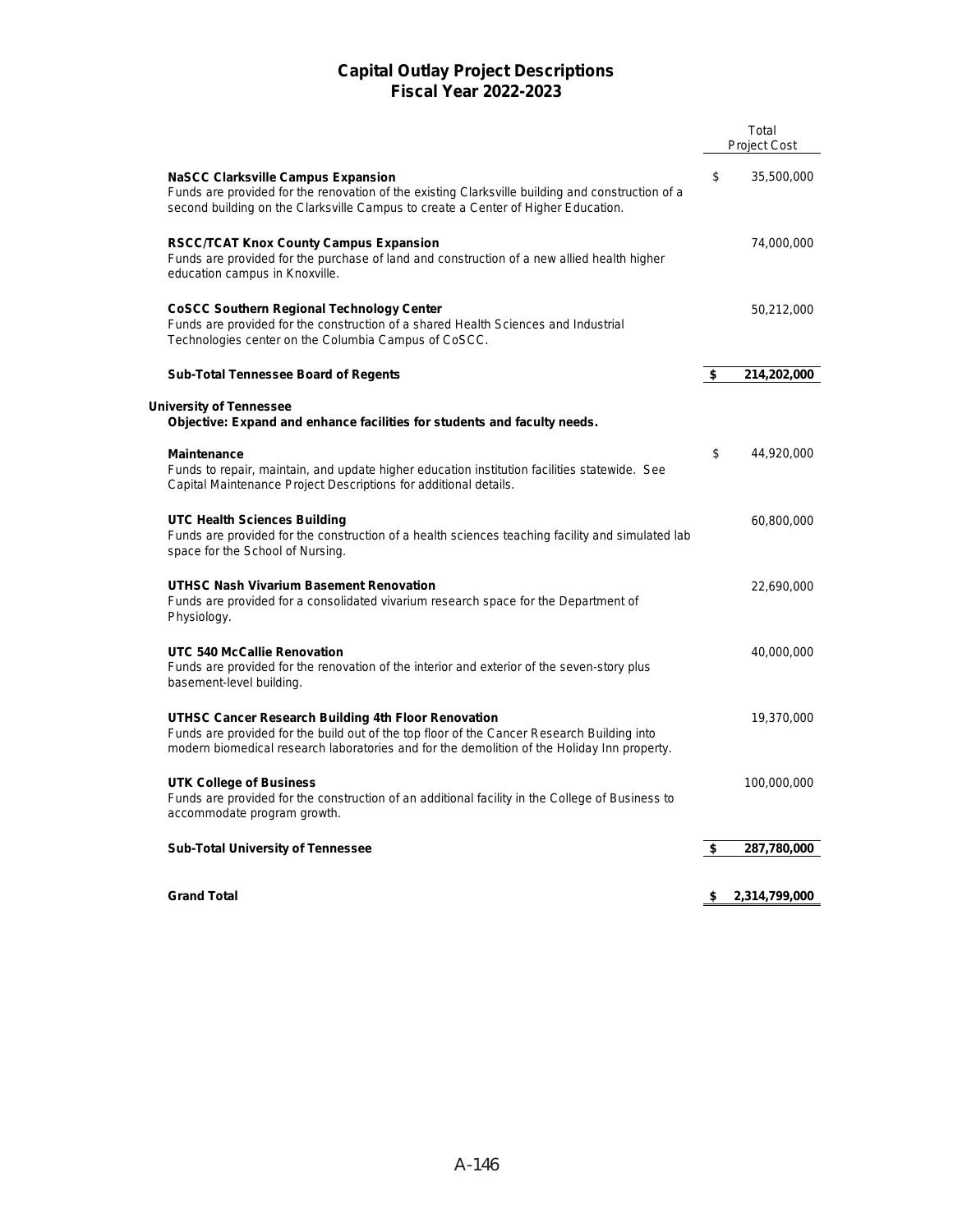# Capital Outlay Project Descriptions
## Fiscal Year 2022-2023

| | Total Project Cost |
|---|---|
| **NaSCC Clarksville Campus Expansion**<br>Funds are provided for the renovation of the existing Clarksville building and construction of a second building on the Clarksville Campus to create a Center of Higher Education. | $ 35,500,000 |
| **RSCC/TCAT Knox County Campus Expansion**<br>Funds are provided for the purchase of land and construction of a new allied health higher education campus in Knoxville. | 74,000,000 |
| **CoSCC Southern Regional Technology Center**<br>Funds are provided for the construction of a shared Health Sciences and Industrial Technologies center on the Columbia Campus of CoSCC. | 50,212,000 |
| **Sub-Total Tennessee Board of Regents** | **$ 214,202,000** |
| **University of Tennessee**<br>**Objective: Expand and enhance facilities for students and faculty needs.** | |
| **Maintenance**<br>Funds to repair, maintain, and update higher education institution facilities statewide. See Capital Maintenance Project Descriptions for additional details. | $ 44,920,000 |
| **UTC Health Sciences Building**<br>Funds are provided for the construction of a health sciences teaching facility and simulated lab space for the School of Nursing. | 60,800,000 |
| **UTHSC Nash Vivarium Basement Renovation**<br>Funds are provided for a consolidated vivarium research space for the Department of Physiology. | 22,690,000 |
| **UTC 540 McCallie Renovation**<br>Funds are provided for the renovation of the interior and exterior of the seven-story plus basement-level building. | 40,000,000 |
| **UTHSC Cancer Research Building 4th Floor Renovation**<br>Funds are provided for the build out of the top floor of the Cancer Research Building into modern biomedical research laboratories and for the demolition of the Holiday Inn property. | 19,370,000 |
| **UTK College of Business**<br>Funds are provided for the construction of an additional facility in the College of Business to accommodate program growth. | 100,000,000 |
| **Sub-Total University of Tennessee** | **$ 287,780,000** |
| **Grand Total** | **$ 2,314,799,000** |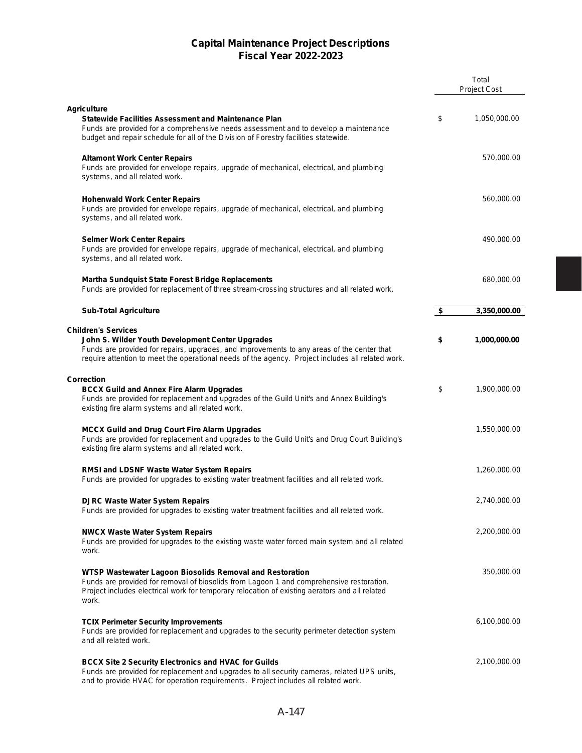# Capital Maintenance Project Descriptions
## Fiscal Year 2022-2023

| | Total Project Cost |
|---|---|
| **Agriculture** | |
| **Statewide Facilities Assessment and Maintenance Plan**<br>Funds are provided for a comprehensive needs assessment and to develop a maintenance budget and repair schedule for all of the Division of Forestry facilities statewide. | $ 1,050,000.00 |
| **Altamont Work Center Repairs**<br>Funds are provided for envelope repairs, upgrade of mechanical, electrical, and plumbing systems, and all related work. | 570,000.00 |
| **Hohenwald Work Center Repairs**<br>Funds are provided for envelope repairs, upgrade of mechanical, electrical, and plumbing systems, and all related work. | 560,000.00 |
| **Selmer Work Center Repairs**<br>Funds are provided for envelope repairs, upgrade of mechanical, electrical, and plumbing systems, and all related work. | 490,000.00 |
| **Martha Sundquist State Forest Bridge Replacements**<br>Funds are provided for replacement of three stream-crossing structures and all related work. | 680,000.00 |
| **Sub-Total Agriculture** | **$ 3,350,000.00** |
| **Children's Services** | |
| **John S. Wilder Youth Development Center Upgrades**<br>Funds are provided for repairs, upgrades, and improvements to any areas of the center that require attention to meet the operational needs of the agency. Project includes all related work. | **$ 1,000,000.00** |
| **Correction** | |
| **BCCX Guild and Annex Fire Alarm Upgrades**<br>Funds are provided for replacement and upgrades of the Guild Unit's and Annex Building's existing fire alarm systems and all related work. | $ 1,900,000.00 |
| **MCCX Guild and Drug Court Fire Alarm Upgrades**<br>Funds are provided for replacement and upgrades to the Guild Unit's and Drug Court Building's existing fire alarm systems and all related work. | 1,550,000.00 |
| **RMSI and LDSNF Waste Water System Repairs**<br>Funds are provided for upgrades to existing water treatment facilities and all related work. | 1,260,000.00 |
| **DJRC Waste Water System Repairs**<br>Funds are provided for upgrades to existing water treatment facilities and all related work. | 2,740,000.00 |
| **NWCX Waste Water System Repairs**<br>Funds are provided for upgrades to the existing waste water forced main system and all related work. | 2,200,000.00 |
| **WTSP Wastewater Lagoon Biosolids Removal and Restoration**<br>Funds are provided for removal of biosolids from Lagoon 1 and comprehensive restoration. Project includes electrical work for temporary relocation of existing aerators and all related work. | 350,000.00 |
| **TCIX Perimeter Security Improvements**<br>Funds are provided for replacement and upgrades to the security perimeter detection system and all related work. | 6,100,000.00 |
| **BCCX Site 2 Security Electronics and HVAC for Guilds**<br>Funds are provided for replacement and upgrades to all security cameras, related UPS units, and to provide HVAC for operation requirements. Project includes all related work. | 2,100,000.00 |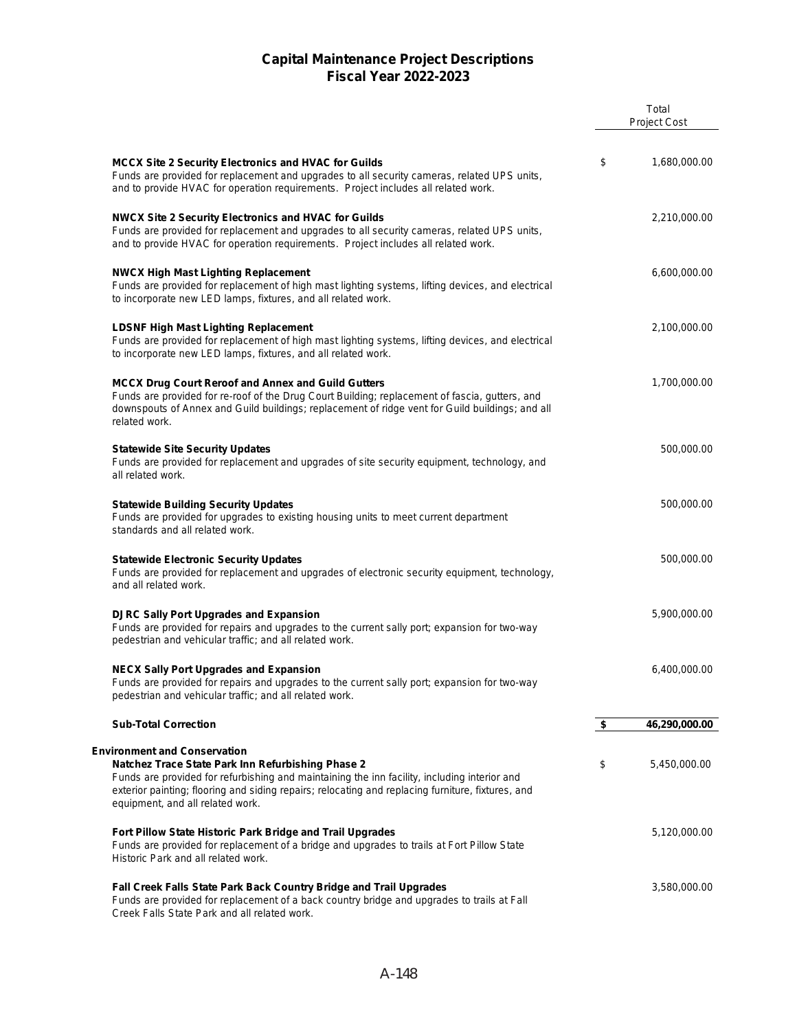# Capital Maintenance Project Descriptions
## Fiscal Year 2022-2023

| | Total Project Cost |
|---|---|
| **MCCX Site 2 Security Electronics and HVAC for Guilds**<br>Funds are provided for replacement and upgrades to all security cameras, related UPS units, and to provide HVAC for operation requirements. Project includes all related work. | $ 1,680,000.00 |
| **NWCX Site 2 Security Electronics and HVAC for Guilds**<br>Funds are provided for replacement and upgrades to all security cameras, related UPS units, and to provide HVAC for operation requirements. Project includes all related work. | 2,210,000.00 |
| **NWCX High Mast Lighting Replacement**<br>Funds are provided for replacement of high mast lighting systems, lifting devices, and electrical to incorporate new LED lamps, fixtures, and all related work. | 6,600,000.00 |
| **LDSNF High Mast Lighting Replacement**<br>Funds are provided for replacement of high mast lighting systems, lifting devices, and electrical to incorporate new LED lamps, fixtures, and all related work. | 2,100,000.00 |
| **MCCX Drug Court Reroof and Annex and Guild Gutters**<br>Funds are provided for re-roof of the Drug Court Building; replacement of fascia, gutters, and downspouts of Annex and Guild buildings; replacement of ridge vent for Guild buildings; and all related work. | 1,700,000.00 |
| **Statewide Site Security Updates**<br>Funds are provided for replacement and upgrades of site security equipment, technology, and all related work. | 500,000.00 |
| **Statewide Building Security Updates**<br>Funds are provided for upgrades to existing housing units to meet current department standards and all related work. | 500,000.00 |
| **Statewide Electronic Security Updates**<br>Funds are provided for replacement and upgrades of electronic security equipment, technology, and all related work. | 500,000.00 |
| **DJRC Sally Port Upgrades and Expansion**<br>Funds are provided for repairs and upgrades to the current sally port; expansion for two-way pedestrian and vehicular traffic; and all related work. | 5,900,000.00 |
| **NECX Sally Port Upgrades and Expansion**<br>Funds are provided for repairs and upgrades to the current sally port; expansion for two-way pedestrian and vehicular traffic; and all related work. | 6,400,000.00 |
| **Sub-Total Correction** | **$ 46,290,000.00** |
| **Environment and Conservation** | |
| **Natchez Trace State Park Inn Refurbishing Phase 2**<br>Funds are provided for refurbishing and maintaining the inn facility, including interior and exterior painting; flooring and siding repairs; relocating and replacing furniture, fixtures, and equipment, and all related work. | $ 5,450,000.00 |
| **Fort Pillow State Historic Park Bridge and Trail Upgrades**<br>Funds are provided for replacement of a bridge and upgrades to trails at Fort Pillow State Historic Park and all related work. | 5,120,000.00 |
| **Fall Creek Falls State Park Back Country Bridge and Trail Upgrades**<br>Funds are provided for replacement of a back country bridge and upgrades to trails at Fall Creek Falls State Park and all related work. | 3,580,000.00 |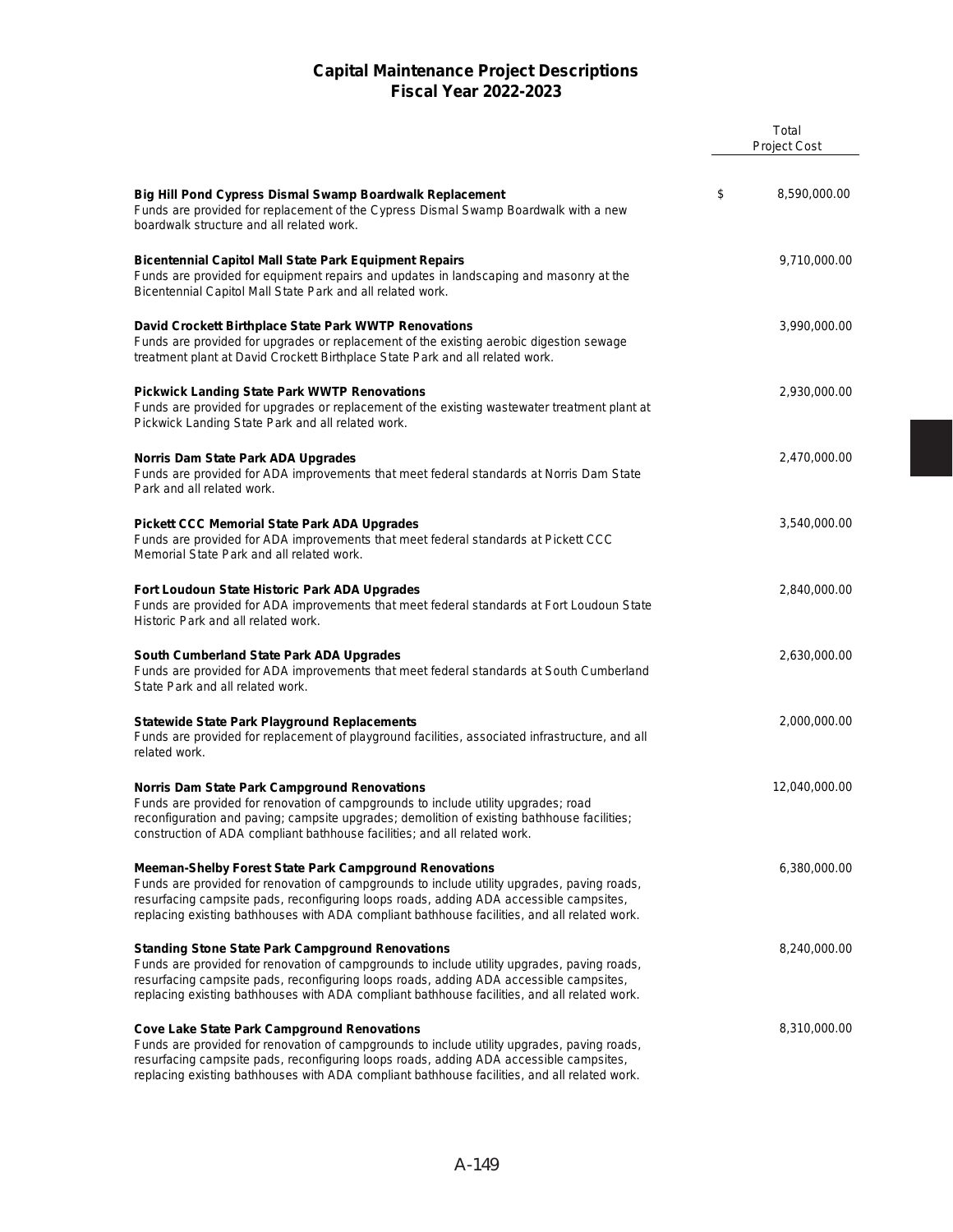# Capital Maintenance Project Descriptions
## Fiscal Year 2022-2023

| | Total Project Cost |
|---|---|
| **Big Hill Pond Cypress Dismal Swamp Boardwalk Replacement**<br>Funds are provided for replacement of the Cypress Dismal Swamp Boardwalk with a new boardwalk structure and all related work. | $ 8,590,000.00 |
| **Bicentennial Capitol Mall State Park Equipment Repairs**<br>Funds are provided for equipment repairs and updates in landscaping and masonry at the Bicentennial Capitol Mall State Park and all related work. | 9,710,000.00 |
| **David Crockett Birthplace State Park WWTP Renovations**<br>Funds are provided for upgrades or replacement of the existing aerobic digestion sewage treatment plant at David Crockett Birthplace State Park and all related work. | 3,990,000.00 |
| **Pickwick Landing State Park WWTP Renovations**<br>Funds are provided for upgrades or replacement of the existing wastewater treatment plant at Pickwick Landing State Park and all related work. | 2,930,000.00 |
| **Norris Dam State Park ADA Upgrades**<br>Funds are provided for ADA improvements that meet federal standards at Norris Dam State Park and all related work. | 2,470,000.00 |
| **Pickett CCC Memorial State Park ADA Upgrades**<br>Funds are provided for ADA improvements that meet federal standards at Pickett CCC Memorial State Park and all related work. | 3,540,000.00 |
| **Fort Loudoun State Historic Park ADA Upgrades**<br>Funds are provided for ADA improvements that meet federal standards at Fort Loudoun State Historic Park and all related work. | 2,840,000.00 |
| **South Cumberland State Park ADA Upgrades**<br>Funds are provided for ADA improvements that meet federal standards at South Cumberland State Park and all related work. | 2,630,000.00 |
| **Statewide State Park Playground Replacements**<br>Funds are provided for replacement of playground facilities, associated infrastructure, and all related work. | 2,000,000.00 |
| **Norris Dam State Park Campground Renovations**<br>Funds are provided for renovation of campgrounds to include utility upgrades; road reconfiguration and paving; campsite upgrades; demolition of existing bathhouse facilities; construction of ADA compliant bathhouse facilities; and all related work. | 12,040,000.00 |
| **Meeman-Shelby Forest State Park Campground Renovations**<br>Funds are provided for renovation of campgrounds to include utility upgrades, paving roads, resurfacing campsite pads, reconfiguring loops roads, adding ADA accessible campsites, replacing existing bathhouses with ADA compliant bathhouse facilities, and all related work. | 6,380,000.00 |
| **Standing Stone State Park Campground Renovations**<br>Funds are provided for renovation of campgrounds to include utility upgrades, paving roads, resurfacing campsite pads, reconfiguring loops roads, adding ADA accessible campsites, replacing existing bathhouses with ADA compliant bathhouse facilities, and all related work. | 8,240,000.00 |
| **Cove Lake State Park Campground Renovations**<br>Funds are provided for renovation of campgrounds to include utility upgrades, paving roads, resurfacing campsite pads, reconfiguring loops roads, adding ADA accessible campsites, replacing existing bathhouses with ADA compliant bathhouse facilities, and all related work. | 8,310,000.00 |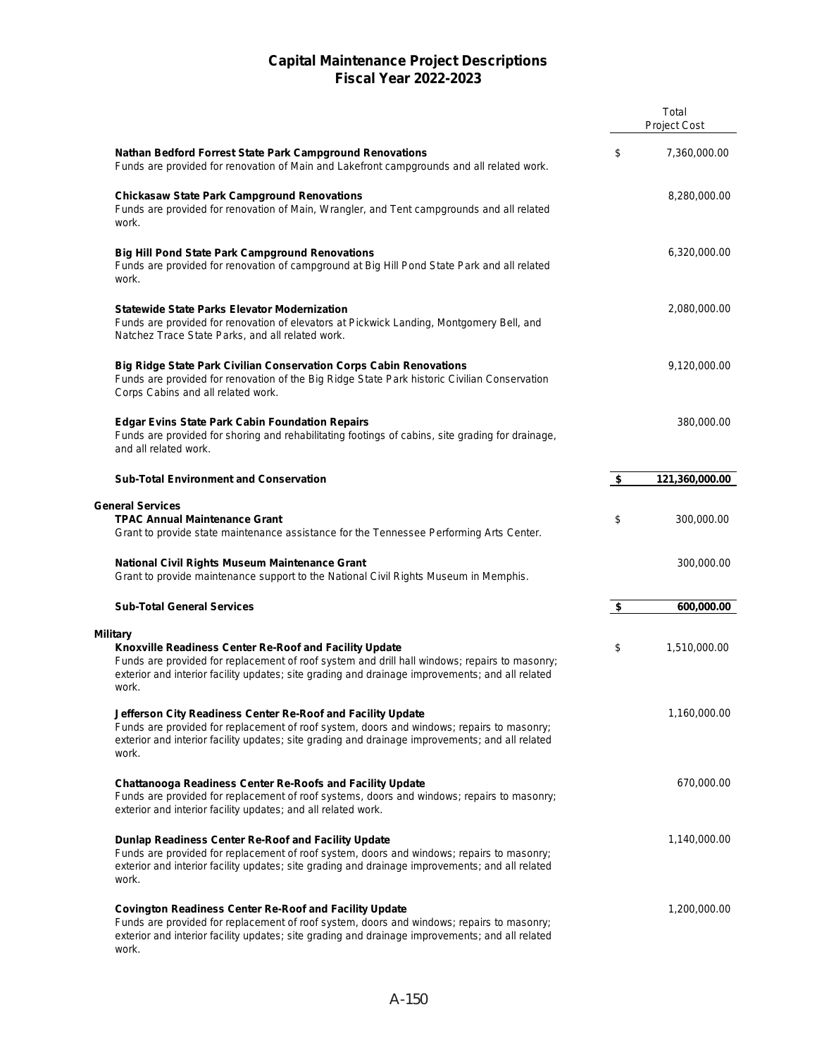## Capital Maintenance Project Descriptions
## Fiscal Year 2022-2023

| | Total Project Cost |
|---|---|
| **Nathan Bedford Forrest State Park Campground Renovations**<br>Funds are provided for renovation of Main and Lakefront campgrounds and all related work. | $ 7,360,000.00 |
| **Chickasaw State Park Campground Renovations**<br>Funds are provided for renovation of Main, Wrangler, and Tent campgrounds and all related work. | 8,280,000.00 |
| **Big Hill Pond State Park Campground Renovations**<br>Funds are provided for renovation of campground at Big Hill Pond State Park and all related work. | 6,320,000.00 |
| **Statewide State Parks Elevator Modernization**<br>Funds are provided for renovation of elevators at Pickwick Landing, Montgomery Bell, and Natchez Trace State Parks, and all related work. | 2,080,000.00 |
| **Big Ridge State Park Civilian Conservation Corps Cabin Renovations**<br>Funds are provided for renovation of the Big Ridge State Park historic Civilian Conservation Corps Cabins and all related work. | 9,120,000.00 |
| **Edgar Evins State Park Cabin Foundation Repairs**<br>Funds are provided for shoring and rehabilitating footings of cabins, site grading for drainage, and all related work. | 380,000.00 |
| **Sub-Total Environment and Conservation** | **$ 121,360,000.00** |
| **General Services** | |
| **TPAC Annual Maintenance Grant**<br>Grant to provide state maintenance assistance for the Tennessee Performing Arts Center. | $ 300,000.00 |
| **National Civil Rights Museum Maintenance Grant**<br>Grant to provide maintenance support to the National Civil Rights Museum in Memphis. | 300,000.00 |
| **Sub-Total General Services** | **$ 600,000.00** |
| **Military** | |
| **Knoxville Readiness Center Re-Roof and Facility Update**<br>Funds are provided for replacement of roof system and drill hall windows; repairs to masonry; exterior and interior facility updates; site grading and drainage improvements; and all related work. | $ 1,510,000.00 |
| **Jefferson City Readiness Center Re-Roof and Facility Update**<br>Funds are provided for replacement of roof system, doors and windows; repairs to masonry; exterior and interior facility updates; site grading and drainage improvements; and all related work. | 1,160,000.00 |
| **Chattanooga Readiness Center Re-Roofs and Facility Update**<br>Funds are provided for replacement of roof systems, doors and windows; repairs to masonry; exterior and interior facility updates; and all related work. | 670,000.00 |
| **Dunlap Readiness Center Re-Roof and Facility Update**<br>Funds are provided for replacement of roof system, doors and windows; repairs to masonry; exterior and interior facility updates; site grading and drainage improvements; and all related work. | 1,140,000.00 |
| **Covington Readiness Center Re-Roof and Facility Update**<br>Funds are provided for replacement of roof system, doors and windows; repairs to masonry; exterior and interior facility updates; site grading and drainage improvements; and all related work. | 1,200,000.00 |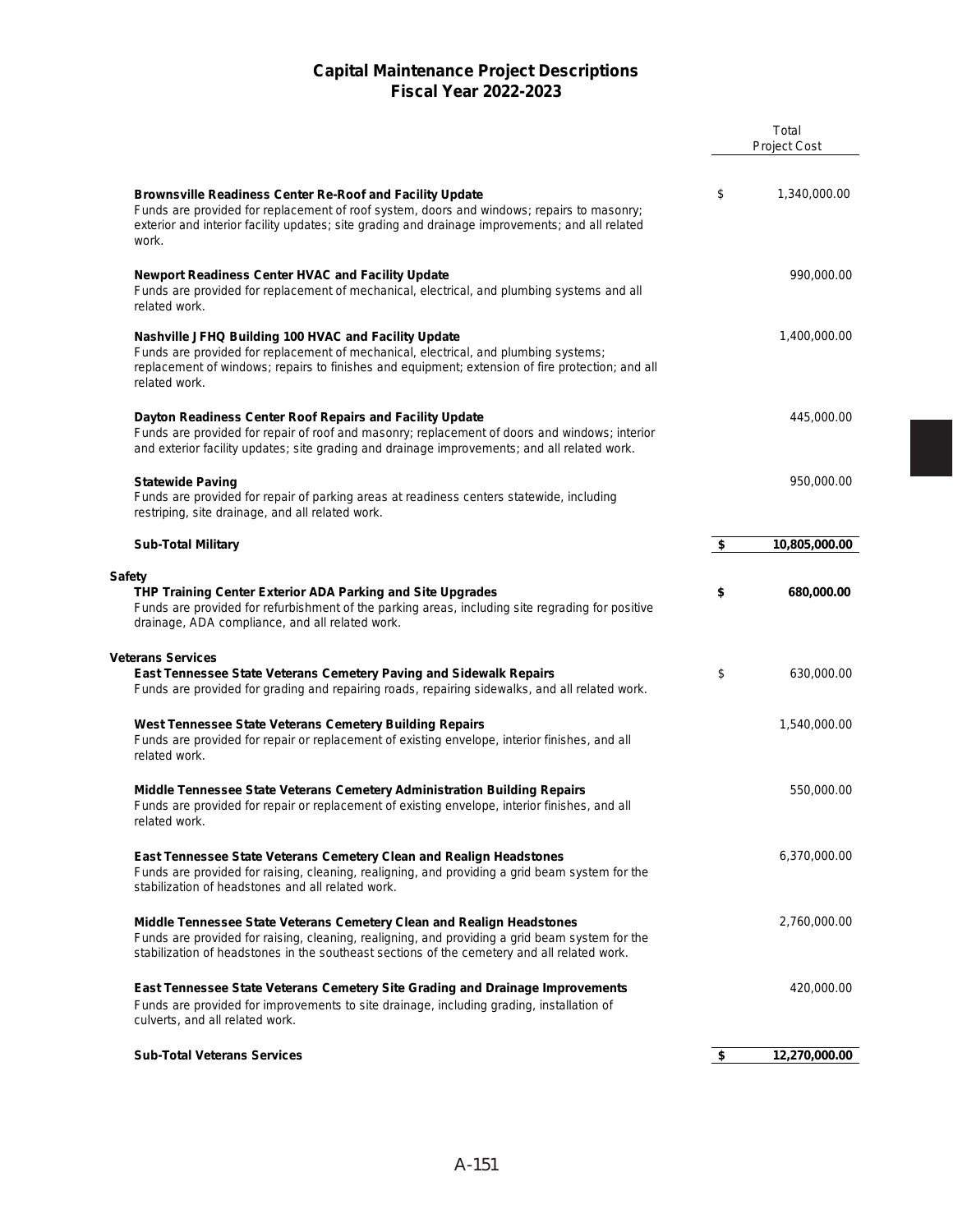# Capital Maintenance Project Descriptions
## Fiscal Year 2022-2023

| | Total Project Cost |
|---|---|
| **Brownsville Readiness Center Re-Roof and Facility Update**<br>Funds are provided for replacement of roof system, doors and windows; repairs to masonry; exterior and interior facility updates; site grading and drainage improvements; and all related work. | $ 1,340,000.00 |
| **Newport Readiness Center HVAC and Facility Update**<br>Funds are provided for replacement of mechanical, electrical, and plumbing systems and all related work. | 990,000.00 |
| **Nashville JFHQ Building 100 HVAC and Facility Update**<br>Funds are provided for replacement of mechanical, electrical, and plumbing systems; replacement of windows; repairs to finishes and equipment; extension of fire protection; and all related work. | 1,400,000.00 |
| **Dayton Readiness Center Roof Repairs and Facility Update**<br>Funds are provided for repair of roof and masonry; replacement of doors and windows; interior and exterior facility updates; site grading and drainage improvements; and all related work. | 445,000.00 |
| **Statewide Paving**<br>Funds are provided for repair of parking areas at readiness centers statewide, including restriping, site drainage, and all related work. | 950,000.00 |
| **Sub-Total Military** | **$ 10,805,000.00** |
| **Safety** | |
| **THP Training Center Exterior ADA Parking and Site Upgrades**<br>Funds are provided for refurbishment of the parking areas, including site regrading for positive drainage, ADA compliance, and all related work. | **$ 680,000.00** |
| **Veterans Services** | |
| **East Tennessee State Veterans Cemetery Paving and Sidewalk Repairs**<br>Funds are provided for grading and repairing roads, repairing sidewalks, and all related work. | $ 630,000.00 |
| **West Tennessee State Veterans Cemetery Building Repairs**<br>Funds are provided for repair or replacement of existing envelope, interior finishes, and all related work. | 1,540,000.00 |
| **Middle Tennessee State Veterans Cemetery Administration Building Repairs**<br>Funds are provided for repair or replacement of existing envelope, interior finishes, and all related work. | 550,000.00 |
| **East Tennessee State Veterans Cemetery Clean and Realign Headstones**<br>Funds are provided for raising, cleaning, realigning, and providing a grid beam system for the stabilization of headstones and all related work. | 6,370,000.00 |
| **Middle Tennessee State Veterans Cemetery Clean and Realign Headstones**<br>Funds are provided for raising, cleaning, realigning, and providing a grid beam system for the stabilization of headstones in the southeast sections of the cemetery and all related work. | 2,760,000.00 |
| **East Tennessee State Veterans Cemetery Site Grading and Drainage Improvements**<br>Funds are provided for improvements to site drainage, including grading, installation of culverts, and all related work. | 420,000.00 |
| **Sub-Total Veterans Services** | **$ 12,270,000.00** |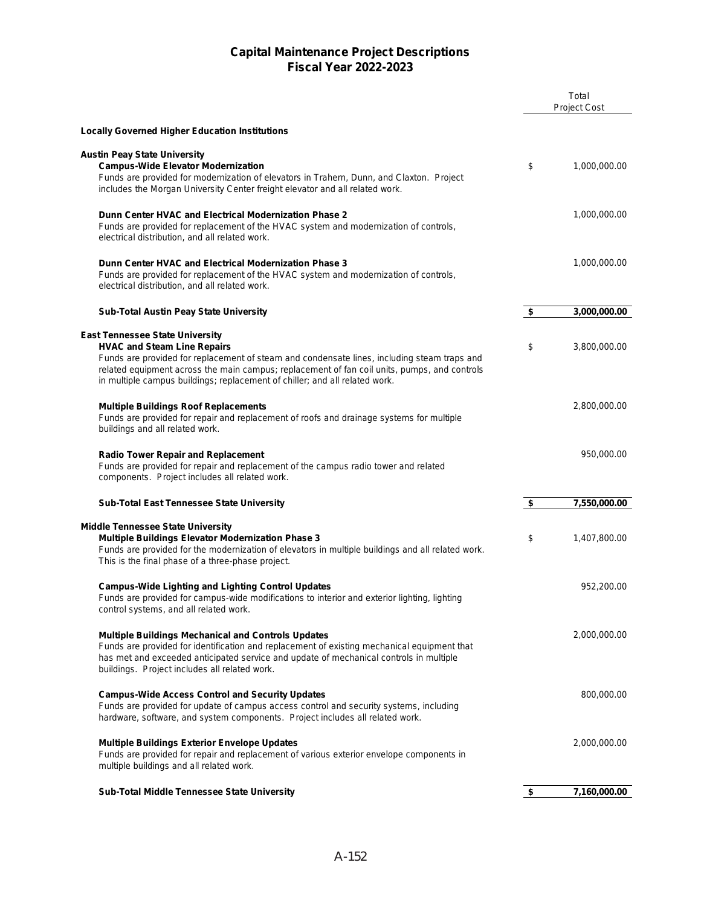# Capital Maintenance Project Descriptions
## Fiscal Year 2022-2023

| | Total Project Cost |
|---|---|
| **Locally Governed Higher Education Institutions** | |
| **Austin Peay State University** | |
| **Campus-Wide Elevator Modernization**<br>Funds are provided for modernization of elevators in Trahern, Dunn, and Claxton. Project includes the Morgan University Center freight elevator and all related work. | $ 1,000,000.00 |
| **Dunn Center HVAC and Electrical Modernization Phase 2**<br>Funds are provided for replacement of the HVAC system and modernization of controls, electrical distribution, and all related work. | 1,000,000.00 |
| **Dunn Center HVAC and Electrical Modernization Phase 3**<br>Funds are provided for replacement of the HVAC system and modernization of controls, electrical distribution, and all related work. | 1,000,000.00 |
| **Sub-Total Austin Peay State University** | **$ 3,000,000.00** |
| **East Tennessee State University** | |
| **HVAC and Steam Line Repairs**<br>Funds are provided for replacement of steam and condensate lines, including steam traps and related equipment across the main campus; replacement of fan coil units, pumps, and controls in multiple campus buildings; replacement of chiller; and all related work. | $ 3,800,000.00 |
| **Multiple Buildings Roof Replacements**<br>Funds are provided for repair and replacement of roofs and drainage systems for multiple buildings and all related work. | 2,800,000.00 |
| **Radio Tower Repair and Replacement**<br>Funds are provided for repair and replacement of the campus radio tower and related components. Project includes all related work. | 950,000.00 |
| **Sub-Total East Tennessee State University** | **$ 7,550,000.00** |
| **Middle Tennessee State University** | |
| **Multiple Buildings Elevator Modernization Phase 3**<br>Funds are provided for the modernization of elevators in multiple buildings and all related work. This is the final phase of a three-phase project. | $ 1,407,800.00 |
| **Campus-Wide Lighting and Lighting Control Updates**<br>Funds are provided for campus-wide modifications to interior and exterior lighting, lighting control systems, and all related work. | 952,200.00 |
| **Multiple Buildings Mechanical and Controls Updates**<br>Funds are provided for identification and replacement of existing mechanical equipment that has met and exceeded anticipated service and update of mechanical controls in multiple buildings. Project includes all related work. | 2,000,000.00 |
| **Campus-Wide Access Control and Security Updates**<br>Funds are provided for update of campus access control and security systems, including hardware, software, and system components. Project includes all related work. | 800,000.00 |
| **Multiple Buildings Exterior Envelope Updates**<br>Funds are provided for repair and replacement of various exterior envelope components in multiple buildings and all related work. | 2,000,000.00 |
| **Sub-Total Middle Tennessee State University** | **$ 7,160,000.00** |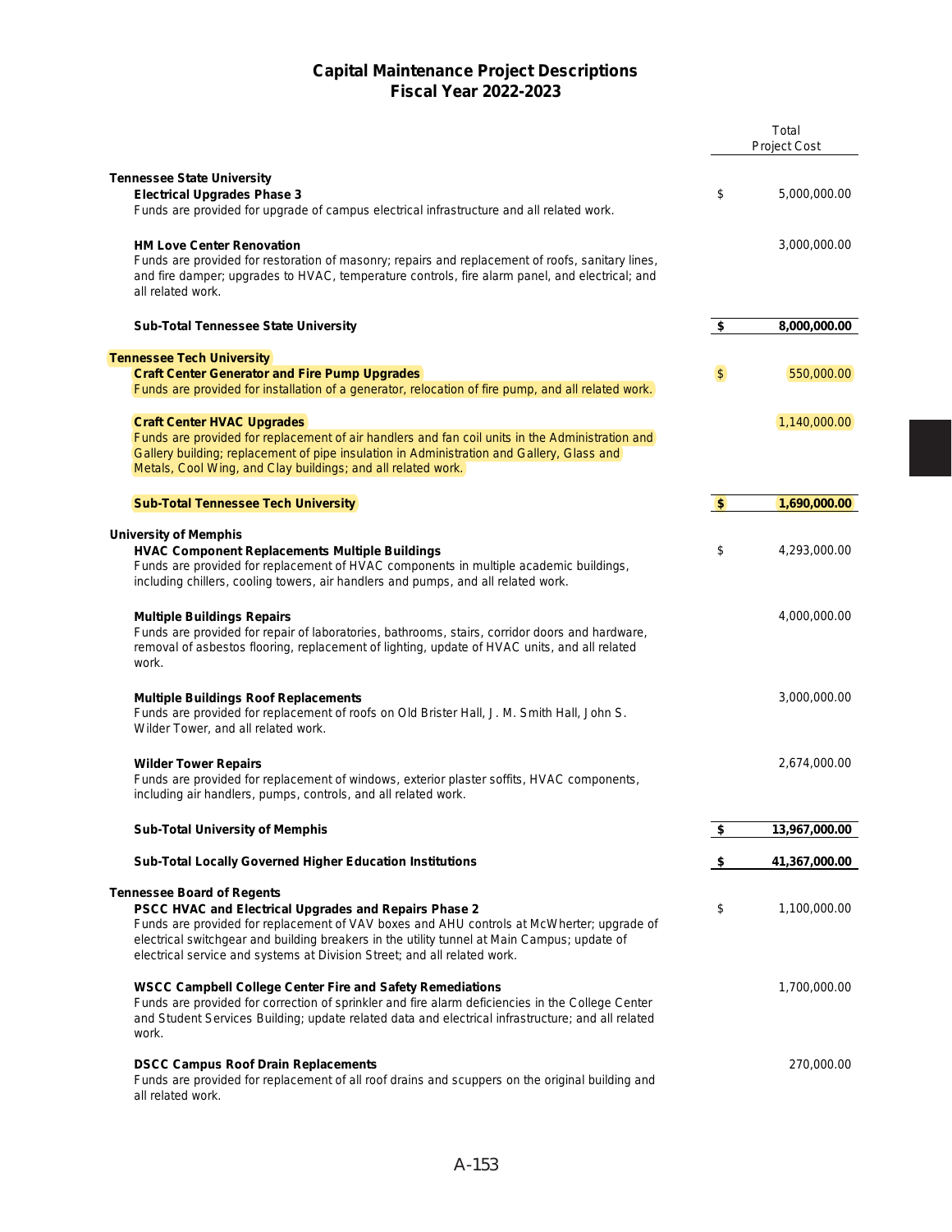## Capital Maintenance Project Descriptions
## Fiscal Year 2022-2023

| | | Total Project Cost |
|---|---|---|
| **Tennessee State University** | | |
| **Electrical Upgrades Phase 3**<br>Funds are provided for upgrade of campus electrical infrastructure and all related work. | $ | 5,000,000.00 |
| **HM Love Center Renovation**<br>Funds are provided for restoration of masonry; repairs and replacement of roofs, sanitary lines, and fire damper; upgrades to HVAC, temperature controls, fire alarm panel, and electrical; and all related work. | | 3,000,000.00 |
| **Sub-Total Tennessee State University** | **$** | **8,000,000.00** |
| **Tennessee Tech University** | | |
| **Craft Center Generator and Fire Pump Upgrades**<br>Funds are provided for installation of a generator, relocation of fire pump, and all related work. | $ | 550,000.00 |
| **Craft Center HVAC Upgrades**<br>Funds are provided for replacement of air handlers and fan coil units in the Administration and Gallery building; replacement of pipe insulation in Administration and Gallery, Glass and Metals, Cool Wing, and Clay buildings; and all related work. | | 1,140,000.00 |
| **Sub-Total Tennessee Tech University** | **$** | **1,690,000.00** |
| **University of Memphis** | | |
| **HVAC Component Replacements Multiple Buildings**<br>Funds are provided for replacement of HVAC components in multiple academic buildings, including chillers, cooling towers, air handlers and pumps, and all related work. | $ | 4,293,000.00 |
| **Multiple Buildings Repairs**<br>Funds are provided for repair of laboratories, bathrooms, stairs, corridor doors and hardware, removal of asbestos flooring, replacement of lighting, update of HVAC units, and all related work. | | 4,000,000.00 |
| **Multiple Buildings Roof Replacements**<br>Funds are provided for replacement of roofs on Old Brister Hall, J. M. Smith Hall, John S. Wilder Tower, and all related work. | | 3,000,000.00 |
| **Wilder Tower Repairs**<br>Funds are provided for replacement of windows, exterior plaster soffits, HVAC components, including air handlers, pumps, controls, and all related work. | | 2,674,000.00 |
| **Sub-Total University of Memphis** | **$** | **13,967,000.00** |
| **Sub-Total Locally Governed Higher Education Institutions** | **$** | **41,367,000.00** |
| **Tennessee Board of Regents** | | |
| **PSCC HVAC and Electrical Upgrades and Repairs Phase 2**<br>Funds are provided for replacement of VAV boxes and AHU controls at McWherter; upgrade of electrical switchgear and building breakers in the utility tunnel at Main Campus; update of electrical service and systems at Division Street; and all related work. | $ | 1,100,000.00 |
| **WSCC Campbell College Center Fire and Safety Remediations**<br>Funds are provided for correction of sprinkler and fire alarm deficiencies in the College Center and Student Services Building; update related data and electrical infrastructure; and all related work. | | 1,700,000.00 |
| **DSCC Campus Roof Drain Replacements**<br>Funds are provided for replacement of all roof drains and scuppers on the original building and all related work. | | 270,000.00 |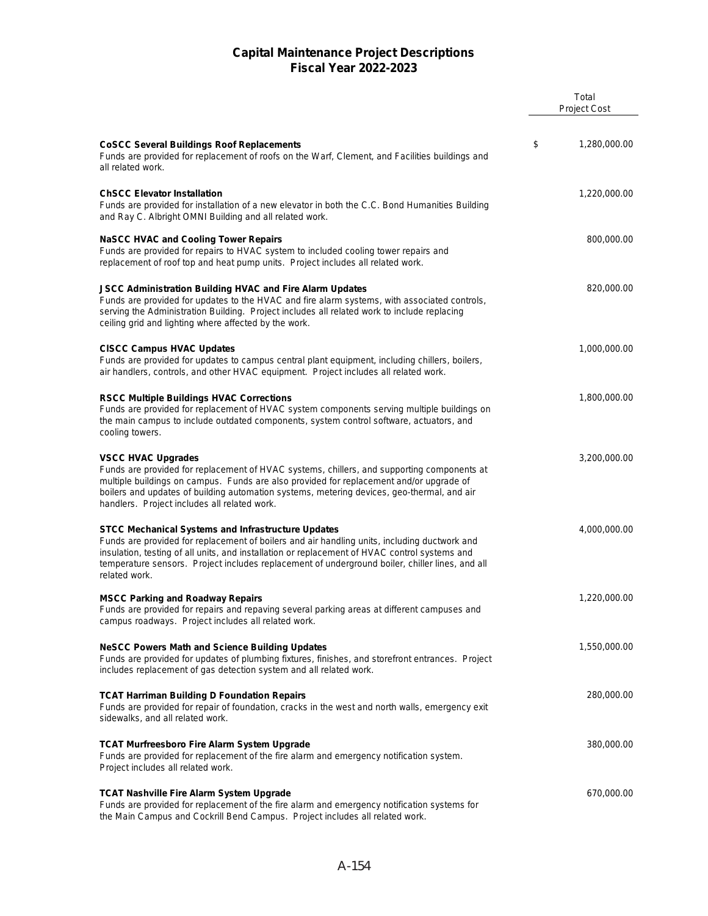# Capital Maintenance Project Descriptions
## Fiscal Year 2022-2023

| | Total Project Cost |
|---|---|
| **CoSCC Several Buildings Roof Replacements**<br>Funds are provided for replacement of roofs on the Warf, Clement, and Facilities buildings and all related work. | $ 1,280,000.00 |
| **ChSCC Elevator Installation**<br>Funds are provided for installation of a new elevator in both the C.C. Bond Humanities Building and Ray C. Albright OMNI Building and all related work. | 1,220,000.00 |
| **NaSCC HVAC and Cooling Tower Repairs**<br>Funds are provided for repairs to HVAC system to included cooling tower repairs and replacement of roof top and heat pump units. Project includes all related work. | 800,000.00 |
| **JSCC Administration Building HVAC and Fire Alarm Updates**<br>Funds are provided for updates to the HVAC and fire alarm systems, with associated controls, serving the Administration Building. Project includes all related work to include replacing ceiling grid and lighting where affected by the work. | 820,000.00 |
| **ClSCC Campus HVAC Updates**<br>Funds are provided for updates to campus central plant equipment, including chillers, boilers, air handlers, controls, and other HVAC equipment. Project includes all related work. | 1,000,000.00 |
| **RSCC Multiple Buildings HVAC Corrections**<br>Funds are provided for replacement of HVAC system components serving multiple buildings on the main campus to include outdated components, system control software, actuators, and cooling towers. | 1,800,000.00 |
| **VSCC HVAC Upgrades**<br>Funds are provided for replacement of HVAC systems, chillers, and supporting components at multiple buildings on campus. Funds are also provided for replacement and/or upgrade of boilers and updates of building automation systems, metering devices, geo-thermal, and air handlers. Project includes all related work. | 3,200,000.00 |
| **STCC Mechanical Systems and Infrastructure Updates**<br>Funds are provided for replacement of boilers and air handling units, including ductwork and insulation, testing of all units, and installation or replacement of HVAC control systems and temperature sensors. Project includes replacement of underground boiler, chiller lines, and all related work. | 4,000,000.00 |
| **MSCC Parking and Roadway Repairs**<br>Funds are provided for repairs and repaving several parking areas at different campuses and campus roadways. Project includes all related work. | 1,220,000.00 |
| **NeSCC Powers Math and Science Building Updates**<br>Funds are provided for updates of plumbing fixtures, finishes, and storefront entrances. Project includes replacement of gas detection system and all related work. | 1,550,000.00 |
| **TCAT Harriman Building D Foundation Repairs**<br>Funds are provided for repair of foundation, cracks in the west and north walls, emergency exit sidewalks, and all related work. | 280,000.00 |
| **TCAT Murfreesboro Fire Alarm System Upgrade**<br>Funds are provided for replacement of the fire alarm and emergency notification system. Project includes all related work. | 380,000.00 |
| **TCAT Nashville Fire Alarm System Upgrade**<br>Funds are provided for replacement of the fire alarm and emergency notification systems for the Main Campus and Cockrill Bend Campus. Project includes all related work. | 670,000.00 |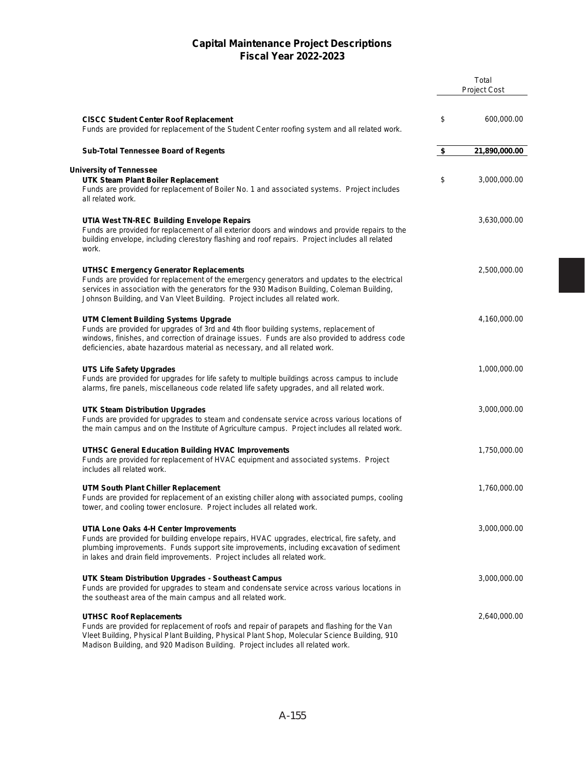# Capital Maintenance Project Descriptions
## Fiscal Year 2022-2023

| | Total Project Cost |
|---|---|
| **CISCC Student Center Roof Replacement**<br>Funds are provided for replacement of the Student Center roofing system and all related work. | $ 600,000.00 |
| **Sub-Total Tennessee Board of Regents** | **$ 21,890,000.00** |
| **University of Tennessee** | |
| **UTK Steam Plant Boiler Replacement**<br>Funds are provided for replacement of Boiler No. 1 and associated systems. Project includes all related work. | $ 3,000,000.00 |
| **UTIA West TN-REC Building Envelope Repairs**<br>Funds are provided for replacement of all exterior doors and windows and provide repairs to the building envelope, including clerestory flashing and roof repairs. Project includes all related work. | 3,630,000.00 |
| **UTHSC Emergency Generator Replacements**<br>Funds are provided for replacement of the emergency generators and updates to the electrical services in association with the generators for the 930 Madison Building, Coleman Building, Johnson Building, and Van Vleet Building. Project includes all related work. | 2,500,000.00 |
| **UTM Clement Building Systems Upgrade**<br>Funds are provided for upgrades of 3rd and 4th floor building systems, replacement of windows, finishes, and correction of drainage issues. Funds are also provided to address code deficiencies, abate hazardous material as necessary, and all related work. | 4,160,000.00 |
| **UTS Life Safety Upgrades**<br>Funds are provided for upgrades for life safety to multiple buildings across campus to include alarms, fire panels, miscellaneous code related life safety upgrades, and all related work. | 1,000,000.00 |
| **UTK Steam Distribution Upgrades**<br>Funds are provided for upgrades to steam and condensate service across various locations of the main campus and on the Institute of Agriculture campus. Project includes all related work. | 3,000,000.00 |
| **UTHSC General Education Building HVAC Improvements**<br>Funds are provided for replacement of HVAC equipment and associated systems. Project includes all related work. | 1,750,000.00 |
| **UTM South Plant Chiller Replacement**<br>Funds are provided for replacement of an existing chiller along with associated pumps, cooling tower, and cooling tower enclosure. Project includes all related work. | 1,760,000.00 |
| **UTIA Lone Oaks 4-H Center Improvements**<br>Funds are provided for building envelope repairs, HVAC upgrades, electrical, fire safety, and plumbing improvements. Funds support site improvements, including excavation of sediment in lakes and drain field improvements. Project includes all related work. | 3,000,000.00 |
| **UTK Steam Distribution Upgrades - Southeast Campus**<br>Funds are provided for upgrades to steam and condensate service across various locations in the southeast area of the main campus and all related work. | 3,000,000.00 |
| **UTHSC Roof Replacements**<br>Funds are provided for replacement of roofs and repair of parapets and flashing for the Van Vleet Building, Physical Plant Building, Physical Plant Shop, Molecular Science Building, 910 Madison Building, and 920 Madison Building. Project includes all related work. | 2,640,000.00 |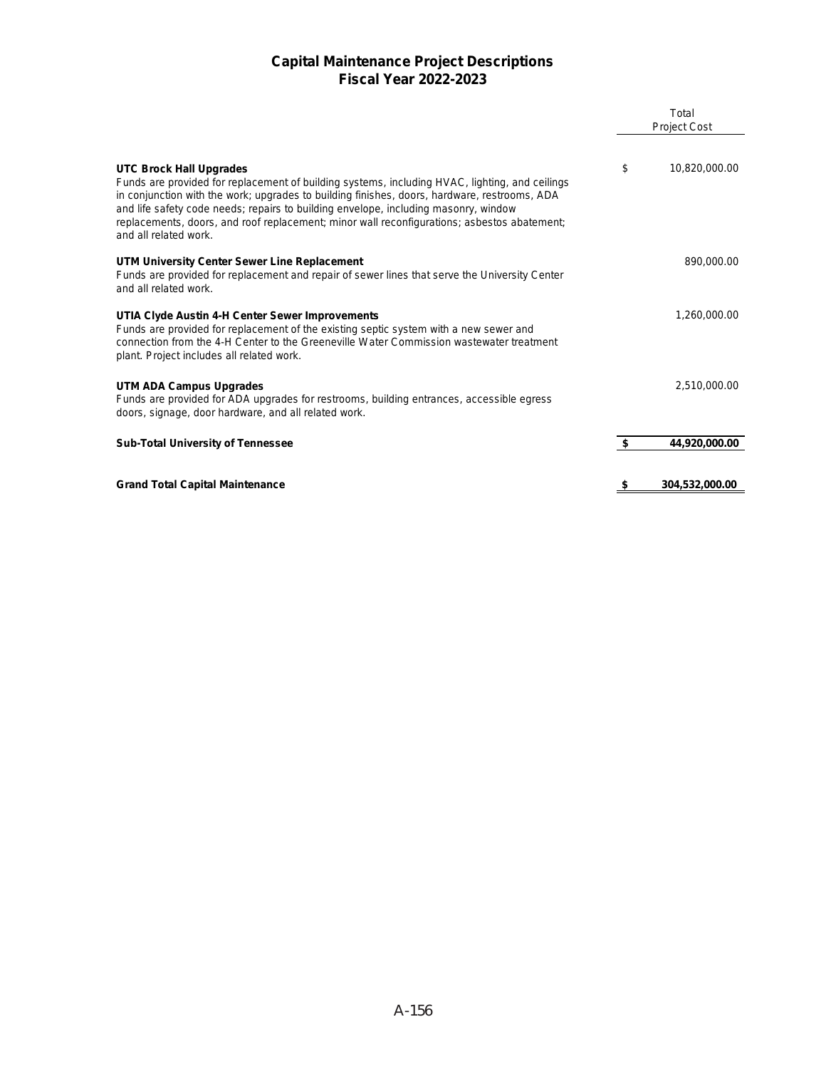# Capital Maintenance Project Descriptions
## Fiscal Year 2022-2023

| | Total Project Cost |
|---|---|
| **UTC Brock Hall Upgrades**<br>Funds are provided for replacement of building systems, including HVAC, lighting, and ceilings in conjunction with the work; upgrades to building finishes, doors, hardware, restrooms, ADA and life safety code needs; repairs to building envelope, including masonry, window replacements, doors, and roof replacement; minor wall reconfigurations; asbestos abatement; and all related work. | $ 10,820,000.00 |
| **UTM University Center Sewer Line Replacement**<br>Funds are provided for replacement and repair of sewer lines that serve the University Center and all related work. | 890,000.00 |
| **UTIA Clyde Austin 4-H Center Sewer Improvements**<br>Funds are provided for replacement of the existing septic system with a new sewer and connection from the 4-H Center to the Greeneville Water Commission wastewater treatment plant. Project includes all related work. | 1,260,000.00 |
| **UTM ADA Campus Upgrades**<br>Funds are provided for ADA upgrades for restrooms, building entrances, accessible egress doors, signage, door hardware, and all related work. | 2,510,000.00 |
| **Sub-Total University of Tennessee** | **$ 44,920,000.00** |
| **Grand Total Capital Maintenance** | **$ 304,532,000.00** |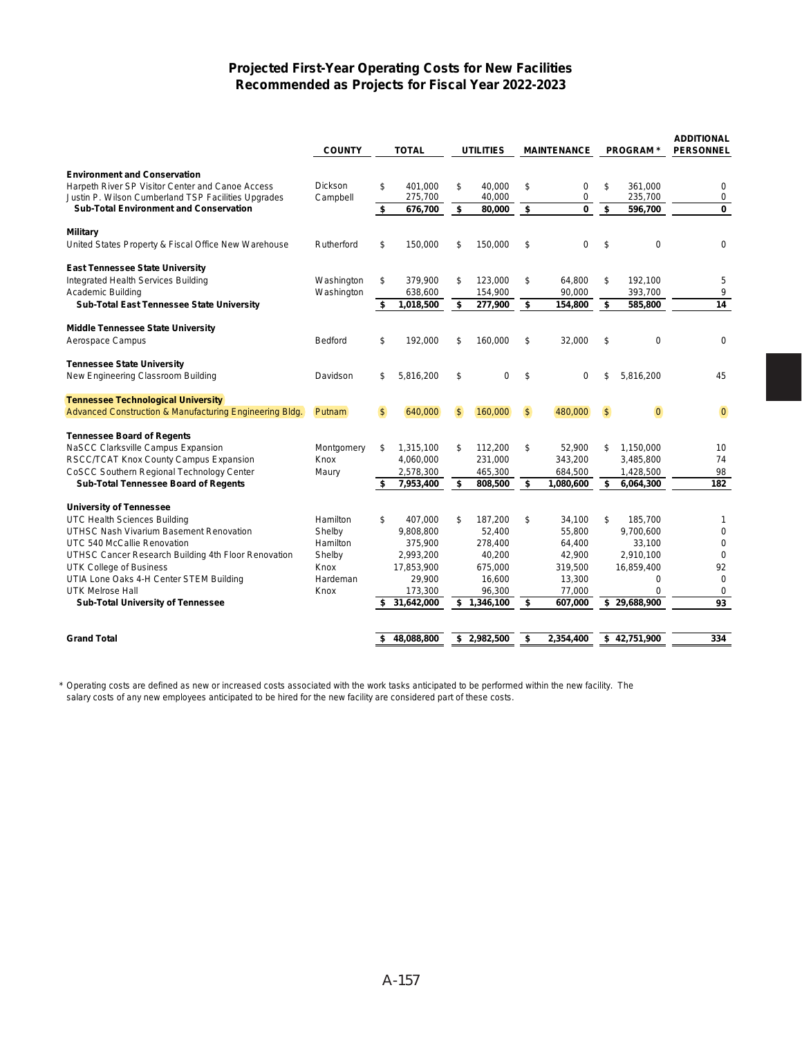## Projected First-Year Operating Costs for New Facilities Recommended as Projects for Fiscal Year 2022-2023

| | COUNTY | TOTAL | UTILITIES | MAINTENANCE | PROGRAM * | ADDITIONAL PERSONNEL |
|---|---|---|---|---|---|---|
| **Environment and Conservation** | | | | | | |
| Harpeth River SP Visitor Center and Canoe Access | Dickson | $ 401,000 | $ 40,000 | $ 0 | $ 361,000 | 0 |
| Justin P. Wilson Cumberland TSP Facilities Upgrades | Campbell | 275,700 | 40,000 | 0 | 235,700 | 0 |
| **Sub-Total Environment and Conservation** | | **$ 676,700** | **$ 80,000** | **$ 0** | **$ 596,700** | **0** |
| **Military** | | | | | | |
| United States Property & Fiscal Office New Warehouse | Rutherford | $ 150,000 | $ 150,000 | $ 0 | $ 0 | 0 |
| **East Tennessee State University** | | | | | | |
| Integrated Health Services Building | Washington | $ 379,900 | $ 123,000 | $ 64,800 | $ 192,100 | 5 |
| Academic Building | Washington | 638,600 | 154,900 | 90,000 | 393,700 | 9 |
| **Sub-Total East Tennessee State University** | | **$ 1,018,500** | **$ 277,900** | **$ 154,800** | **$ 585,800** | **14** |
| **Middle Tennessee State University** | | | | | | |
| Aerospace Campus | Bedford | $ 192,000 | $ 160,000 | $ 32,000 | $ 0 | 0 |
| **Tennessee State University** | | | | | | |
| New Engineering Classroom Building | Davidson | $ 5,816,200 | $ 0 | $ 0 | $ 5,816,200 | 45 |
| **Tennessee Technological University** | | | | | | |
| Advanced Construction & Manufacturing Engineering Bldg. | Putnam | $ 640,000 | $ 160,000 | $ 480,000 | $ 0 | 0 |
| **Tennessee Board of Regents** | | | | | | |
| NaSCC Clarksville Campus Expansion | Montgomery | $ 1,315,100 | $ 112,200 | $ 52,900 | $ 1,150,000 | 10 |
| RSCC/TCAT Knox County Campus Expansion | Knox | 4,060,000 | 231,000 | 343,200 | 3,485,800 | 74 |
| CoSCC Southern Regional Technology Center | Maury | 2,578,300 | 465,300 | 684,500 | 1,428,500 | 98 |
| **Sub-Total Tennessee Board of Regents** | | **$ 7,953,400** | **$ 808,500** | **$ 1,080,600** | **$ 6,064,300** | **182** |
| **University of Tennessee** | | | | | | |
| UTC Health Sciences Building | Hamilton | $ 407,000 | $ 187,200 | $ 34,100 | $ 185,700 | 1 |
| UTHSC Nash Vivarium Basement Renovation | Shelby | 9,808,800 | 52,400 | 55,800 | 9,700,600 | 0 |
| UTC 540 McCallie Renovation | Hamilton | 375,900 | 278,400 | 64,400 | 33,100 | 0 |
| UTHSC Cancer Research Building 4th Floor Renovation | Shelby | 2,993,200 | 40,200 | 42,900 | 2,910,100 | 0 |
| UTK College of Business | Knox | 17,853,900 | 675,000 | 319,500 | 16,859,400 | 92 |
| UTIA Lone Oaks 4-H Center STEM Building | Hardeman | 29,900 | 16,600 | 13,300 | 0 | 0 |
| UTK Melrose Hall | Knox | 173,300 | 96,300 | 77,000 | 0 | 0 |
| **Sub-Total University of Tennessee** | | **$ 31,642,000** | **$ 1,346,100** | **$ 607,000** | **$ 29,688,900** | **93** |
| **Grand Total** | | **$ 48,088,800** | **$ 2,982,500** | **$ 2,354,400** | **$ 42,751,900** | **334** |

* Operating costs are defined as new or increased costs associated with the work tasks anticipated to be performed within the new facility. The salary costs of any new employees anticipated to be hired for the new facility are considered part of these costs.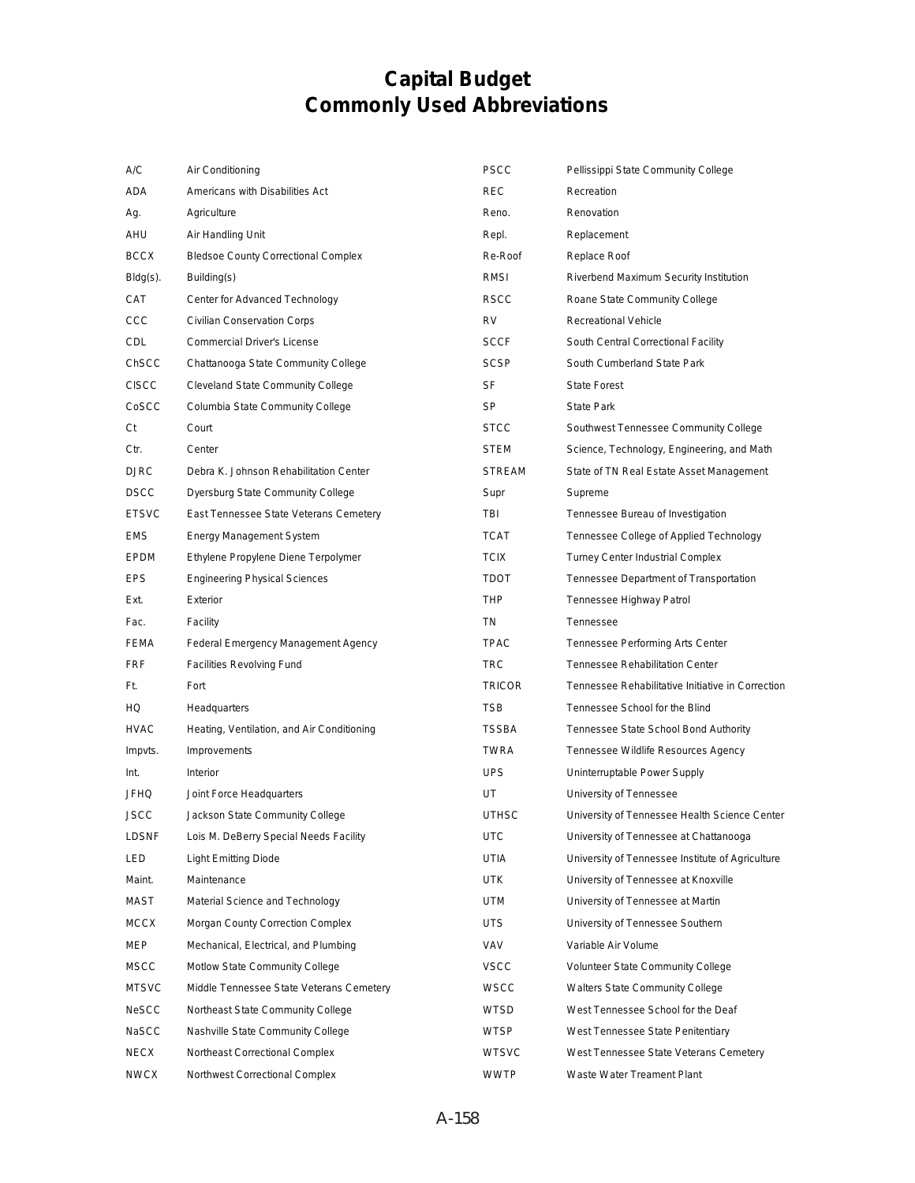# Capital Budget
# Commonly Used Abbreviations

| Abbreviation | Meaning |
|---|---|
| A/C | Air Conditioning |
| ADA | Americans with Disabilities Act |
| Ag. | Agriculture |
| AHU | Air Handling Unit |
| BCCX | Bledsoe County Correctional Complex |
| Bldg(s). | Building(s) |
| CAT | Center for Advanced Technology |
| CCC | Civilian Conservation Corps |
| CDL | Commercial Driver's License |
| ChSCC | Chattanooga State Community College |
| ClSCC | Cleveland State Community College |
| CoSCC | Columbia State Community College |
| Ct | Court |
| Ctr. | Center |
| DJRC | Debra K. Johnson Rehabilitation Center |
| DSCC | Dyersburg State Community College |
| ETSVC | East Tennessee State Veterans Cemetery |
| EMS | Energy Management System |
| EPDM | Ethylene Propylene Diene Terpolymer |
| EPS | Engineering Physical Sciences |
| Ext. | Exterior |
| Fac. | Facility |
| FEMA | Federal Emergency Management Agency |
| FRF | Facilities Revolving Fund |
| Ft. | Fort |
| HQ | Headquarters |
| HVAC | Heating, Ventilation, and Air Conditioning |
| Impvts. | Improvements |
| Int. | Interior |
| JFHQ | Joint Force Headquarters |
| JSCC | Jackson State Community College |
| LDSNF | Lois M. DeBerry Special Needs Facility |
| LED | Light Emitting Diode |
| Maint. | Maintenance |
| MAST | Material Science and Technology |
| MCCX | Morgan County Correction Complex |
| MEP | Mechanical, Electrical, and Plumbing |
| MSCC | Motlow State Community College |
| MTSVC | Middle Tennessee State Veterans Cemetery |
| NeSCC | Northeast State Community College |
| NaSCC | Nashville State Community College |
| NECX | Northeast Correctional Complex |
| NWCX | Northwest Correctional Complex |
| PSCC | Pellissippi State Community College |
| REC | Recreation |
| Reno. | Renovation |
| Repl. | Replacement |
| Re-Roof | Replace Roof |
| RMSI | Riverbend Maximum Security Institution |
| RSCC | Roane State Community College |
| RV | Recreational Vehicle |
| SCCF | South Central Correctional Facility |
| SCSP | South Cumberland State Park |
| SF | State Forest |
| SP | State Park |
| STCC | Southwest Tennessee Community College |
| STEM | Science, Technology, Engineering, and Math |
| STREAM | State of TN Real Estate Asset Management |
| Supr | Supreme |
| TBI | Tennessee Bureau of Investigation |
| TCAT | Tennessee College of Applied Technology |
| TCIX | Turney Center Industrial Complex |
| TDOT | Tennessee Department of Transportation |
| THP | Tennessee Highway Patrol |
| TN | Tennessee |
| TPAC | Tennessee Performing Arts Center |
| TRC | Tennessee Rehabilitation Center |
| TRICOR | Tennessee Rehabilitative Initiative in Correction |
| TSB | Tennessee School for the Blind |
| TSSBA | Tennessee State School Bond Authority |
| TWRA | Tennessee Wildlife Resources Agency |
| UPS | Uninterruptable Power Supply |
| UT | University of Tennessee |
| UTHSC | University of Tennessee Health Science Center |
| UTC | University of Tennessee at Chattanooga |
| UTIA | University of Tennessee Institute of Agriculture |
| UTK | University of Tennessee at Knoxville |
| UTM | University of Tennessee at Martin |
| UTS | University of Tennessee Southern |
| VAV | Variable Air Volume |
| VSCC | Volunteer State Community College |
| WSCC | Walters State Community College |
| WTSD | West Tennessee School for the Deaf |
| WTSP | West Tennessee State Penitentiary |
| WTSVC | West Tennessee State Veterans Cemetery |
| WWTP | Waste Water Treament Plant |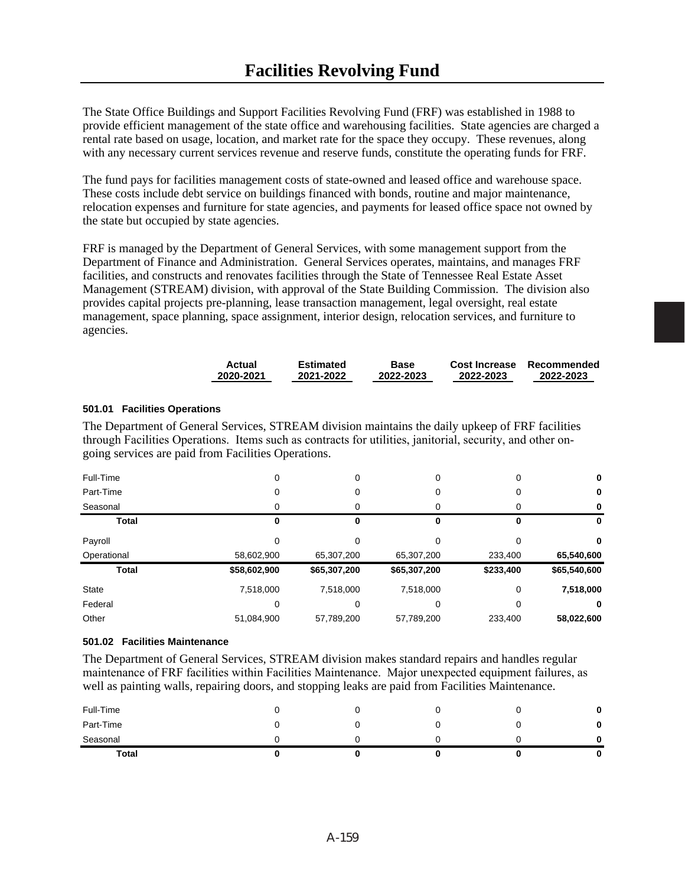# Facilities Revolving Fund

The State Office Buildings and Support Facilities Revolving Fund (FRF) was established in 1988 to provide efficient management of the state office and warehousing facilities. State agencies are charged a rental rate based on usage, location, and market rate for the space they occupy. These revenues, along with any necessary current services revenue and reserve funds, constitute the operating funds for FRF.

The fund pays for facilities management costs of state-owned and leased office and warehouse space. These costs include debt service on buildings financed with bonds, routine and major maintenance, relocation expenses and furniture for state agencies, and payments for leased office space not owned by the state but occupied by state agencies.

FRF is managed by the Department of General Services, with some management support from the Department of Finance and Administration. General Services operates, maintains, and manages FRF facilities, and constructs and renovates facilities through the State of Tennessee Real Estate Asset Management (STREAM) division, with approval of the State Building Commission. The division also provides capital projects pre-planning, lease transaction management, legal oversight, real estate management, space planning, space assignment, interior design, relocation services, and furniture to agencies.

### 501.01 Facilities Operations

The Department of General Services, STREAM division maintains the daily upkeep of FRF facilities through Facilities Operations. Items such as contracts for utilities, janitorial, security, and other on-going services are paid from Facilities Operations.

| | Actual 2020-2021 | Estimated 2021-2022 | Base 2022-2023 | Cost Increase 2022-2023 | Recommended 2022-2023 |
|---|---|---|---|---|---|
| Full-Time | 0 | 0 | 0 | 0 | **0** |
| Part-Time | 0 | 0 | 0 | 0 | **0** |
| Seasonal | 0 | 0 | 0 | 0 | **0** |
| **Total** | **0** | **0** | **0** | **0** | **0** |
| Payroll | 0 | 0 | 0 | 0 | **0** |
| Operational | 58,602,900 | 65,307,200 | 65,307,200 | 233,400 | **65,540,600** |
| **Total** | **$58,602,900** | **$65,307,200** | **$65,307,200** | **$233,400** | **$65,540,600** |
| State | 7,518,000 | 7,518,000 | 7,518,000 | 0 | **7,518,000** |
| Federal | 0 | 0 | 0 | 0 | **0** |
| Other | 51,084,900 | 57,789,200 | 57,789,200 | 233,400 | **58,022,600** |

### 501.02 Facilities Maintenance

The Department of General Services, STREAM division makes standard repairs and handles regular maintenance of FRF facilities within Facilities Maintenance. Major unexpected equipment failures, as well as painting walls, repairing doors, and stopping leaks are paid from Facilities Maintenance.

| | Actual 2020-2021 | Estimated 2021-2022 | Base 2022-2023 | Cost Increase 2022-2023 | Recommended 2022-2023 |
|---|---|---|---|---|---|
| Full-Time | 0 | 0 | 0 | 0 | **0** |
| Part-Time | 0 | 0 | 0 | 0 | **0** |
| Seasonal | 0 | 0 | 0 | 0 | **0** |
| **Total** | **0** | **0** | **0** | **0** | **0** |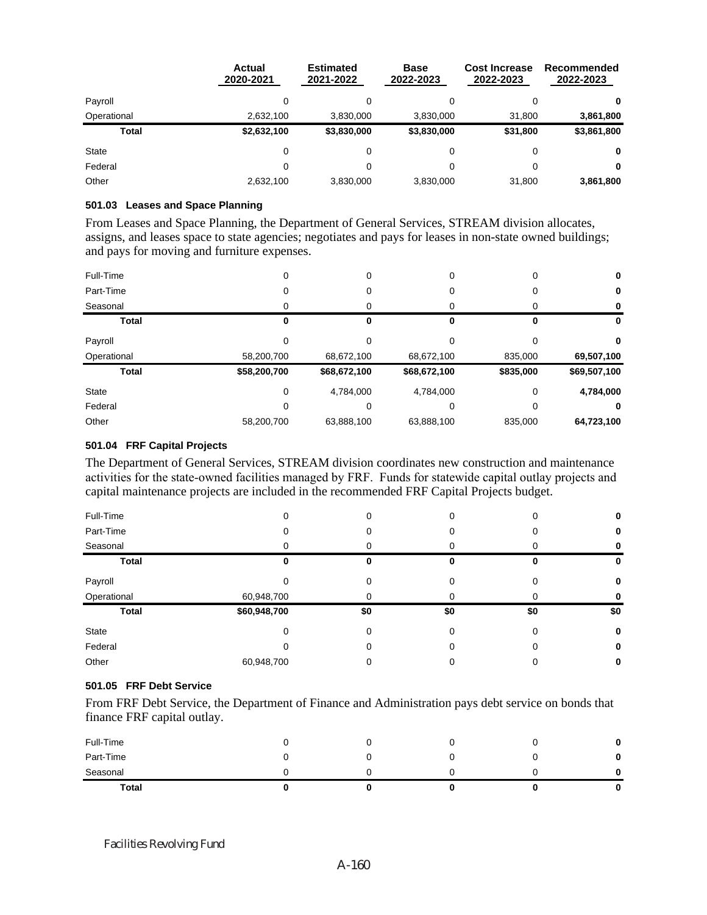| | Actual 2020-2021 | Estimated 2021-2022 | Base 2022-2023 | Cost Increase 2022-2023 | Recommended 2022-2023 |
|---|---|---|---|---|---|
| Payroll | 0 | 0 | 0 | 0 | **0** |
| Operational | 2,632,100 | 3,830,000 | 3,830,000 | 31,800 | **3,861,800** |
| **Total** | **$2,632,100** | **$3,830,000** | **$3,830,000** | **$31,800** | **$3,861,800** |
| State | 0 | 0 | 0 | 0 | **0** |
| Federal | 0 | 0 | 0 | 0 | **0** |
| Other | 2,632,100 | 3,830,000 | 3,830,000 | 31,800 | **3,861,800** |

### 501.03 Leases and Space Planning

From Leases and Space Planning, the Department of General Services, STREAM division allocates, assigns, and leases space to state agencies; negotiates and pays for leases in non-state owned buildings; and pays for moving and furniture expenses.

| | Actual 2020-2021 | Estimated 2021-2022 | Base 2022-2023 | Cost Increase 2022-2023 | Recommended 2022-2023 |
|---|---|---|---|---|---|
| Full-Time | 0 | 0 | 0 | 0 | **0** |
| Part-Time | 0 | 0 | 0 | 0 | **0** |
| Seasonal | 0 | 0 | 0 | 0 | **0** |
| **Total** | **0** | **0** | **0** | **0** | **0** |
| Payroll | 0 | 0 | 0 | 0 | **0** |
| Operational | 58,200,700 | 68,672,100 | 68,672,100 | 835,000 | **69,507,100** |
| **Total** | **$58,200,700** | **$68,672,100** | **$68,672,100** | **$835,000** | **$69,507,100** |
| State | 0 | 4,784,000 | 4,784,000 | 0 | **4,784,000** |
| Federal | 0 | 0 | 0 | 0 | **0** |
| Other | 58,200,700 | 63,888,100 | 63,888,100 | 835,000 | **64,723,100** |

### 501.04 FRF Capital Projects

The Department of General Services, STREAM division coordinates new construction and maintenance activities for the state-owned facilities managed by FRF. Funds for statewide capital outlay projects and capital maintenance projects are included in the recommended FRF Capital Projects budget.

| | Actual 2020-2021 | Estimated 2021-2022 | Base 2022-2023 | Cost Increase 2022-2023 | Recommended 2022-2023 |
|---|---|---|---|---|---|
| Full-Time | 0 | 0 | 0 | 0 | **0** |
| Part-Time | 0 | 0 | 0 | 0 | **0** |
| Seasonal | 0 | 0 | 0 | 0 | **0** |
| **Total** | **0** | **0** | **0** | **0** | **0** |
| Payroll | 0 | 0 | 0 | 0 | **0** |
| Operational | 60,948,700 | 0 | 0 | 0 | **0** |
| **Total** | **$60,948,700** | **$0** | **$0** | **$0** | **$0** |
| State | 0 | 0 | 0 | 0 | **0** |
| Federal | 0 | 0 | 0 | 0 | **0** |
| Other | 60,948,700 | 0 | 0 | 0 | **0** |

### 501.05 FRF Debt Service

From FRF Debt Service, the Department of Finance and Administration pays debt service on bonds that finance FRF capital outlay.

| | Actual 2020-2021 | Estimated 2021-2022 | Base 2022-2023 | Cost Increase 2022-2023 | Recommended 2022-2023 |
|---|---|---|---|---|---|
| Full-Time | 0 | 0 | 0 | 0 | **0** |
| Part-Time | 0 | 0 | 0 | 0 | **0** |
| Seasonal | 0 | 0 | 0 | 0 | **0** |
| **Total** | **0** | **0** | **0** | **0** | **0** |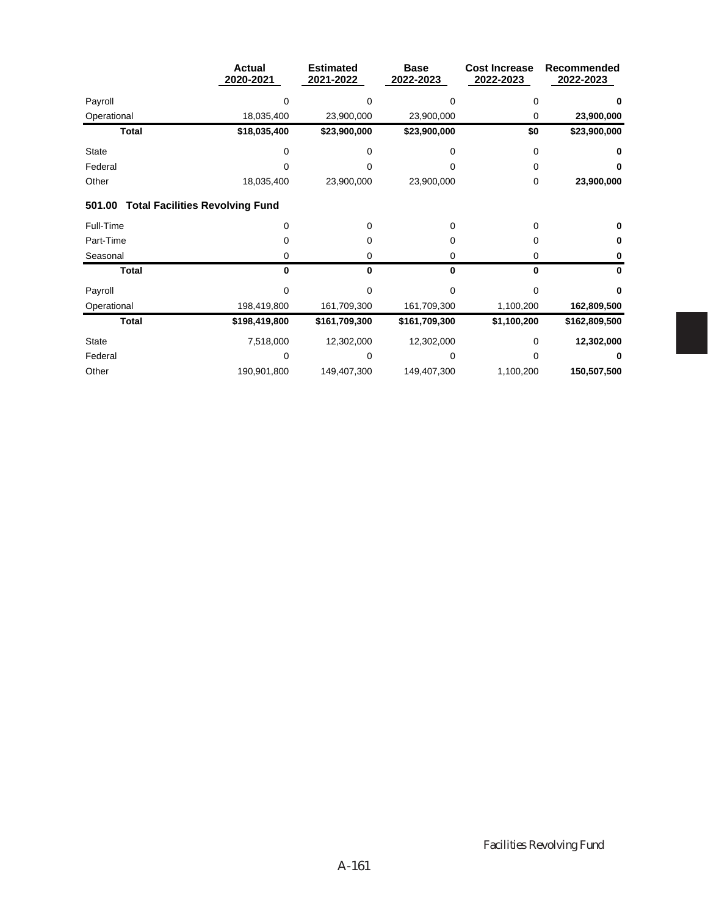| | Actual 2020-2021 | Estimated 2021-2022 | Base 2022-2023 | Cost Increase 2022-2023 | Recommended 2022-2023 |
|---|---|---|---|---|---|
| Payroll | 0 | 0 | 0 | 0 | **0** |
| Operational | 18,035,400 | 23,900,000 | 23,900,000 | 0 | **23,900,000** |
| **Total** | **$18,035,400** | **$23,900,000** | **$23,900,000** | **$0** | **$23,900,000** |
| State | 0 | 0 | 0 | 0 | **0** |
| Federal | 0 | 0 | 0 | 0 | **0** |
| Other | 18,035,400 | 23,900,000 | 23,900,000 | 0 | **23,900,000** |

### 501.00 Total Facilities Revolving Fund

| | Actual 2020-2021 | Estimated 2021-2022 | Base 2022-2023 | Cost Increase 2022-2023 | Recommended 2022-2023 |
|---|---|---|---|---|---|
| Full-Time | 0 | 0 | 0 | 0 | **0** |
| Part-Time | 0 | 0 | 0 | 0 | **0** |
| Seasonal | 0 | 0 | 0 | 0 | **0** |
| **Total** | **0** | **0** | **0** | **0** | **0** |
| Payroll | 0 | 0 | 0 | 0 | **0** |
| Operational | 198,419,800 | 161,709,300 | 161,709,300 | 1,100,200 | **162,809,500** |
| **Total** | **$198,419,800** | **$161,709,300** | **$161,709,300** | **$1,100,200** | **$162,809,500** |
| State | 7,518,000 | 12,302,000 | 12,302,000 | 0 | **12,302,000** |
| Federal | 0 | 0 | 0 | 0 | **0** |
| Other | 190,901,800 | 149,407,300 | 149,407,300 | 1,100,200 | **150,507,500** |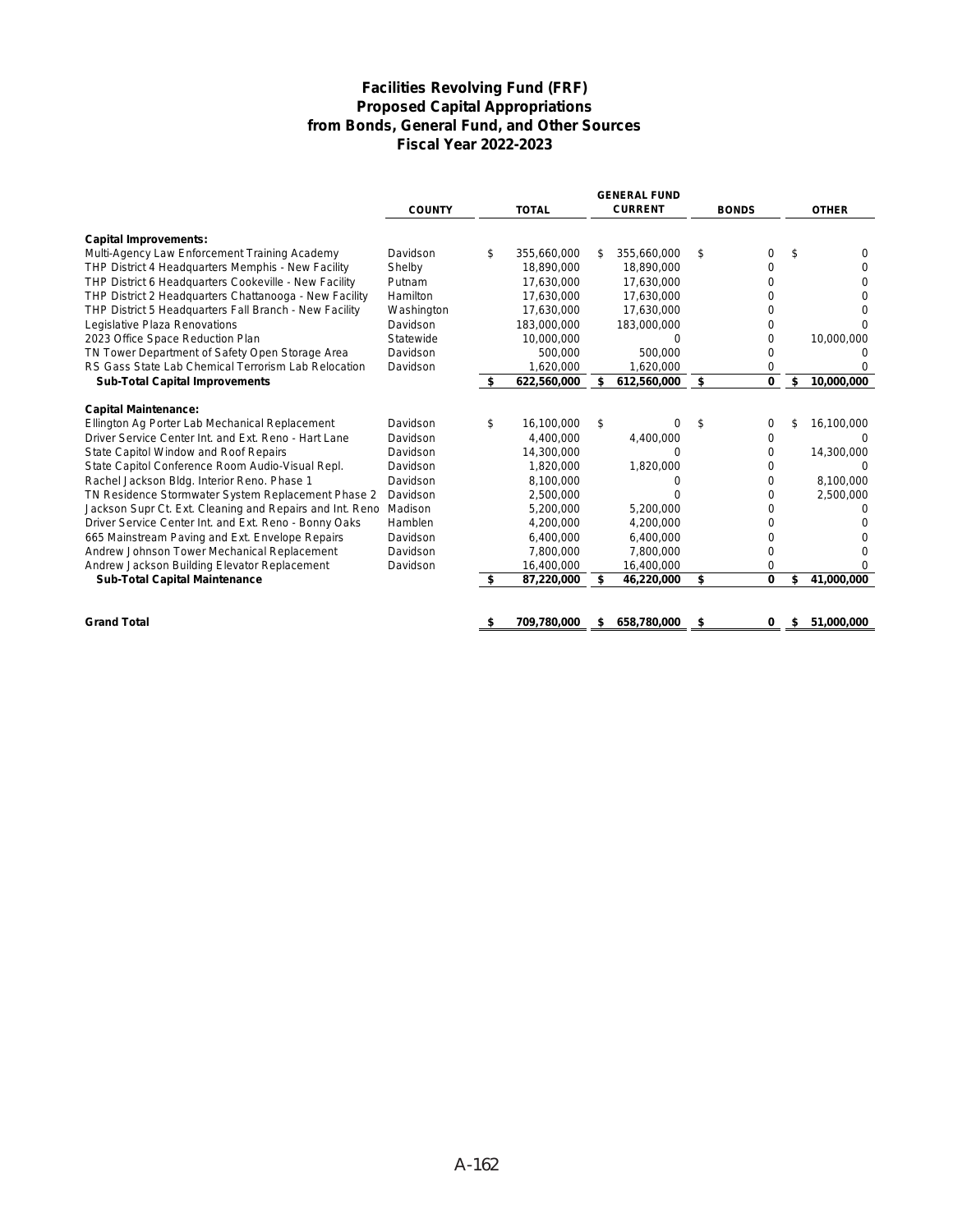# Facilities Revolving Fund (FRF)
## Proposed Capital Appropriations
## from Bonds, General Fund, and Other Sources
## Fiscal Year 2022-2023

| | COUNTY | TOTAL | GENERAL FUND CURRENT | BONDS | OTHER |
|---|---|---|---|---|---|
| **Capital Improvements:** | | | | | |
| Multi-Agency Law Enforcement Training Academy | Davidson | $ 355,660,000 | $ 355,660,000 | $ 0 | $ 0 |
| THP District 4 Headquarters Memphis - New Facility | Shelby | 18,890,000 | 18,890,000 | 0 | 0 |
| THP District 6 Headquarters Cookeville - New Facility | Putnam | 17,630,000 | 17,630,000 | 0 | 0 |
| THP District 2 Headquarters Chattanooga - New Facility | Hamilton | 17,630,000 | 17,630,000 | 0 | 0 |
| THP District 5 Headquarters Fall Branch - New Facility | Washington | 17,630,000 | 17,630,000 | 0 | 0 |
| Legislative Plaza Renovations | Davidson | 183,000,000 | 183,000,000 | 0 | 0 |
| 2023 Office Space Reduction Plan | Statewide | 10,000,000 | 0 | 0 | 10,000,000 |
| TN Tower Department of Safety Open Storage Area | Davidson | 500,000 | 500,000 | 0 | 0 |
| RS Gass State Lab Chemical Terrorism Lab Relocation | Davidson | 1,620,000 | 1,620,000 | 0 | 0 |
| **Sub-Total Capital Improvements** | | **$ 622,560,000** | **$ 612,560,000** | **$ 0** | **$ 10,000,000** |
| **Capital Maintenance:** | | | | | |
| Ellington Ag Porter Lab Mechanical Replacement | Davidson | $ 16,100,000 | $ 0 | $ 0 | $ 16,100,000 |
| Driver Service Center Int. and Ext. Reno - Hart Lane | Davidson | 4,400,000 | 4,400,000 | 0 | 0 |
| State Capitol Window and Roof Repairs | Davidson | 14,300,000 | 0 | 0 | 14,300,000 |
| State Capitol Conference Room Audio-Visual Repl. | Davidson | 1,820,000 | 1,820,000 | 0 | 0 |
| Rachel Jackson Bldg. Interior Reno. Phase 1 | Davidson | 8,100,000 | 0 | 0 | 8,100,000 |
| TN Residence Stormwater System Replacement Phase 2 | Davidson | 2,500,000 | 0 | 0 | 2,500,000 |
| Jackson Supr Ct. Ext. Cleaning and Repairs and Int. Reno | Madison | 5,200,000 | 5,200,000 | 0 | 0 |
| Driver Service Center Int. and Ext. Reno - Bonny Oaks | Hamblen | 4,200,000 | 4,200,000 | 0 | 0 |
| 665 Mainstream Paving and Ext. Envelope Repairs | Davidson | 6,400,000 | 6,400,000 | 0 | 0 |
| Andrew Johnson Tower Mechanical Replacement | Davidson | 7,800,000 | 7,800,000 | 0 | 0 |
| Andrew Jackson Building Elevator Replacement | Davidson | 16,400,000 | 16,400,000 | 0 | 0 |
| **Sub-Total Capital Maintenance** | | **$ 87,220,000** | **$ 46,220,000** | **$ 0** | **$ 41,000,000** |
| **Grand Total** | | **$ 709,780,000** | **$ 658,780,000** | **$ 0** | **$ 51,000,000** |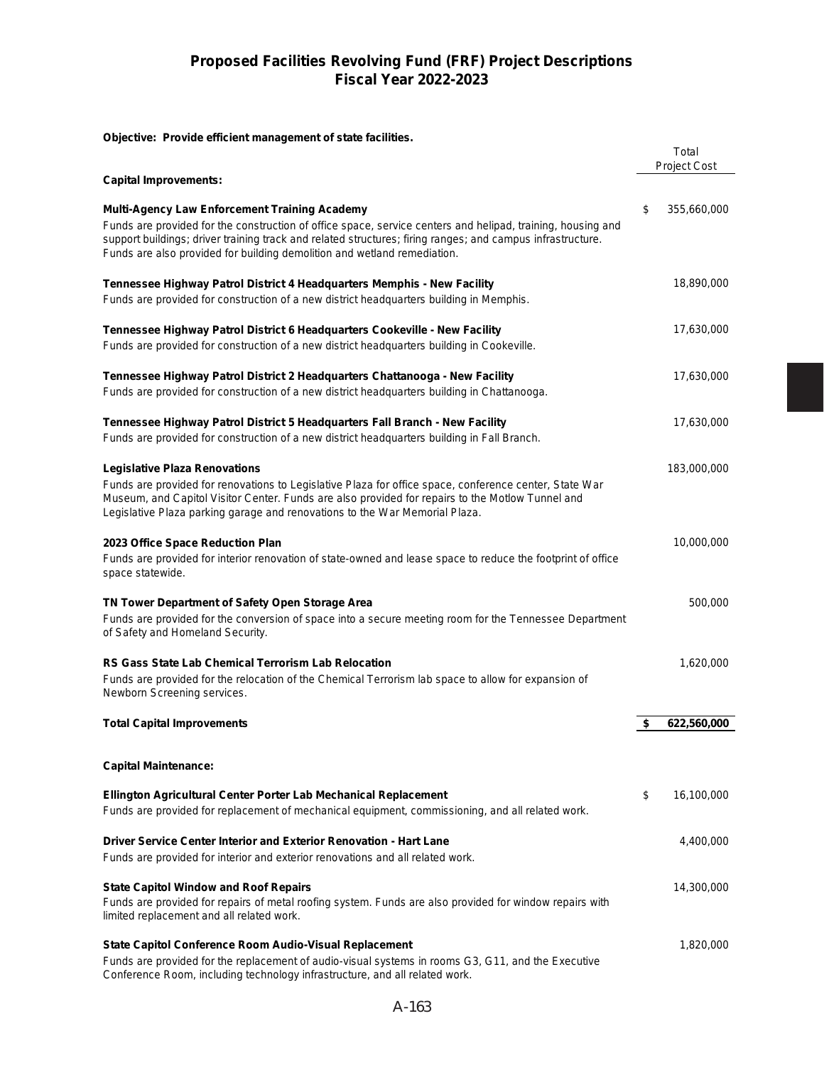# Proposed Facilities Revolving Fund (FRF) Project Descriptions
## Fiscal Year 2022-2023

**Objective: Provide efficient management of state facilities.**

| | Total Project Cost |
|---|---|
| **Capital Improvements:** | |
| **Multi-Agency Law Enforcement Training Academy**<br>Funds are provided for the construction of office space, service centers and helipad, training, housing and support buildings; driver training track and related structures; firing ranges; and campus infrastructure. Funds are also provided for building demolition and wetland remediation. | $ 355,660,000 |
| **Tennessee Highway Patrol District 4 Headquarters Memphis - New Facility**<br>Funds are provided for construction of a new district headquarters building in Memphis. | 18,890,000 |
| **Tennessee Highway Patrol District 6 Headquarters Cookeville - New Facility**<br>Funds are provided for construction of a new district headquarters building in Cookeville. | 17,630,000 |
| **Tennessee Highway Patrol District 2 Headquarters Chattanooga - New Facility**<br>Funds are provided for construction of a new district headquarters building in Chattanooga. | 17,630,000 |
| **Tennessee Highway Patrol District 5 Headquarters Fall Branch - New Facility**<br>Funds are provided for construction of a new district headquarters building in Fall Branch. | 17,630,000 |
| **Legislative Plaza Renovations**<br>Funds are provided for renovations to Legislative Plaza for office space, conference center, State War Museum, and Capitol Visitor Center. Funds are also provided for repairs to the Motlow Tunnel and Legislative Plaza parking garage and renovations to the War Memorial Plaza. | 183,000,000 |
| **2023 Office Space Reduction Plan**<br>Funds are provided for interior renovation of state-owned and lease space to reduce the footprint of office space statewide. | 10,000,000 |
| **TN Tower Department of Safety Open Storage Area**<br>Funds are provided for the conversion of space into a secure meeting room for the Tennessee Department of Safety and Homeland Security. | 500,000 |
| **RS Gass State Lab Chemical Terrorism Lab Relocation**<br>Funds are provided for the relocation of the Chemical Terrorism lab space to allow for expansion of Newborn Screening services. | 1,620,000 |
| **Total Capital Improvements** | **$ 622,560,000** |
| **Capital Maintenance:** | |
| **Ellington Agricultural Center Porter Lab Mechanical Replacement**<br>Funds are provided for replacement of mechanical equipment, commissioning, and all related work. | $ 16,100,000 |
| **Driver Service Center Interior and Exterior Renovation - Hart Lane**<br>Funds are provided for interior and exterior renovations and all related work. | 4,400,000 |
| **State Capitol Window and Roof Repairs**<br>Funds are provided for repairs of metal roofing system. Funds are also provided for window repairs with limited replacement and all related work. | 14,300,000 |
| **State Capitol Conference Room Audio-Visual Replacement**<br>Funds are provided for the replacement of audio-visual systems in rooms G3, G11, and the Executive Conference Room, including technology infrastructure, and all related work. | 1,820,000 |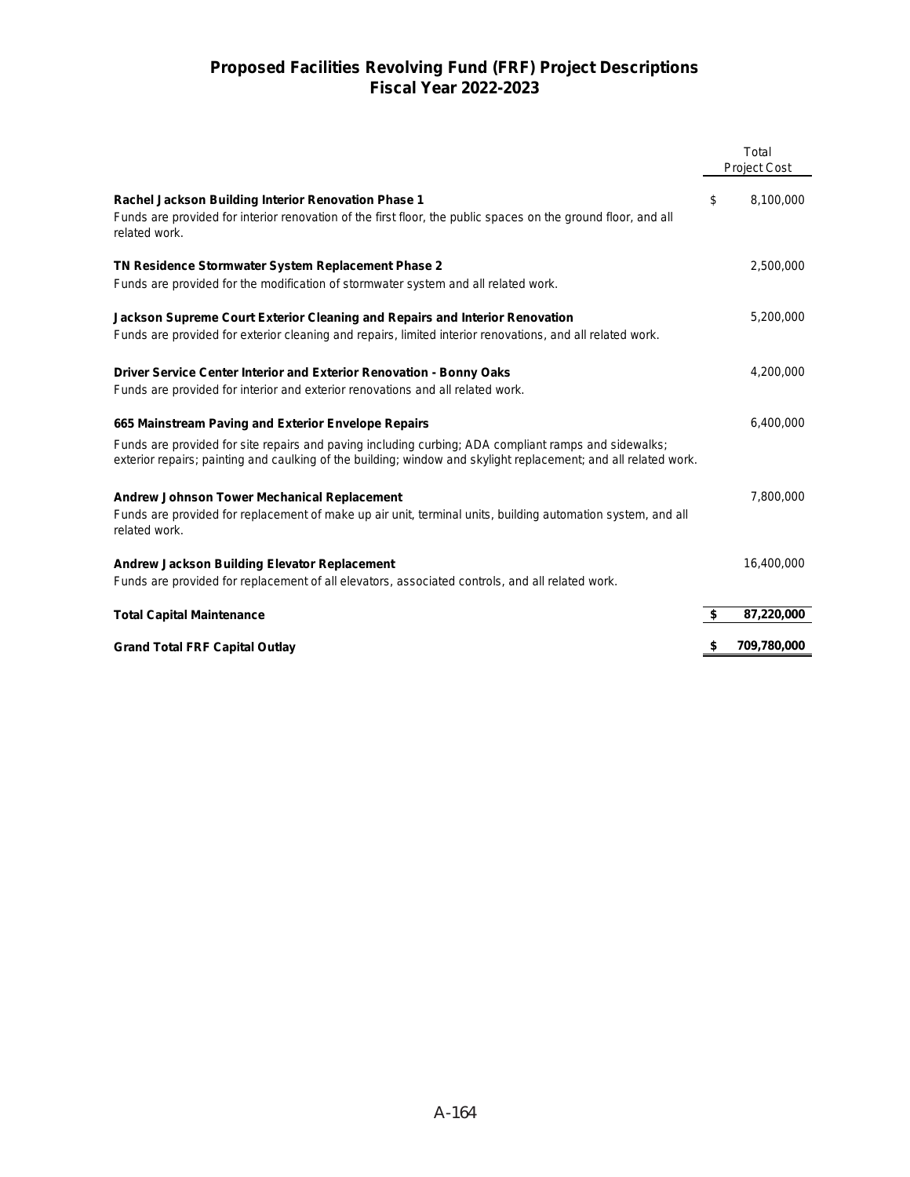## Proposed Facilities Revolving Fund (FRF) Project Descriptions
## Fiscal Year 2022-2023

| | Total Project Cost |
|---|---|
| **Rachel Jackson Building Interior Renovation Phase 1**<br>Funds are provided for interior renovation of the first floor, the public spaces on the ground floor, and all related work. | $ 8,100,000 |
| **TN Residence Stormwater System Replacement Phase 2**<br>Funds are provided for the modification of stormwater system and all related work. | 2,500,000 |
| **Jackson Supreme Court Exterior Cleaning and Repairs and Interior Renovation**<br>Funds are provided for exterior cleaning and repairs, limited interior renovations, and all related work. | 5,200,000 |
| **Driver Service Center Interior and Exterior Renovation - Bonny Oaks**<br>Funds are provided for interior and exterior renovations and all related work. | 4,200,000 |
| **665 Mainstream Paving and Exterior Envelope Repairs**<br>Funds are provided for site repairs and paving including curbing; ADA compliant ramps and sidewalks; exterior repairs; painting and caulking of the building; window and skylight replacement; and all related work. | 6,400,000 |
| **Andrew Johnson Tower Mechanical Replacement**<br>Funds are provided for replacement of make up air unit, terminal units, building automation system, and all related work. | 7,800,000 |
| **Andrew Jackson Building Elevator Replacement**<br>Funds are provided for replacement of all elevators, associated controls, and all related work. | 16,400,000 |
| **Total Capital Maintenance** | **$ 87,220,000** |
| **Grand Total FRF Capital Outlay** | **$ 709,780,000** |